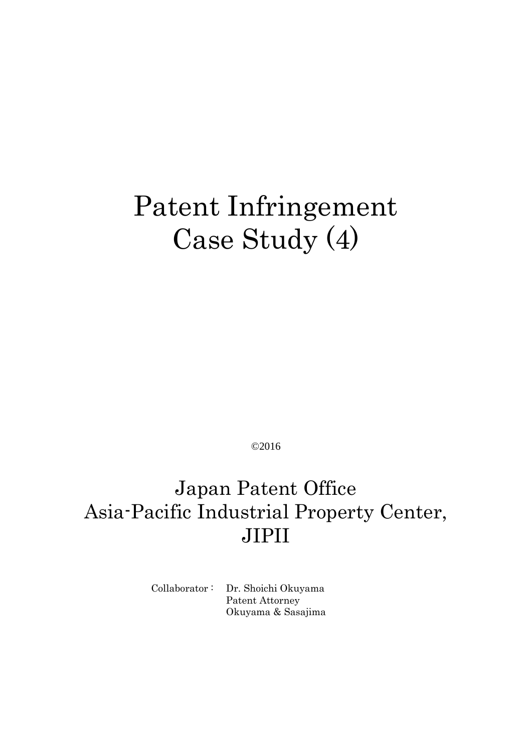# Patent Infringement Case Study (4)

©2016

Japan Patent Office
Asia-Pacific Industrial Property Center, JIPII

Collaborator： Dr. Shoichi Okuyama
Patent Attorney
Okuyama & Sasajima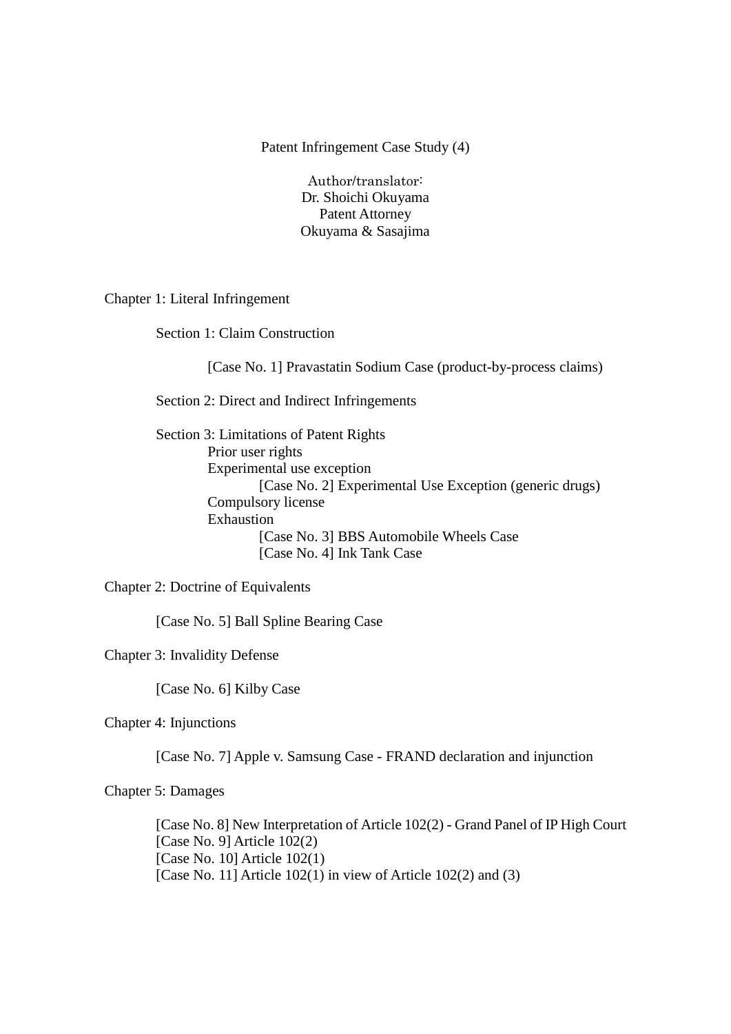# Patent Infringement Case Study (4)

Author/translator:
Dr. Shoichi Okuyama
Patent Attorney
Okuyama & Sasajima

## Chapter 1: Literal Infringement

### Section 1: Claim Construction

[Case No. 1] Pravastatin Sodium Case (product-by-process claims)

### Section 2: Direct and Indirect Infringements

### Section 3: Limitations of Patent Rights

- Prior user rights
- Experimental use exception
  - [Case No. 2] Experimental Use Exception (generic drugs)
- Compulsory license
- Exhaustion
  - [Case No. 3] BBS Automobile Wheels Case
  - [Case No. 4] Ink Tank Case

## Chapter 2: Doctrine of Equivalents

[Case No. 5] Ball Spline Bearing Case

## Chapter 3: Invalidity Defense

[Case No. 6] Kilby Case

## Chapter 4: Injunctions

[Case No. 7] Apple v. Samsung Case - FRAND declaration and injunction

## Chapter 5: Damages

[Case No. 8] New Interpretation of Article 102(2) - Grand Panel of IP High Court
[Case No. 9] Article 102(2)
[Case No. 10] Article 102(1)
[Case No. 11] Article 102(1) in view of Article 102(2) and (3)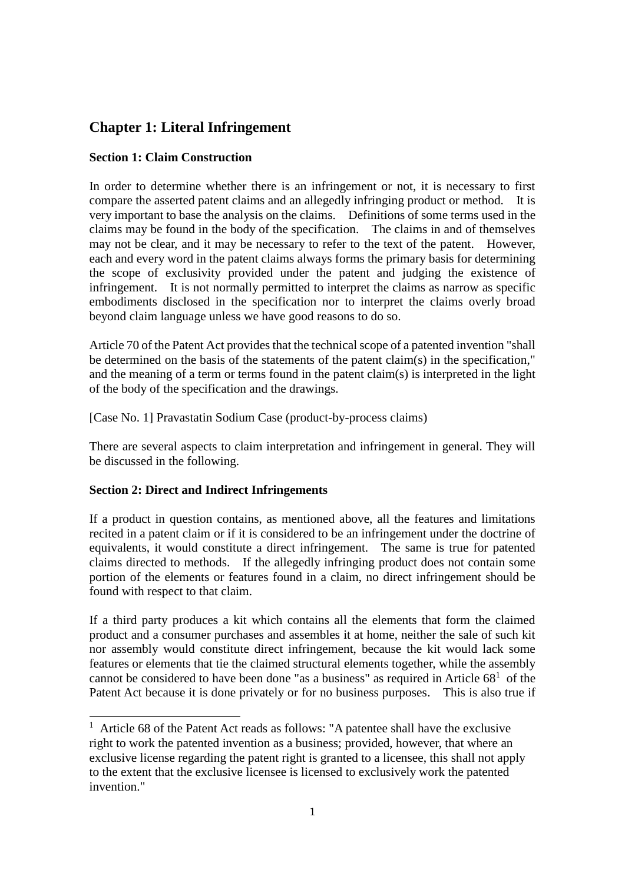## Chapter 1: Literal Infringement

### Section 1: Claim Construction

In order to determine whether there is an infringement or not, it is necessary to first compare the asserted patent claims and an allegedly infringing product or method. It is very important to base the analysis on the claims. Definitions of some terms used in the claims may be found in the body of the specification. The claims in and of themselves may not be clear, and it may be necessary to refer to the text of the patent. However, each and every word in the patent claims always forms the primary basis for determining the scope of exclusivity provided under the patent and judging the existence of infringement. It is not normally permitted to interpret the claims as narrow as specific embodiments disclosed in the specification nor to interpret the claims overly broad beyond claim language unless we have good reasons to do so.

Article 70 of the Patent Act provides that the technical scope of a patented invention "shall be determined on the basis of the statements of the patent claim(s) in the specification," and the meaning of a term or terms found in the patent claim(s) is interpreted in the light of the body of the specification and the drawings.

[Case No. 1] Pravastatin Sodium Case (product-by-process claims)

There are several aspects to claim interpretation and infringement in general. They will be discussed in the following.

### Section 2: Direct and Indirect Infringements

If a product in question contains, as mentioned above, all the features and limitations recited in a patent claim or if it is considered to be an infringement under the doctrine of equivalents, it would constitute a direct infringement. The same is true for patented claims directed to methods. If the allegedly infringing product does not contain some portion of the elements or features found in a claim, no direct infringement should be found with respect to that claim.

If a third party produces a kit which contains all the elements that form the claimed product and a consumer purchases and assembles it at home, neither the sale of such kit nor assembly would constitute direct infringement, because the kit would lack some features or elements that tie the claimed structural elements together, while the assembly cannot be considered to have been done "as a business" as required in Article 68[1] of the Patent Act because it is done privately or for no business purposes. This is also true if

[1] Article 68 of the Patent Act reads as follows: "A patentee shall have the exclusive right to work the patented invention as a business; provided, however, that where an exclusive license regarding the patent right is granted to a licensee, this shall not apply to the extent that the exclusive licensee is licensed to exclusively work the patented invention."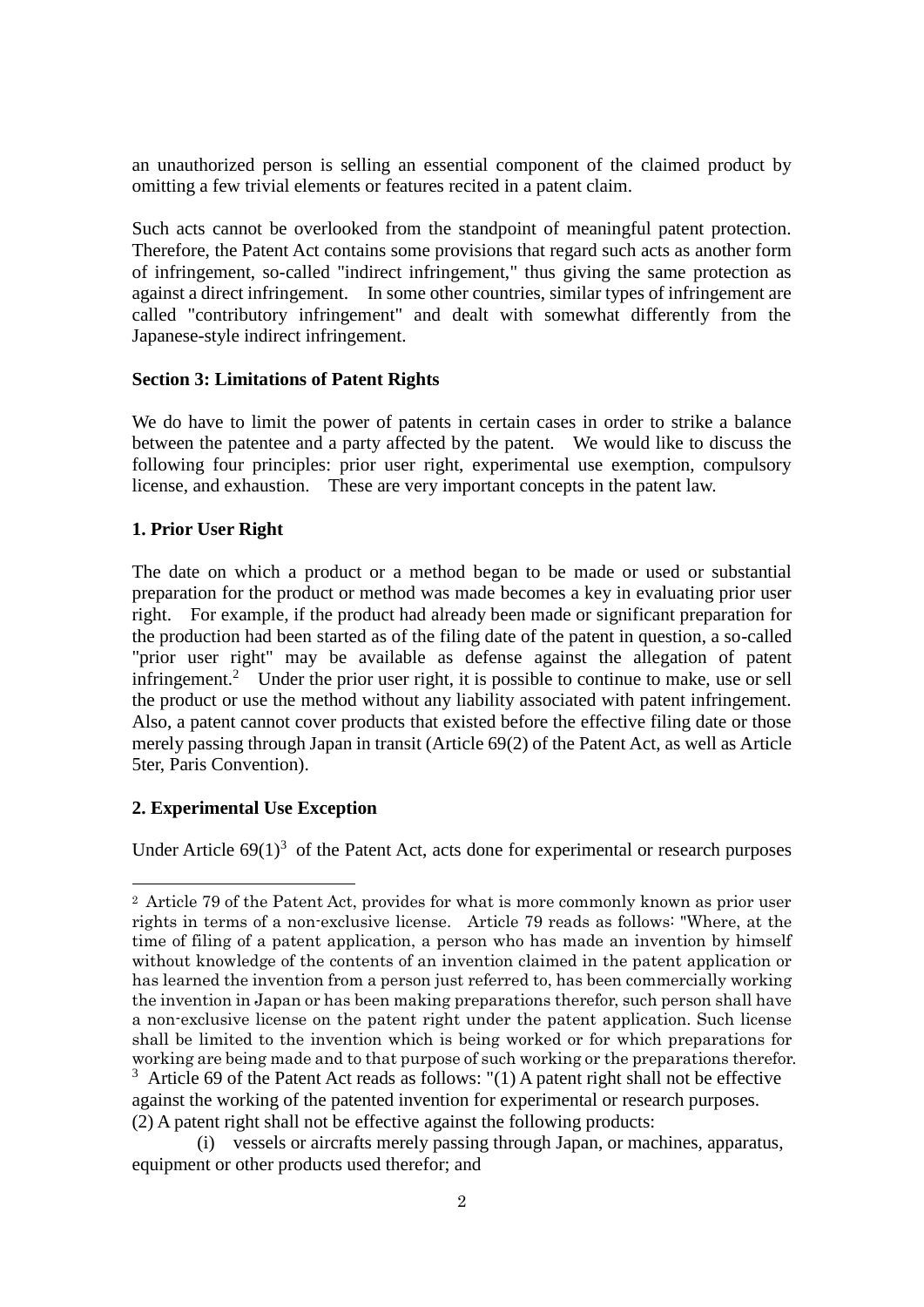an unauthorized person is selling an essential component of the claimed product by omitting a few trivial elements or features recited in a patent claim.

Such acts cannot be overlooked from the standpoint of meaningful patent protection. Therefore, the Patent Act contains some provisions that regard such acts as another form of infringement, so-called "indirect infringement," thus giving the same protection as against a direct infringement. In some other countries, similar types of infringement are called "contributory infringement" and dealt with somewhat differently from the Japanese-style indirect infringement.

**Section 3: Limitations of Patent Rights**

We do have to limit the power of patents in certain cases in order to strike a balance between the patentee and a party affected by the patent. We would like to discuss the following four principles: prior user right, experimental use exemption, compulsory license, and exhaustion. These are very important concepts in the patent law.

**1. Prior User Right**

The date on which a product or a method began to be made or used or substantial preparation for the product or method was made becomes a key in evaluating prior user right. For example, if the product had already been made or significant preparation for the production had been started as of the filing date of the patent in question, a so-called "prior user right" may be available as defense against the allegation of patent infringement.[2] Under the prior user right, it is possible to continue to make, use or sell the product or use the method without any liability associated with patent infringement. Also, a patent cannot cover products that existed before the effective filing date or those merely passing through Japan in transit (Article 69(2) of the Patent Act, as well as Article 5ter, Paris Convention).

**2. Experimental Use Exception**

Under Article 69(1)[3] of the Patent Act, acts done for experimental or research purposes

---

[2] Article 79 of the Patent Act, provides for what is more commonly known as prior user rights in terms of a non-exclusive license. Article 79 reads as follows: "Where, at the time of filing of a patent application, a person who has made an invention by himself without knowledge of the contents of an invention claimed in the patent application or has learned the invention from a person just referred to, has been commercially working the invention in Japan or has been making preparations therefor, such person shall have a non-exclusive license on the patent right under the patent application. Such license shall be limited to the invention which is being worked or for which preparations for working are being made and to that purpose of such working or the preparations therefor.

[3] Article 69 of the Patent Act reads as follows: "(1) A patent right shall not be effective against the working of the patented invention for experimental or research purposes.
(2) A patent right shall not be effective against the following products:

(i) vessels or aircrafts merely passing through Japan, or machines, apparatus, equipment or other products used therefor; and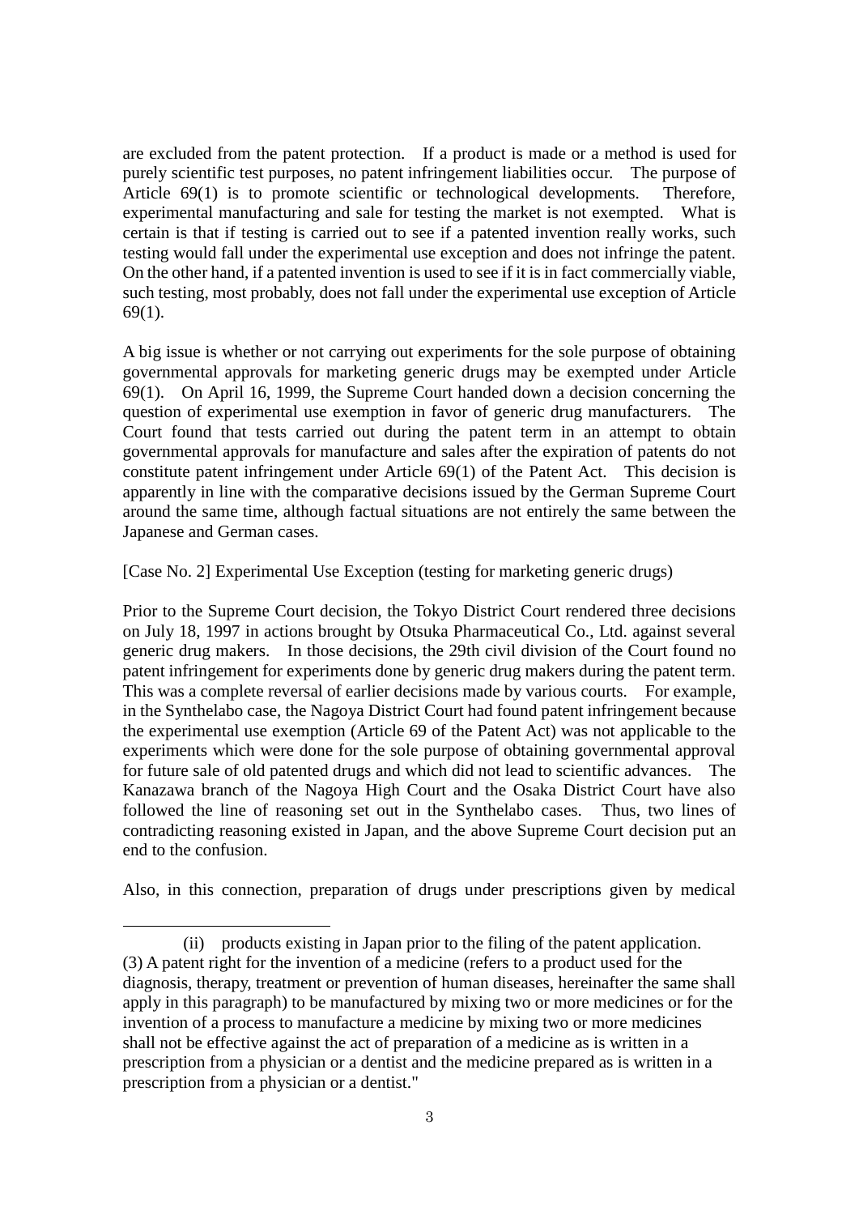are excluded from the patent protection. If a product is made or a method is used for purely scientific test purposes, no patent infringement liabilities occur. The purpose of Article 69(1) is to promote scientific or technological developments. Therefore, experimental manufacturing and sale for testing the market is not exempted. What is certain is that if testing is carried out to see if a patented invention really works, such testing would fall under the experimental use exception and does not infringe the patent. On the other hand, if a patented invention is used to see if it is in fact commercially viable, such testing, most probably, does not fall under the experimental use exception of Article 69(1).

A big issue is whether or not carrying out experiments for the sole purpose of obtaining governmental approvals for marketing generic drugs may be exempted under Article 69(1). On April 16, 1999, the Supreme Court handed down a decision concerning the question of experimental use exemption in favor of generic drug manufacturers. The Court found that tests carried out during the patent term in an attempt to obtain governmental approvals for manufacture and sales after the expiration of patents do not constitute patent infringement under Article 69(1) of the Patent Act. This decision is apparently in line with the comparative decisions issued by the German Supreme Court around the same time, although factual situations are not entirely the same between the Japanese and German cases.

[Case No. 2] Experimental Use Exception (testing for marketing generic drugs)

Prior to the Supreme Court decision, the Tokyo District Court rendered three decisions on July 18, 1997 in actions brought by Otsuka Pharmaceutical Co., Ltd. against several generic drug makers. In those decisions, the 29th civil division of the Court found no patent infringement for experiments done by generic drug makers during the patent term. This was a complete reversal of earlier decisions made by various courts. For example, in the Synthelabo case, the Nagoya District Court had found patent infringement because the experimental use exemption (Article 69 of the Patent Act) was not applicable to the experiments which were done for the sole purpose of obtaining governmental approval for future sale of old patented drugs and which did not lead to scientific advances. The Kanazawa branch of the Nagoya High Court and the Osaka District Court have also followed the line of reasoning set out in the Synthelabo cases. Thus, two lines of contradicting reasoning existed in Japan, and the above Supreme Court decision put an end to the confusion.

Also, in this connection, preparation of drugs under prescriptions given by medical

---

(ii) products existing in Japan prior to the filing of the patent application.
(3) A patent right for the invention of a medicine (refers to a product used for the diagnosis, therapy, treatment or prevention of human diseases, hereinafter the same shall apply in this paragraph) to be manufactured by mixing two or more medicines or for the invention of a process to manufacture a medicine by mixing two or more medicines shall not be effective against the act of preparation of a medicine as is written in a prescription from a physician or a dentist and the medicine prepared as is written in a prescription from a physician or a dentist."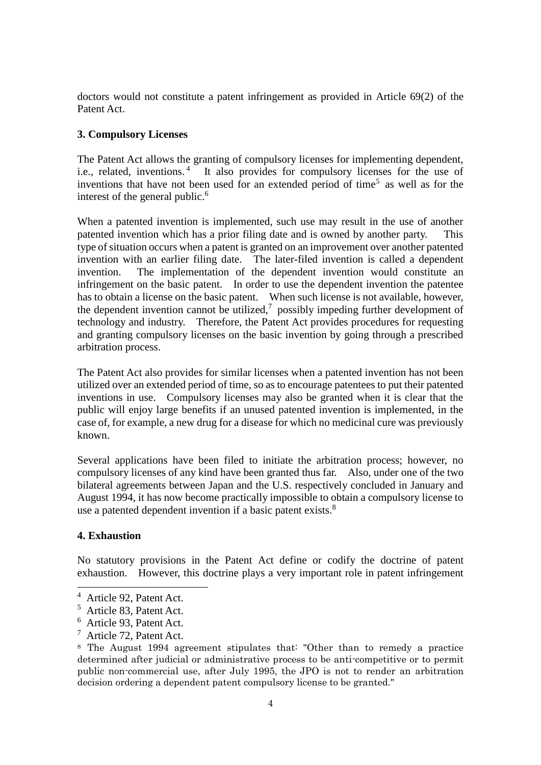doctors would not constitute a patent infringement as provided in Article 69(2) of the Patent Act.

**3. Compulsory Licenses**

The Patent Act allows the granting of compulsory licenses for implementing dependent, i.e., related, inventions.[4] It also provides for compulsory licenses for the use of inventions that have not been used for an extended period of time[5] as well as for the interest of the general public.[6]

When a patented invention is implemented, such use may result in the use of another patented invention which has a prior filing date and is owned by another party. This type of situation occurs when a patent is granted on an improvement over another patented invention with an earlier filing date. The later-filed invention is called a dependent invention. The implementation of the dependent invention would constitute an infringement on the basic patent. In order to use the dependent invention the patentee has to obtain a license on the basic patent. When such license is not available, however, the dependent invention cannot be utilized,[7] possibly impeding further development of technology and industry. Therefore, the Patent Act provides procedures for requesting and granting compulsory licenses on the basic invention by going through a prescribed arbitration process.

The Patent Act also provides for similar licenses when a patented invention has not been utilized over an extended period of time, so as to encourage patentees to put their patented inventions in use. Compulsory licenses may also be granted when it is clear that the public will enjoy large benefits if an unused patented invention is implemented, in the case of, for example, a new drug for a disease for which no medicinal cure was previously known.

Several applications have been filed to initiate the arbitration process; however, no compulsory licenses of any kind have been granted thus far. Also, under one of the two bilateral agreements between Japan and the U.S. respectively concluded in January and August 1994, it has now become practically impossible to obtain a compulsory license to use a patented dependent invention if a basic patent exists.[8]

**4. Exhaustion**

No statutory provisions in the Patent Act define or codify the doctrine of patent exhaustion. However, this doctrine plays a very important role in patent infringement

---

[4] Article 92, Patent Act.

[5] Article 83, Patent Act.

[6] Article 93, Patent Act.

[7] Article 72, Patent Act.

[8] The August 1994 agreement stipulates that: "Other than to remedy a practice determined after judicial or administrative process to be anti-competitive or to permit public non-commercial use, after July 1995, the JPO is not to render an arbitration decision ordering a dependent patent compulsory license to be granted."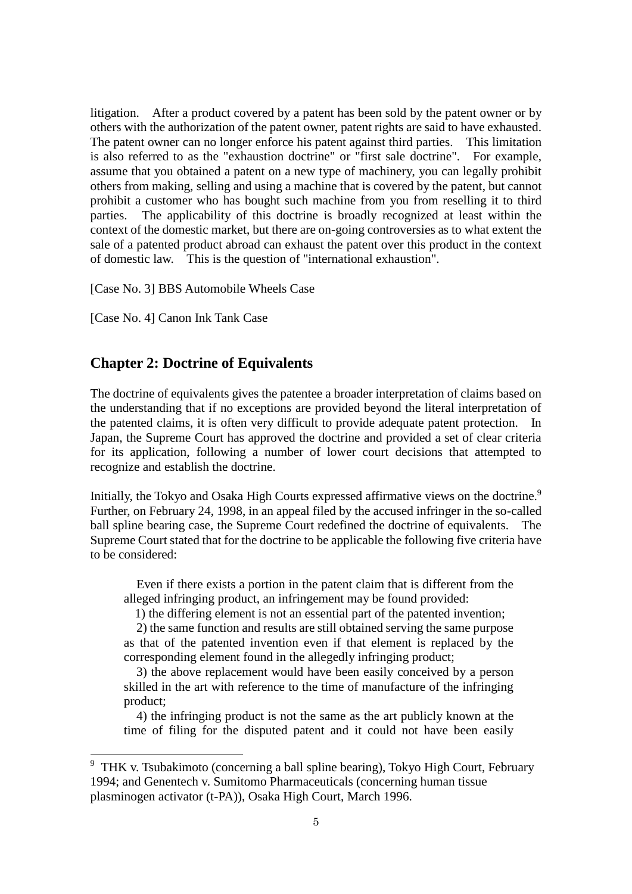litigation. After a product covered by a patent has been sold by the patent owner or by others with the authorization of the patent owner, patent rights are said to have exhausted. The patent owner can no longer enforce his patent against third parties. This limitation is also referred to as the "exhaustion doctrine" or "first sale doctrine". For example, assume that you obtained a patent on a new type of machinery, you can legally prohibit others from making, selling and using a machine that is covered by the patent, but cannot prohibit a customer who has bought such machine from you from reselling it to third parties. The applicability of this doctrine is broadly recognized at least within the context of the domestic market, but there are on-going controversies as to what extent the sale of a patented product abroad can exhaust the patent over this product in the context of domestic law. This is the question of "international exhaustion".

[Case No. 3] BBS Automobile Wheels Case

[Case No. 4] Canon Ink Tank Case

## Chapter 2: Doctrine of Equivalents

The doctrine of equivalents gives the patentee a broader interpretation of claims based on the understanding that if no exceptions are provided beyond the literal interpretation of the patented claims, it is often very difficult to provide adequate patent protection. In Japan, the Supreme Court has approved the doctrine and provided a set of clear criteria for its application, following a number of lower court decisions that attempted to recognize and establish the doctrine.

Initially, the Tokyo and Osaka High Courts expressed affirmative views on the doctrine.[9] Further, on February 24, 1998, in an appeal filed by the accused infringer in the so-called ball spline bearing case, the Supreme Court redefined the doctrine of equivalents. The Supreme Court stated that for the doctrine to be applicable the following five criteria have to be considered:

> Even if there exists a portion in the patent claim that is different from the alleged infringing product, an infringement may be found provided:
>
> 1) the differing element is not an essential part of the patented invention;
>
> 2) the same function and results are still obtained serving the same purpose as that of the patented invention even if that element is replaced by the corresponding element found in the allegedly infringing product;
>
> 3) the above replacement would have been easily conceived by a person skilled in the art with reference to the time of manufacture of the infringing product;
>
> 4) the infringing product is not the same as the art publicly known at the time of filing for the disputed patent and it could not have been easily

[9] THK v. Tsubakimoto (concerning a ball spline bearing), Tokyo High Court, February 1994; and Genentech v. Sumitomo Pharmaceuticals (concerning human tissue plasminogen activator (t-PA)), Osaka High Court, March 1996.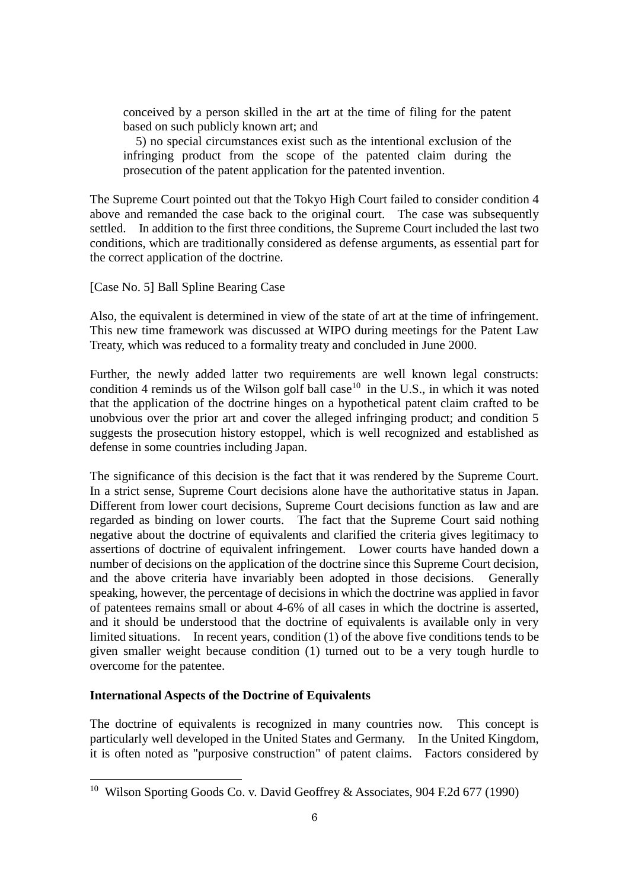conceived by a person skilled in the art at the time of filing for the patent based on such publicly known art; and

5) no special circumstances exist such as the intentional exclusion of the infringing product from the scope of the patented claim during the prosecution of the patent application for the patented invention.

The Supreme Court pointed out that the Tokyo High Court failed to consider condition 4 above and remanded the case back to the original court. The case was subsequently settled. In addition to the first three conditions, the Supreme Court included the last two conditions, which are traditionally considered as defense arguments, as essential part for the correct application of the doctrine.

[Case No. 5] Ball Spline Bearing Case

Also, the equivalent is determined in view of the state of art at the time of infringement. This new time framework was discussed at WIPO during meetings for the Patent Law Treaty, which was reduced to a formality treaty and concluded in June 2000.

Further, the newly added latter two requirements are well known legal constructs: condition 4 reminds us of the Wilson golf ball case[10] in the U.S., in which it was noted that the application of the doctrine hinges on a hypothetical patent claim crafted to be unobvious over the prior art and cover the alleged infringing product; and condition 5 suggests the prosecution history estoppel, which is well recognized and established as defense in some countries including Japan.

The significance of this decision is the fact that it was rendered by the Supreme Court. In a strict sense, Supreme Court decisions alone have the authoritative status in Japan. Different from lower court decisions, Supreme Court decisions function as law and are regarded as binding on lower courts. The fact that the Supreme Court said nothing negative about the doctrine of equivalents and clarified the criteria gives legitimacy to assertions of doctrine of equivalent infringement. Lower courts have handed down a number of decisions on the application of the doctrine since this Supreme Court decision, and the above criteria have invariably been adopted in those decisions. Generally speaking, however, the percentage of decisions in which the doctrine was applied in favor of patentees remains small or about 4-6% of all cases in which the doctrine is asserted, and it should be understood that the doctrine of equivalents is available only in very limited situations. In recent years, condition (1) of the above five conditions tends to be given smaller weight because condition (1) turned out to be a very tough hurdle to overcome for the patentee.

**International Aspects of the Doctrine of Equivalents**

The doctrine of equivalents is recognized in many countries now. This concept is particularly well developed in the United States and Germany. In the United Kingdom, it is often noted as "purposive construction" of patent claims. Factors considered by

[10] Wilson Sporting Goods Co. v. David Geoffrey & Associates, 904 F.2d 677 (1990)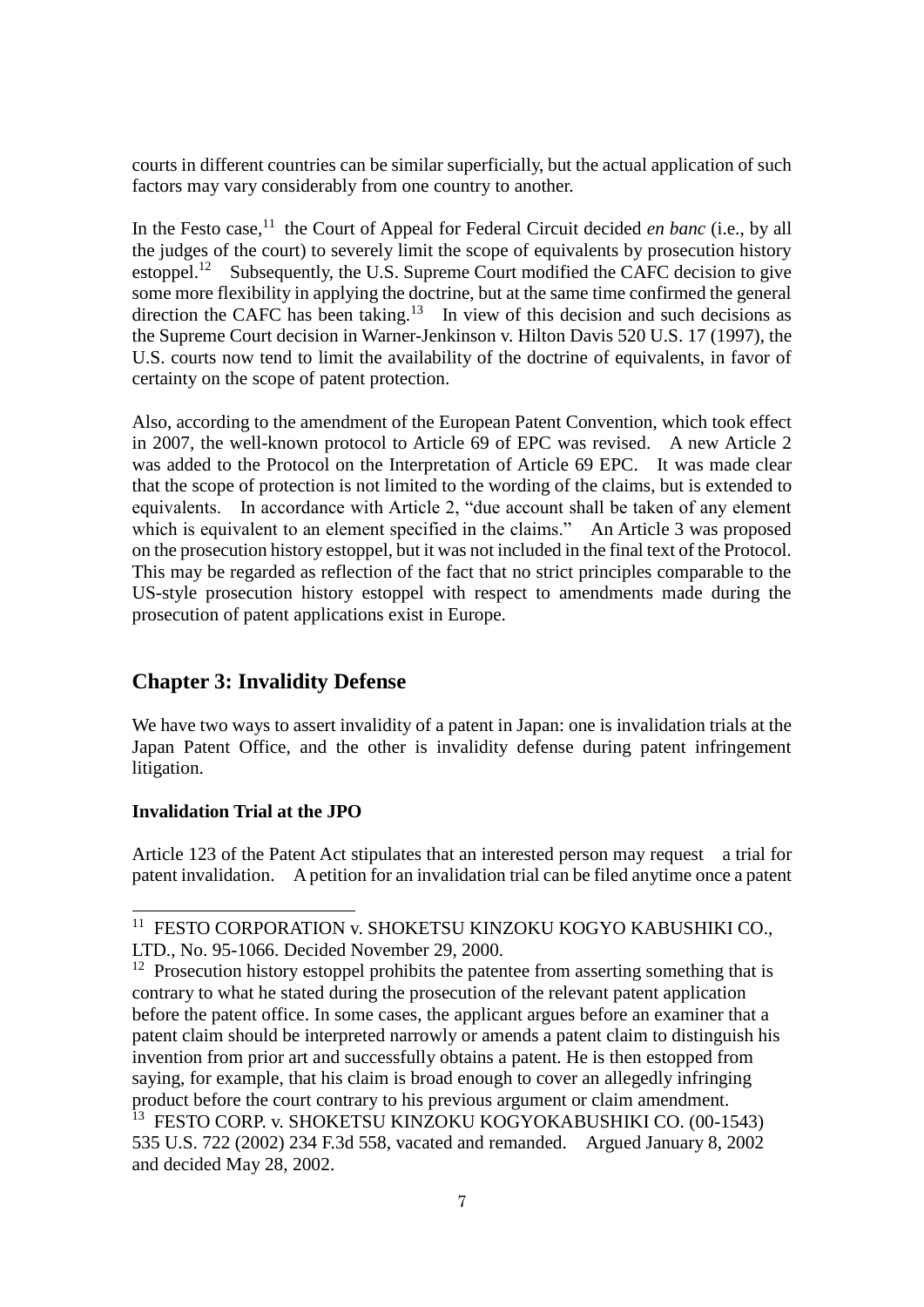courts in different countries can be similar superficially, but the actual application of such factors may vary considerably from one country to another.

In the Festo case,[11] the Court of Appeal for Federal Circuit decided *en banc* (i.e., by all the judges of the court) to severely limit the scope of equivalents by prosecution history estoppel.[12] Subsequently, the U.S. Supreme Court modified the CAFC decision to give some more flexibility in applying the doctrine, but at the same time confirmed the general direction the CAFC has been taking.[13] In view of this decision and such decisions as the Supreme Court decision in Warner-Jenkinson v. Hilton Davis 520 U.S. 17 (1997), the U.S. courts now tend to limit the availability of the doctrine of equivalents, in favor of certainty on the scope of patent protection.

Also, according to the amendment of the European Patent Convention, which took effect in 2007, the well-known protocol to Article 69 of EPC was revised. A new Article 2 was added to the Protocol on the Interpretation of Article 69 EPC. It was made clear that the scope of protection is not limited to the wording of the claims, but is extended to equivalents. In accordance with Article 2, "due account shall be taken of any element which is equivalent to an element specified in the claims." An Article 3 was proposed on the prosecution history estoppel, but it was not included in the final text of the Protocol. This may be regarded as reflection of the fact that no strict principles comparable to the US-style prosecution history estoppel with respect to amendments made during the prosecution of patent applications exist in Europe.

## Chapter 3: Invalidity Defense

We have two ways to assert invalidity of a patent in Japan: one is invalidation trials at the Japan Patent Office, and the other is invalidity defense during patent infringement litigation.

**Invalidation Trial at the JPO**

Article 123 of the Patent Act stipulates that an interested person may request a trial for patent invalidation. A petition for an invalidation trial can be filed anytime once a patent

---

[11] FESTO CORPORATION v. SHOKETSU KINZOKU KOGYO KABUSHIKI CO., LTD., No. 95-1066. Decided November 29, 2000.

[12] Prosecution history estoppel prohibits the patentee from asserting something that is contrary to what he stated during the prosecution of the relevant patent application before the patent office. In some cases, the applicant argues before an examiner that a patent claim should be interpreted narrowly or amends a patent claim to distinguish his invention from prior art and successfully obtains a patent. He is then estopped from saying, for example, that his claim is broad enough to cover an allegedly infringing product before the court contrary to his previous argument or claim amendment.

[13] FESTO CORP. v. SHOKETSU KINZOKU KOGYOKABUSHIKI CO. (00-1543) 535 U.S. 722 (2002) 234 F.3d 558, vacated and remanded. Argued January 8, 2002 and decided May 28, 2002.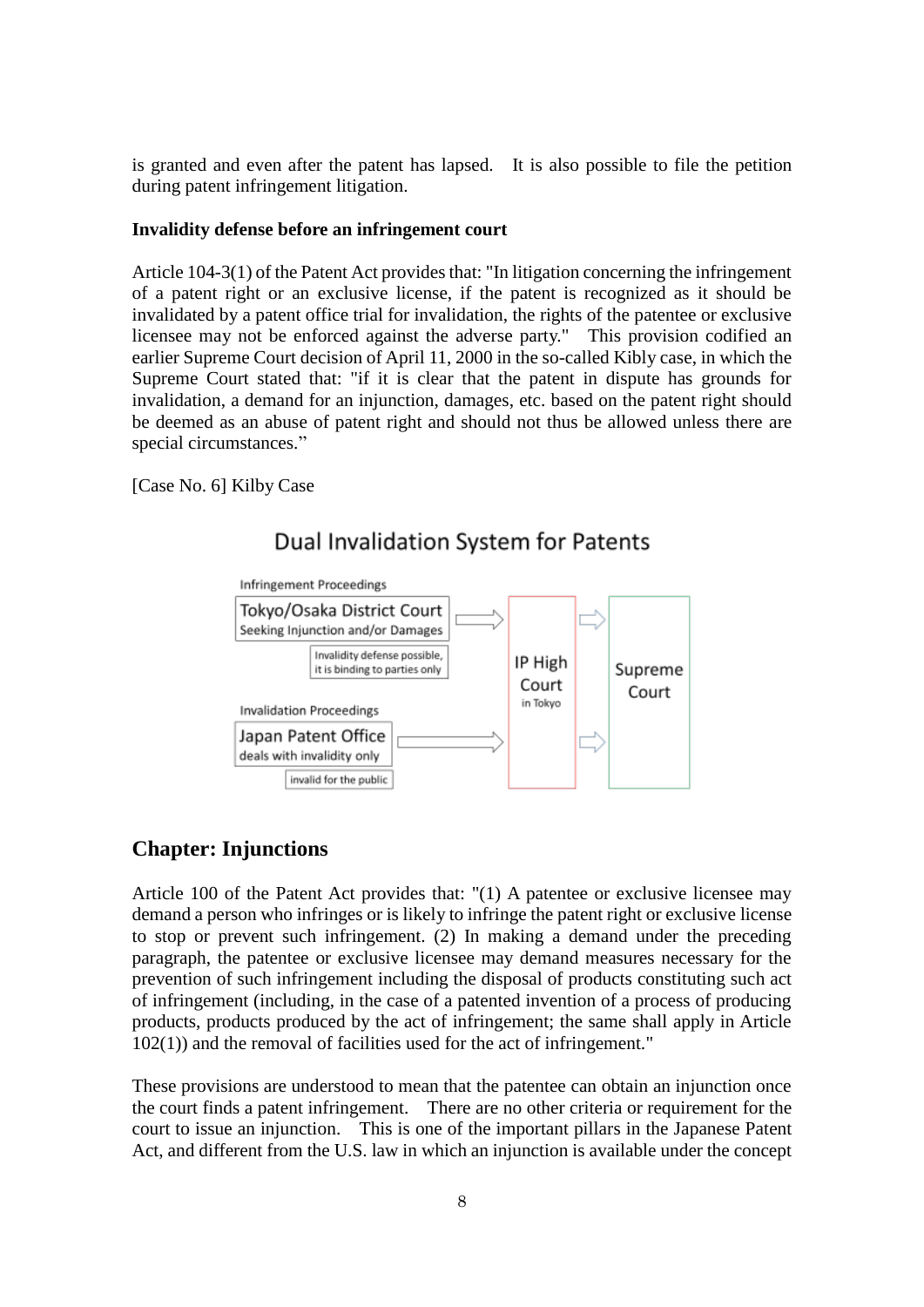is granted and even after the patent has lapsed. It is also possible to file the petition during patent infringement litigation.

**Invalidity defense before an infringement court**

Article 104-3(1) of the Patent Act provides that: "In litigation concerning the infringement of a patent right or an exclusive license, if the patent is recognized as it should be invalidated by a patent office trial for invalidation, the rights of the patentee or exclusive licensee may not be enforced against the adverse party." This provision codified an earlier Supreme Court decision of April 11, 2000 in the so-called Kibly case, in which the Supreme Court stated that: "if it is clear that the patent in dispute has grounds for invalidation, a demand for an injunction, damages, etc. based on the patent right should be deemed as an abuse of patent right and should not thus be allowed unless there are special circumstances."

[Case No. 6] Kilby Case

Dual Invalidation System for Patents

Infringement Proceedings

Tokyo/Osaka District Court
Seeking Injunction and/or Damages

Invalidity defense possible, it is binding to parties only

Invalidation Proceedings

Japan Patent Office
deals with invalidity only

invalid for the public

IP High Court
in Tokyo

Supreme Court

## Chapter: Injunctions

Article 100 of the Patent Act provides that: "(1) A patentee or exclusive licensee may demand a person who infringes or is likely to infringe the patent right or exclusive license to stop or prevent such infringement. (2) In making a demand under the preceding paragraph, the patentee or exclusive licensee may demand measures necessary for the prevention of such infringement including the disposal of products constituting such act of infringement (including, in the case of a patented invention of a process of producing products, products produced by the act of infringement; the same shall apply in Article 102(1)) and the removal of facilities used for the act of infringement."

These provisions are understood to mean that the patentee can obtain an injunction once the court finds a patent infringement. There are no other criteria or requirement for the court to issue an injunction. This is one of the important pillars in the Japanese Patent Act, and different from the U.S. law in which an injunction is available under the concept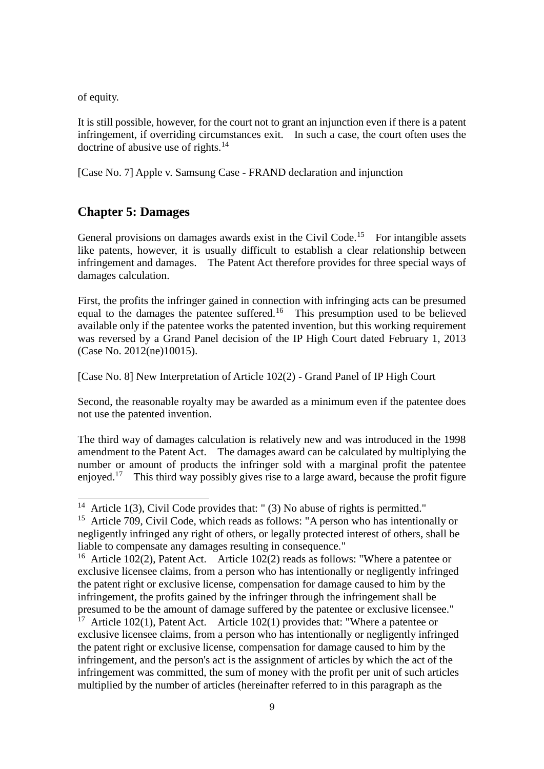of equity.

It is still possible, however, for the court not to grant an injunction even if there is a patent infringement, if overriding circumstances exit. In such a case, the court often uses the doctrine of abusive use of rights.[14]

[Case No. 7] Apple v. Samsung Case - FRAND declaration and injunction

## Chapter 5: Damages

General provisions on damages awards exist in the Civil Code.[15] For intangible assets like patents, however, it is usually difficult to establish a clear relationship between infringement and damages. The Patent Act therefore provides for three special ways of damages calculation.

First, the profits the infringer gained in connection with infringing acts can be presumed equal to the damages the patentee suffered.[16] This presumption used to be believed available only if the patentee works the patented invention, but this working requirement was reversed by a Grand Panel decision of the IP High Court dated February 1, 2013 (Case No. 2012(ne)10015).

[Case No. 8] New Interpretation of Article 102(2) - Grand Panel of IP High Court

Second, the reasonable royalty may be awarded as a minimum even if the patentee does not use the patented invention.

The third way of damages calculation is relatively new and was introduced in the 1998 amendment to the Patent Act. The damages award can be calculated by multiplying the number or amount of products the infringer sold with a marginal profit the patentee enjoyed.[17] This third way possibly gives rise to a large award, because the profit figure

---

[14] Article 1(3), Civil Code provides that: " (3) No abuse of rights is permitted."

[15] Article 709, Civil Code, which reads as follows: "A person who has intentionally or negligently infringed any right of others, or legally protected interest of others, shall be liable to compensate any damages resulting in consequence."

[16] Article 102(2), Patent Act. Article 102(2) reads as follows: "Where a patentee or exclusive licensee claims, from a person who has intentionally or negligently infringed the patent right or exclusive license, compensation for damage caused to him by the infringement, the profits gained by the infringer through the infringement shall be presumed to be the amount of damage suffered by the patentee or exclusive licensee."

[17] Article 102(1), Patent Act. Article 102(1) provides that: "Where a patentee or exclusive licensee claims, from a person who has intentionally or negligently infringed the patent right or exclusive license, compensation for damage caused to him by the infringement, and the person's act is the assignment of articles by which the act of the infringement was committed, the sum of money with the profit per unit of such articles multiplied by the number of articles (hereinafter referred to in this paragraph as the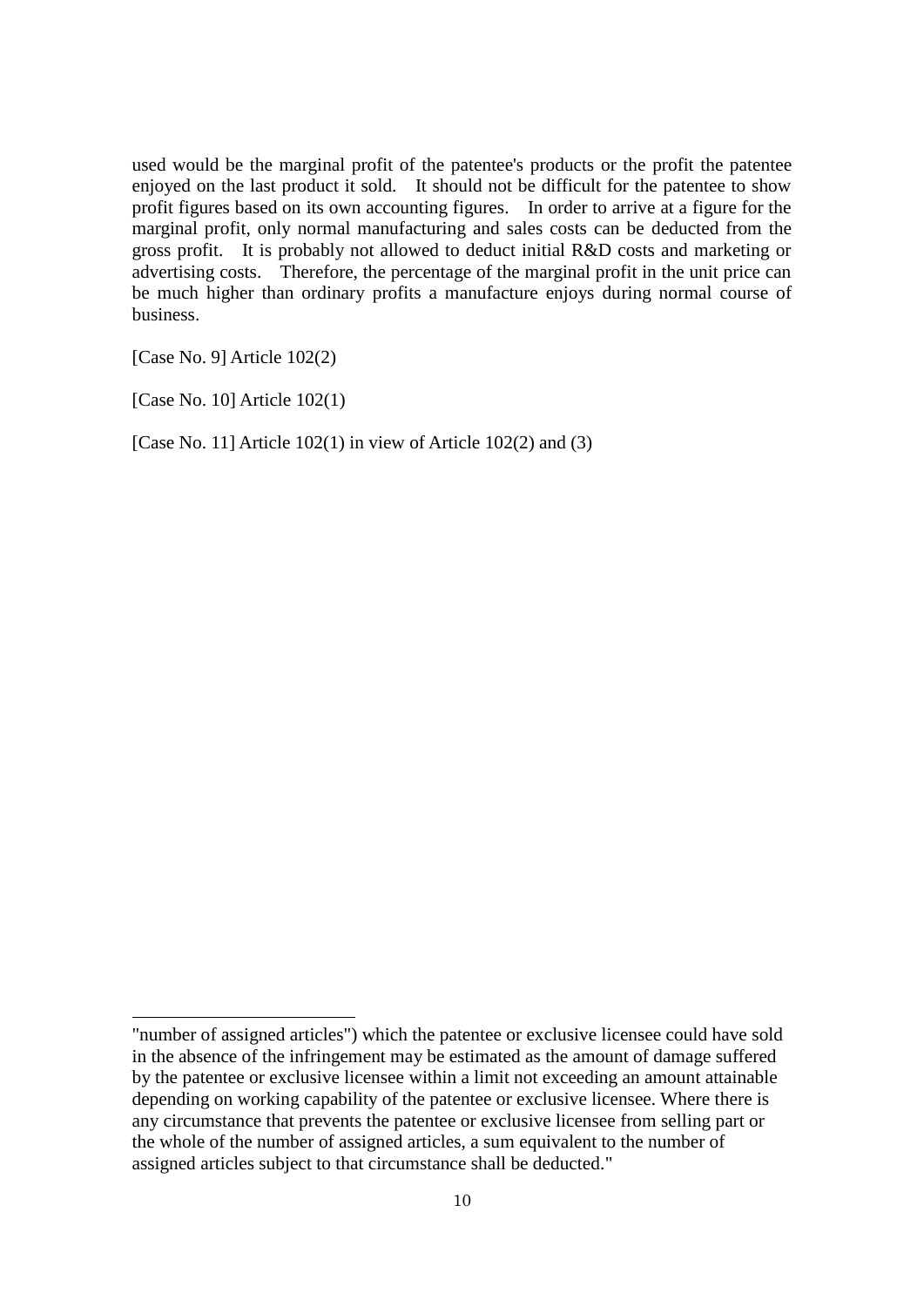used would be the marginal profit of the patentee's products or the profit the patentee enjoyed on the last product it sold. It should not be difficult for the patentee to show profit figures based on its own accounting figures. In order to arrive at a figure for the marginal profit, only normal manufacturing and sales costs can be deducted from the gross profit. It is probably not allowed to deduct initial R&D costs and marketing or advertising costs. Therefore, the percentage of the marginal profit in the unit price can be much higher than ordinary profits a manufacture enjoys during normal course of business.

[Case No. 9] Article 102(2)

[Case No. 10] Article 102(1)

[Case No. 11] Article 102(1) in view of Article 102(2) and (3)

---

"number of assigned articles") which the patentee or exclusive licensee could have sold in the absence of the infringement may be estimated as the amount of damage suffered by the patentee or exclusive licensee within a limit not exceeding an amount attainable depending on working capability of the patentee or exclusive licensee. Where there is any circumstance that prevents the patentee or exclusive licensee from selling part or the whole of the number of assigned articles, a sum equivalent to the number of assigned articles subject to that circumstance shall be deducted."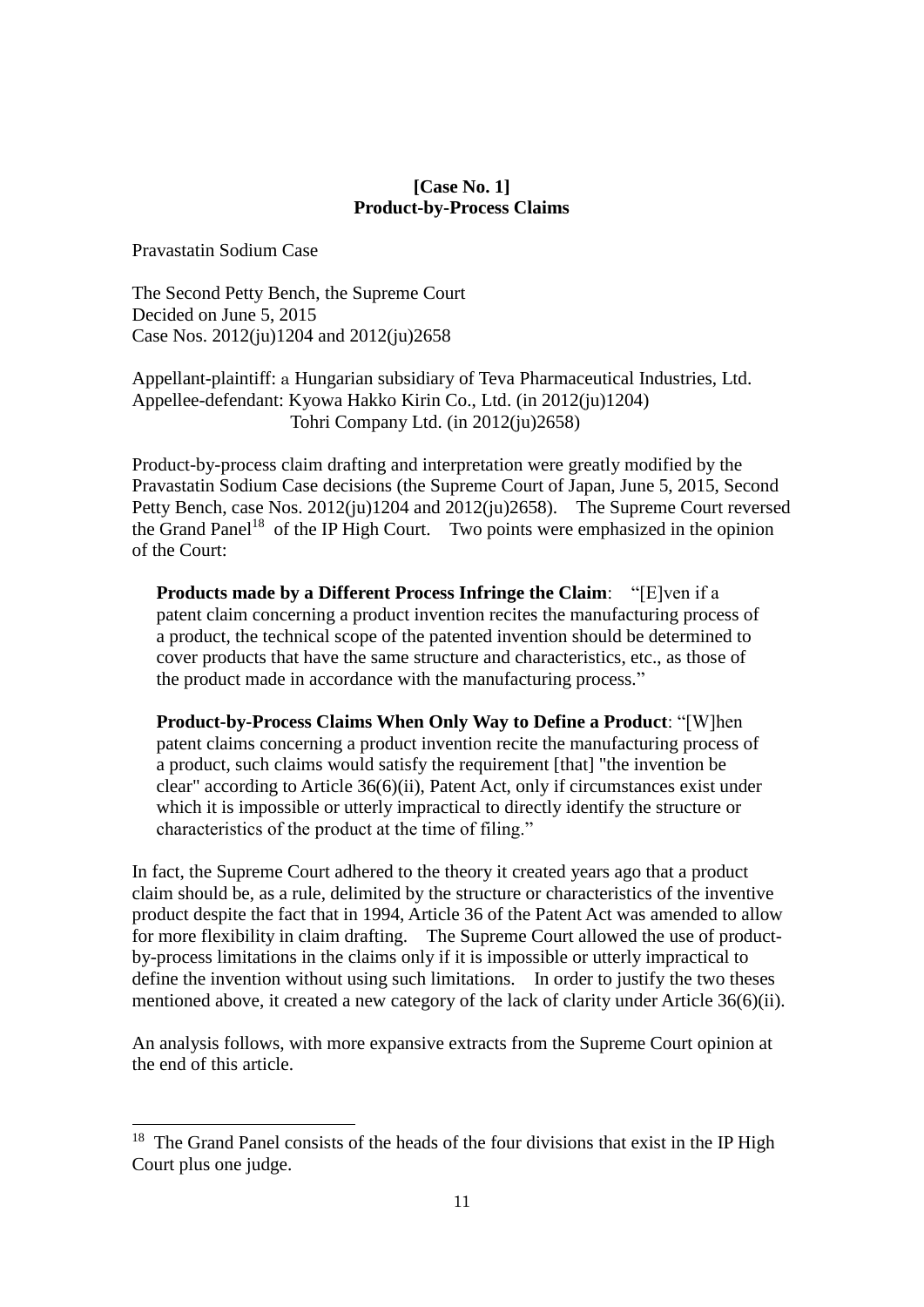**[Case No. 1]**
**Product-by-Process Claims**

Pravastatin Sodium Case

The Second Petty Bench, the Supreme Court
Decided on June 5, 2015
Case Nos. 2012(ju)1204 and 2012(ju)2658

Appellant-plaintiff: a Hungarian subsidiary of Teva Pharmaceutical Industries, Ltd.
Appellee-defendant: Kyowa Hakko Kirin Co., Ltd. (in 2012(ju)1204)
Tohri Company Ltd. (in 2012(ju)2658)

Product-by-process claim drafting and interpretation were greatly modified by the Pravastatin Sodium Case decisions (the Supreme Court of Japan, June 5, 2015, Second Petty Bench, case Nos. 2012(ju)1204 and 2012(ju)2658). The Supreme Court reversed the Grand Panel[18] of the IP High Court. Two points were emphasized in the opinion of the Court:

> **Products made by a Different Process Infringe the Claim**: "[E]ven if a patent claim concerning a product invention recites the manufacturing process of a product, the technical scope of the patented invention should be determined to cover products that have the same structure and characteristics, etc., as those of the product made in accordance with the manufacturing process."
>
> **Product-by-Process Claims When Only Way to Define a Product**: "[W]hen patent claims concerning a product invention recite the manufacturing process of a product, such claims would satisfy the requirement [that] "the invention be clear" according to Article 36(6)(ii), Patent Act, only if circumstances exist under which it is impossible or utterly impractical to directly identify the structure or characteristics of the product at the time of filing."

In fact, the Supreme Court adhered to the theory it created years ago that a product claim should be, as a rule, delimited by the structure or characteristics of the inventive product despite the fact that in 1994, Article 36 of the Patent Act was amended to allow for more flexibility in claim drafting. The Supreme Court allowed the use of product-by-process limitations in the claims only if it is impossible or utterly impractical to define the invention without using such limitations. In order to justify the two theses mentioned above, it created a new category of the lack of clarity under Article 36(6)(ii).

An analysis follows, with more expansive extracts from the Supreme Court opinion at the end of this article.

---

[18] The Grand Panel consists of the heads of the four divisions that exist in the IP High Court plus one judge.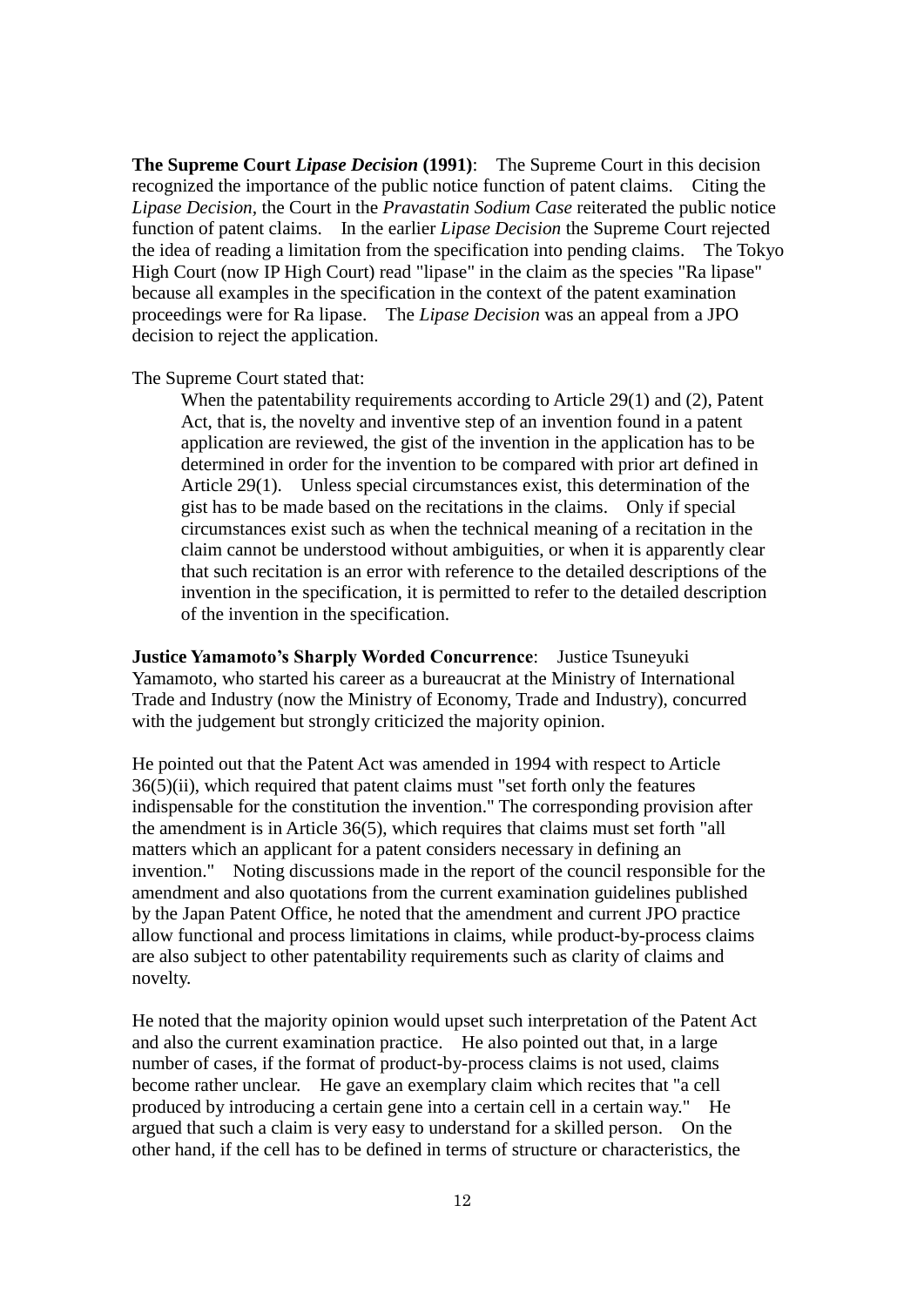**The Supreme Court *Lipase Decision* (1991)**: The Supreme Court in this decision recognized the importance of the public notice function of patent claims. Citing the *Lipase Decision*, the Court in the *Pravastatin Sodium Case* reiterated the public notice function of patent claims. In the earlier *Lipase Decision* the Supreme Court rejected the idea of reading a limitation from the specification into pending claims. The Tokyo High Court (now IP High Court) read "lipase" in the claim as the species "Ra lipase" because all examples in the specification in the context of the patent examination proceedings were for Ra lipase. The *Lipase Decision* was an appeal from a JPO decision to reject the application.

The Supreme Court stated that:

> When the patentability requirements according to Article 29(1) and (2), Patent Act, that is, the novelty and inventive step of an invention found in a patent application are reviewed, the gist of the invention in the application has to be determined in order for the invention to be compared with prior art defined in Article 29(1). Unless special circumstances exist, this determination of the gist has to be made based on the recitations in the claims. Only if special circumstances exist such as when the technical meaning of a recitation in the claim cannot be understood without ambiguities, or when it is apparently clear that such recitation is an error with reference to the detailed descriptions of the invention in the specification, it is permitted to refer to the detailed description of the invention in the specification.

**Justice Yamamoto's Sharply Worded Concurrence**: Justice Tsuneyuki Yamamoto, who started his career as a bureaucrat at the Ministry of International Trade and Industry (now the Ministry of Economy, Trade and Industry), concurred with the judgement but strongly criticized the majority opinion.

He pointed out that the Patent Act was amended in 1994 with respect to Article 36(5)(ii), which required that patent claims must "set forth only the features indispensable for the constitution the invention." The corresponding provision after the amendment is in Article 36(5), which requires that claims must set forth "all matters which an applicant for a patent considers necessary in defining an invention." Noting discussions made in the report of the council responsible for the amendment and also quotations from the current examination guidelines published by the Japan Patent Office, he noted that the amendment and current JPO practice allow functional and process limitations in claims, while product-by-process claims are also subject to other patentability requirements such as clarity of claims and novelty.

He noted that the majority opinion would upset such interpretation of the Patent Act and also the current examination practice. He also pointed out that, in a large number of cases, if the format of product-by-process claims is not used, claims become rather unclear. He gave an exemplary claim which recites that "a cell produced by introducing a certain gene into a certain cell in a certain way." He argued that such a claim is very easy to understand for a skilled person. On the other hand, if the cell has to be defined in terms of structure or characteristics, the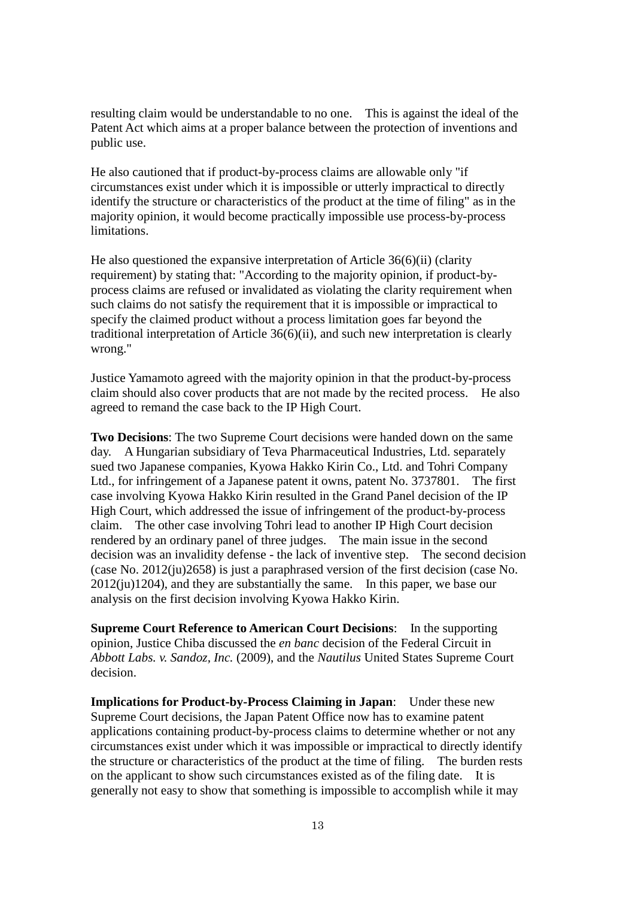resulting claim would be understandable to no one. This is against the ideal of the Patent Act which aims at a proper balance between the protection of inventions and public use.

He also cautioned that if product-by-process claims are allowable only "if circumstances exist under which it is impossible or utterly impractical to directly identify the structure or characteristics of the product at the time of filing" as in the majority opinion, it would become practically impossible use process-by-process limitations.

He also questioned the expansive interpretation of Article 36(6)(ii) (clarity requirement) by stating that: "According to the majority opinion, if product-by-process claims are refused or invalidated as violating the clarity requirement when such claims do not satisfy the requirement that it is impossible or impractical to specify the claimed product without a process limitation goes far beyond the traditional interpretation of Article 36(6)(ii), and such new interpretation is clearly wrong."

Justice Yamamoto agreed with the majority opinion in that the product-by-process claim should also cover products that are not made by the recited process. He also agreed to remand the case back to the IP High Court.

**Two Decisions**: The two Supreme Court decisions were handed down on the same day. A Hungarian subsidiary of Teva Pharmaceutical Industries, Ltd. separately sued two Japanese companies, Kyowa Hakko Kirin Co., Ltd. and Tohri Company Ltd., for infringement of a Japanese patent it owns, patent No. 3737801. The first case involving Kyowa Hakko Kirin resulted in the Grand Panel decision of the IP High Court, which addressed the issue of infringement of the product-by-process claim. The other case involving Tohri lead to another IP High Court decision rendered by an ordinary panel of three judges. The main issue in the second decision was an invalidity defense - the lack of inventive step. The second decision (case No. 2012(ju)2658) is just a paraphrased version of the first decision (case No. 2012(ju)1204), and they are substantially the same. In this paper, we base our analysis on the first decision involving Kyowa Hakko Kirin.

**Supreme Court Reference to American Court Decisions**: In the supporting opinion, Justice Chiba discussed the *en banc* decision of the Federal Circuit in *Abbott Labs. v. Sandoz, Inc.* (2009), and the *Nautilus* United States Supreme Court decision.

**Implications for Product-by-Process Claiming in Japan**: Under these new Supreme Court decisions, the Japan Patent Office now has to examine patent applications containing product-by-process claims to determine whether or not any circumstances exist under which it was impossible or impractical to directly identify the structure or characteristics of the product at the time of filing. The burden rests on the applicant to show such circumstances existed as of the filing date. It is generally not easy to show that something is impossible to accomplish while it may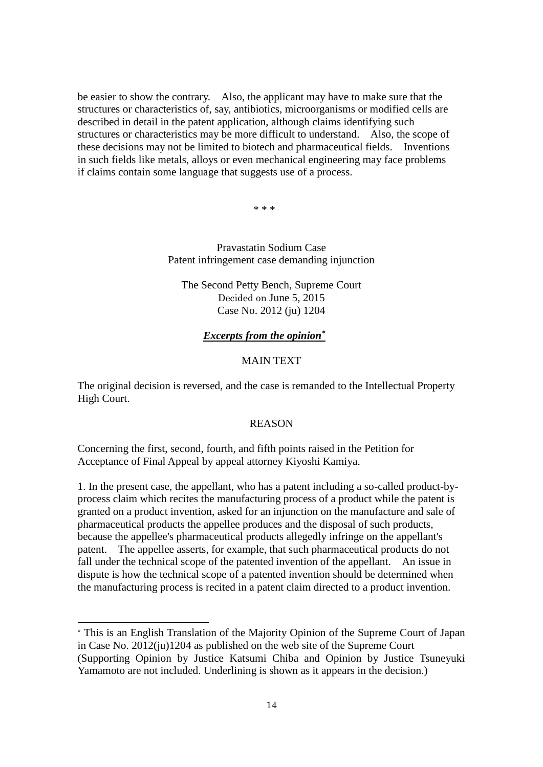be easier to show the contrary. Also, the applicant may have to make sure that the structures or characteristics of, say, antibiotics, microorganisms or modified cells are described in detail in the patent application, although claims identifying such structures or characteristics may be more difficult to understand. Also, the scope of these decisions may not be limited to biotech and pharmaceutical fields. Inventions in such fields like metals, alloys or even mechanical engineering may face problems if claims contain some language that suggests use of a process.

\* \* \*

Pravastatin Sodium Case
Patent infringement case demanding injunction

The Second Petty Bench, Supreme Court
Decided on June 5, 2015
Case No. 2012 (ju) 1204

***Excerpts from the opinion*** [*]

MAIN TEXT

The original decision is reversed, and the case is remanded to the Intellectual Property High Court.

REASON

Concerning the first, second, fourth, and fifth points raised in the Petition for Acceptance of Final Appeal by appeal attorney Kiyoshi Kamiya.

1. In the present case, the appellant, who has a patent including a so-called product-by-process claim which recites the manufacturing process of a product while the patent is granted on a product invention, asked for an injunction on the manufacture and sale of pharmaceutical products the appellee produces and the disposal of such products, because the appellee's pharmaceutical products allegedly infringe on the appellant's patent. The appellee asserts, for example, that such pharmaceutical products do not fall under the technical scope of the patented invention of the appellant. An issue in dispute is how the technical scope of a patented invention should be determined when the manufacturing process is recited in a patent claim directed to a product invention.

---

[*] This is an English Translation of the Majority Opinion of the Supreme Court of Japan in Case No. 2012(ju)1204 as published on the web site of the Supreme Court (Supporting Opinion by Justice Katsumi Chiba and Opinion by Justice Tsuneyuki Yamamoto are not included. Underlining is shown as it appears in the decision.)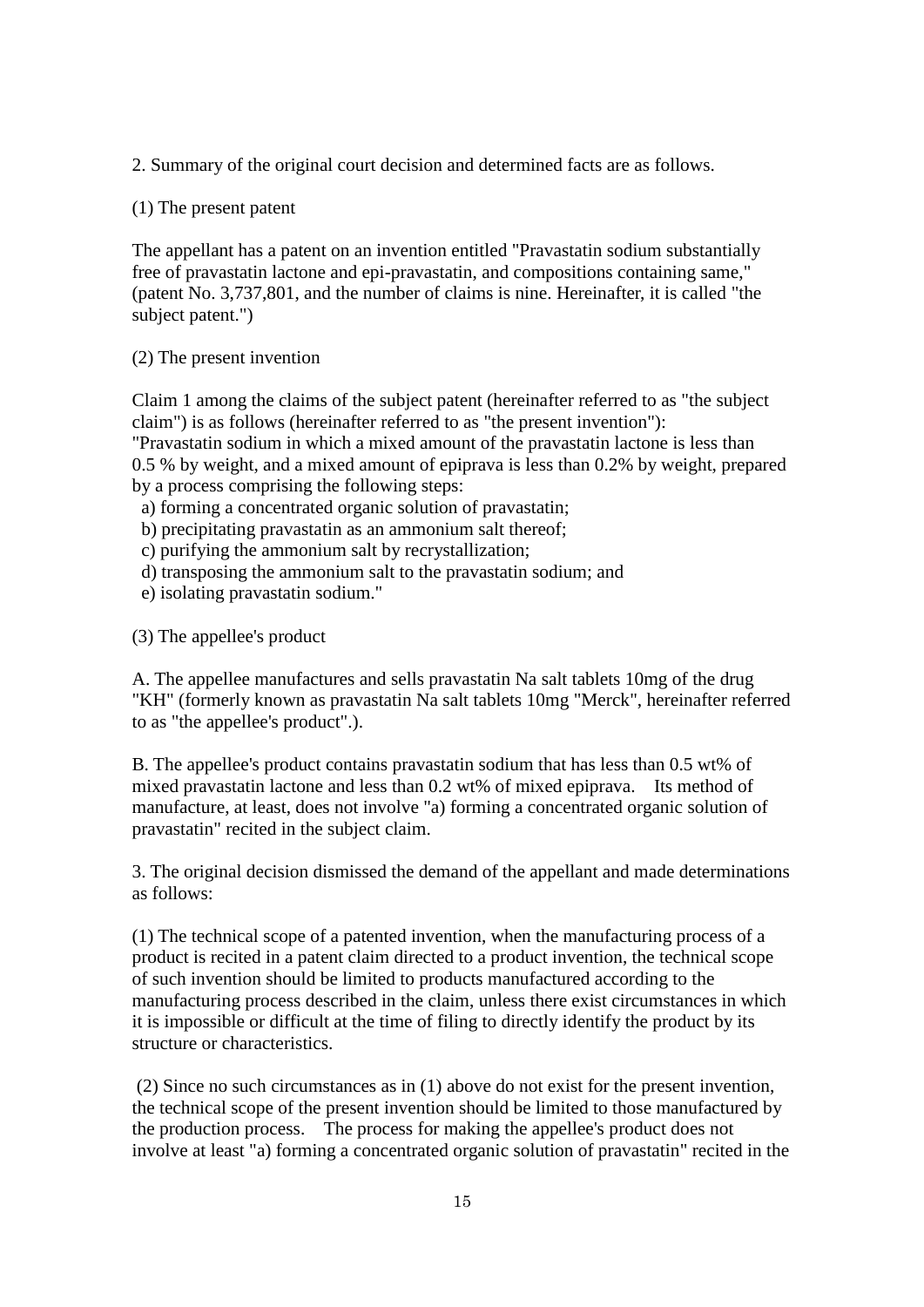2. Summary of the original court decision and determined facts are as follows.

(1) The present patent

The appellant has a patent on an invention entitled "Pravastatin sodium substantially free of pravastatin lactone and epi-pravastatin, and compositions containing same," (patent No. 3,737,801, and the number of claims is nine. Hereinafter, it is called "the subject patent.")

(2) The present invention

Claim 1 among the claims of the subject patent (hereinafter referred to as "the subject claim") is as follows (hereinafter referred to as "the present invention"):
"Pravastatin sodium in which a mixed amount of the pravastatin lactone is less than 0.5 % by weight, and a mixed amount of epiprava is less than 0.2% by weight, prepared by a process comprising the following steps:

a) forming a concentrated organic solution of pravastatin;
b) precipitating pravastatin as an ammonium salt thereof;
c) purifying the ammonium salt by recrystallization;
d) transposing the ammonium salt to the pravastatin sodium; and
e) isolating pravastatin sodium."

(3) The appellee's product

A. The appellee manufactures and sells pravastatin Na salt tablets 10mg of the drug "KH" (formerly known as pravastatin Na salt tablets 10mg "Merck", hereinafter referred to as "the appellee's product".).

B. The appellee's product contains pravastatin sodium that has less than 0.5 wt% of mixed pravastatin lactone and less than 0.2 wt% of mixed epiprava. Its method of manufacture, at least, does not involve "a) forming a concentrated organic solution of pravastatin" recited in the subject claim.

3. The original decision dismissed the demand of the appellant and made determinations as follows:

(1) The technical scope of a patented invention, when the manufacturing process of a product is recited in a patent claim directed to a product invention, the technical scope of such invention should be limited to products manufactured according to the manufacturing process described in the claim, unless there exist circumstances in which it is impossible or difficult at the time of filing to directly identify the product by its structure or characteristics.

(2) Since no such circumstances as in (1) above do not exist for the present invention, the technical scope of the present invention should be limited to those manufactured by the production process. The process for making the appellee's product does not involve at least "a) forming a concentrated organic solution of pravastatin" recited in the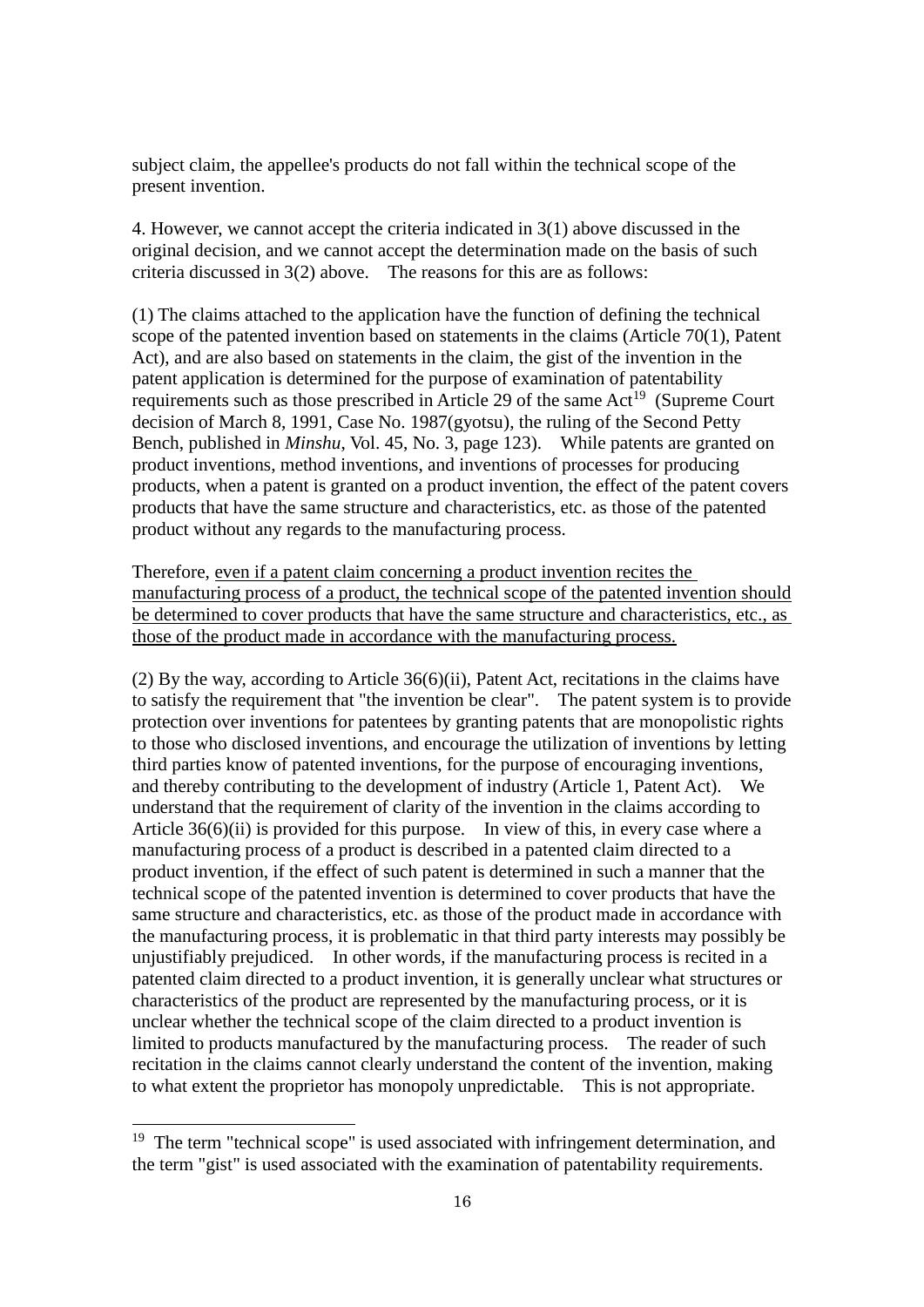subject claim, the appellee's products do not fall within the technical scope of the present invention.

4. However, we cannot accept the criteria indicated in 3(1) above discussed in the original decision, and we cannot accept the determination made on the basis of such criteria discussed in 3(2) above. The reasons for this are as follows:

(1) The claims attached to the application have the function of defining the technical scope of the patented invention based on statements in the claims (Article 70(1), Patent Act), and are also based on statements in the claim, the gist of the invention in the patent application is determined for the purpose of examination of patentability requirements such as those prescribed in Article 29 of the same Act[19] (Supreme Court decision of March 8, 1991, Case No. 1987(gyotsu), the ruling of the Second Petty Bench, published in *Minshu*, Vol. 45, No. 3, page 123). While patents are granted on product inventions, method inventions, and inventions of processes for producing products, when a patent is granted on a product invention, the effect of the patent covers products that have the same structure and characteristics, etc. as those of the patented product without any regards to the manufacturing process.

Therefore, <u>even if a patent claim concerning a product invention recites the manufacturing process of a product, the technical scope of the patented invention should be determined to cover products that have the same structure and characteristics, etc., as those of the product made in accordance with the manufacturing process.</u>

(2) By the way, according to Article 36(6)(ii), Patent Act, recitations in the claims have to satisfy the requirement that "the invention be clear". The patent system is to provide protection over inventions for patentees by granting patents that are monopolistic rights to those who disclosed inventions, and encourage the utilization of inventions by letting third parties know of patented inventions, for the purpose of encouraging inventions, and thereby contributing to the development of industry (Article 1, Patent Act). We understand that the requirement of clarity of the invention in the claims according to Article 36(6)(ii) is provided for this purpose. In view of this, in every case where a manufacturing process of a product is described in a patented claim directed to a product invention, if the effect of such patent is determined in such a manner that the technical scope of the patented invention is determined to cover products that have the same structure and characteristics, etc. as those of the product made in accordance with the manufacturing process, it is problematic in that third party interests may possibly be unjustifiably prejudiced. In other words, if the manufacturing process is recited in a patented claim directed to a product invention, it is generally unclear what structures or characteristics of the product are represented by the manufacturing process, or it is unclear whether the technical scope of the claim directed to a product invention is limited to products manufactured by the manufacturing process. The reader of such recitation in the claims cannot clearly understand the content of the invention, making to what extent the proprietor has monopoly unpredictable. This is not appropriate.

---

[19] The term "technical scope" is used associated with infringement determination, and the term "gist" is used associated with the examination of patentability requirements.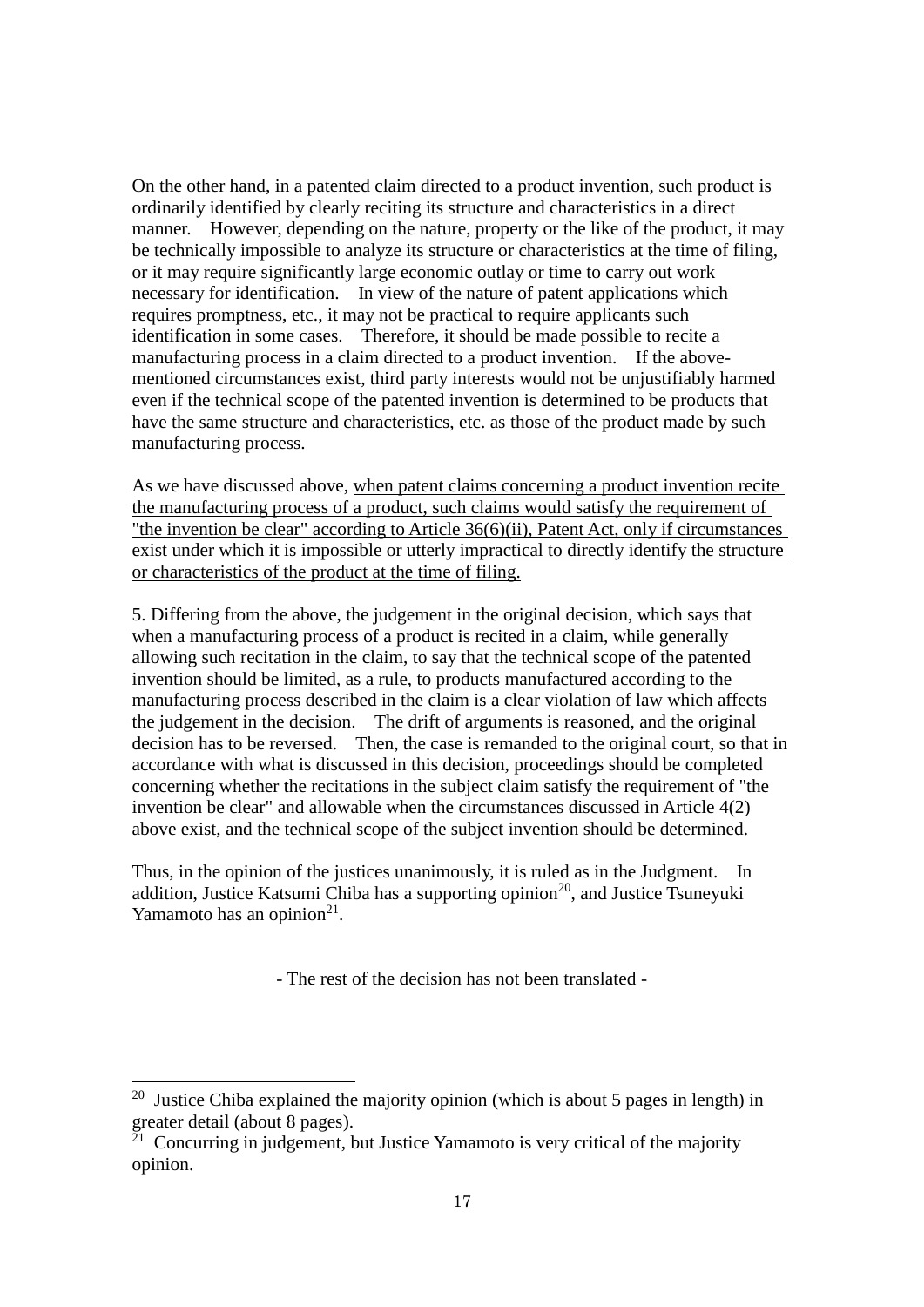On the other hand, in a patented claim directed to a product invention, such product is ordinarily identified by clearly reciting its structure and characteristics in a direct manner. However, depending on the nature, property or the like of the product, it may be technically impossible to analyze its structure or characteristics at the time of filing, or it may require significantly large economic outlay or time to carry out work necessary for identification. In view of the nature of patent applications which requires promptness, etc., it may not be practical to require applicants such identification in some cases. Therefore, it should be made possible to recite a manufacturing process in a claim directed to a product invention. If the above-mentioned circumstances exist, third party interests would not be unjustifiably harmed even if the technical scope of the patented invention is determined to be products that have the same structure and characteristics, etc. as those of the product made by such manufacturing process.

As we have discussed above, <u>when patent claims concerning a product invention recite the manufacturing process of a product, such claims would satisfy the requirement of "the invention be clear" according to Article 36(6)(ii), Patent Act, only if circumstances exist under which it is impossible or utterly impractical to directly identify the structure or characteristics of the product at the time of filing.</u>

5. Differing from the above, the judgement in the original decision, which says that when a manufacturing process of a product is recited in a claim, while generally allowing such recitation in the claim, to say that the technical scope of the patented invention should be limited, as a rule, to products manufactured according to the manufacturing process described in the claim is a clear violation of law which affects the judgement in the decision. The drift of arguments is reasoned, and the original decision has to be reversed. Then, the case is remanded to the original court, so that in accordance with what is discussed in this decision, proceedings should be completed concerning whether the recitations in the subject claim satisfy the requirement of "the invention be clear" and allowable when the circumstances discussed in Article 4(2) above exist, and the technical scope of the subject invention should be determined.

Thus, in the opinion of the justices unanimously, it is ruled as in the Judgment. In addition, Justice Katsumi Chiba has a supporting opinion[20], and Justice Tsuneyuki Yamamoto has an opinion[21].

- The rest of the decision has not been translated -

---

[20] Justice Chiba explained the majority opinion (which is about 5 pages in length) in greater detail (about 8 pages).

[21] Concurring in judgement, but Justice Yamamoto is very critical of the majority opinion.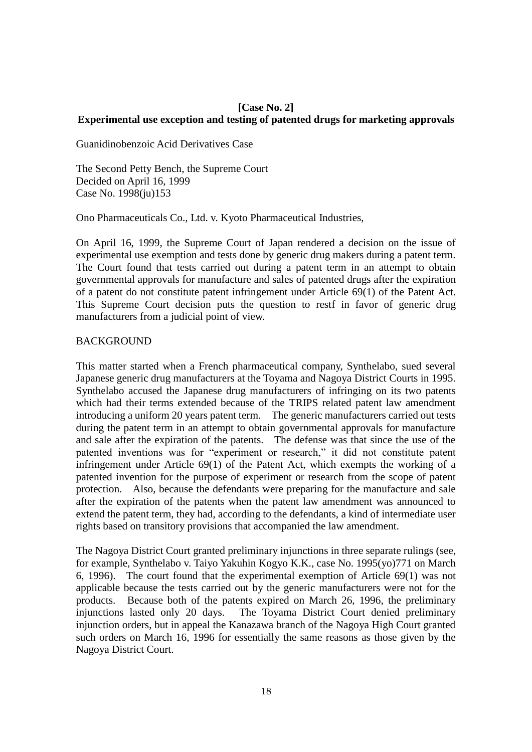**[Case No. 2]**
**Experimental use exception and testing of patented drugs for marketing approvals**

Guanidinobenzoic Acid Derivatives Case

The Second Petty Bench, the Supreme Court
Decided on April 16, 1999
Case No. 1998(ju)153

Ono Pharmaceuticals Co., Ltd. v. Kyoto Pharmaceutical Industries,

On April 16, 1999, the Supreme Court of Japan rendered a decision on the issue of experimental use exemption and tests done by generic drug makers during a patent term. The Court found that tests carried out during a patent term in an attempt to obtain governmental approvals for manufacture and sales of patented drugs after the expiration of a patent do not constitute patent infringement under Article 69(1) of the Patent Act. This Supreme Court decision puts the question to restf in favor of generic drug manufacturers from a judicial point of view.

BACKGROUND

This matter started when a French pharmaceutical company, Synthelabo, sued several Japanese generic drug manufacturers at the Toyama and Nagoya District Courts in 1995. Synthelabo accused the Japanese drug manufacturers of infringing on its two patents which had their terms extended because of the TRIPS related patent law amendment introducing a uniform 20 years patent term. The generic manufacturers carried out tests during the patent term in an attempt to obtain governmental approvals for manufacture and sale after the expiration of the patents. The defense was that since the use of the patented inventions was for "experiment or research," it did not constitute patent infringement under Article 69(1) of the Patent Act, which exempts the working of a patented invention for the purpose of experiment or research from the scope of patent protection. Also, because the defendants were preparing for the manufacture and sale after the expiration of the patents when the patent law amendment was announced to extend the patent term, they had, according to the defendants, a kind of intermediate user rights based on transitory provisions that accompanied the law amendment.

The Nagoya District Court granted preliminary injunctions in three separate rulings (see, for example, Synthelabo v. Taiyo Yakuhin Kogyo K.K., case No. 1995(yo)771 on March 6, 1996). The court found that the experimental exemption of Article 69(1) was not applicable because the tests carried out by the generic manufacturers were not for the products. Because both of the patents expired on March 26, 1996, the preliminary injunctions lasted only 20 days. The Toyama District Court denied preliminary injunction orders, but in appeal the Kanazawa branch of the Nagoya High Court granted such orders on March 16, 1996 for essentially the same reasons as those given by the Nagoya District Court.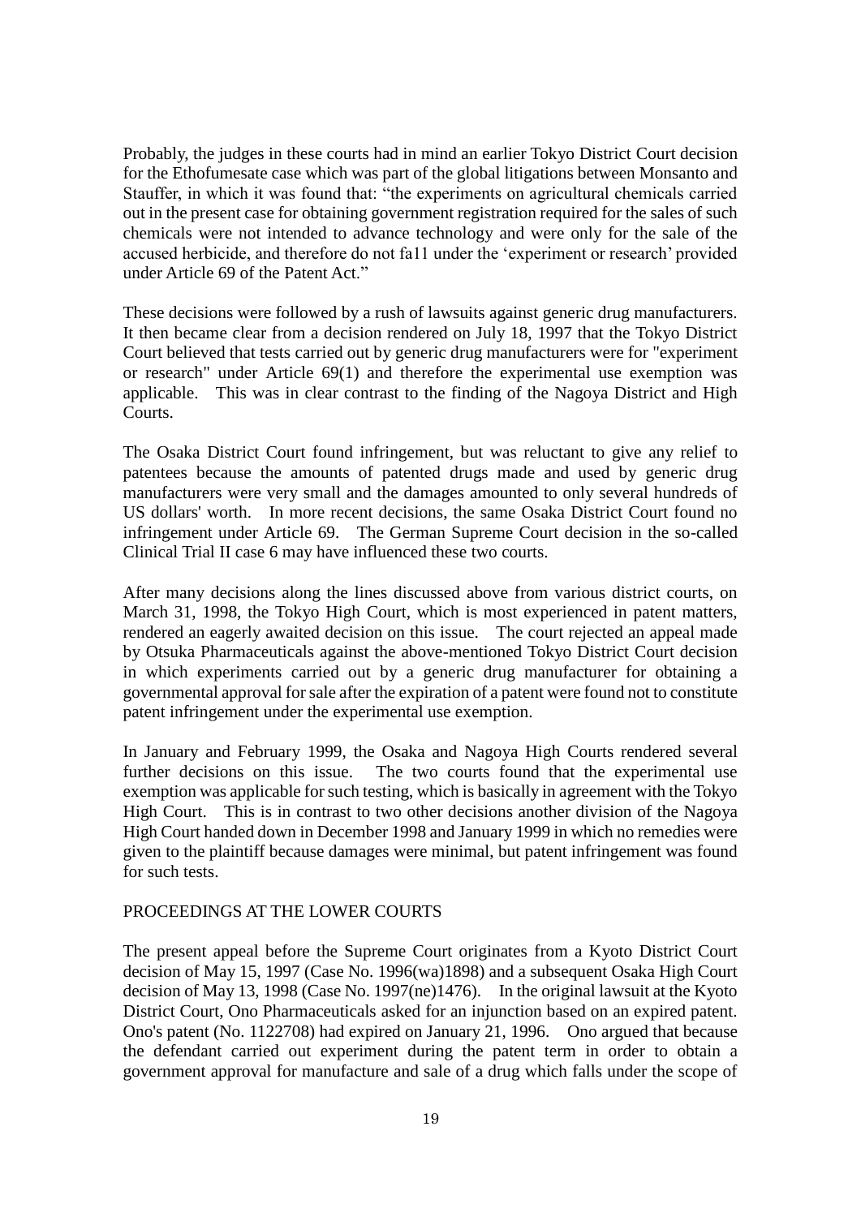Probably, the judges in these courts had in mind an earlier Tokyo District Court decision for the Ethofumesate case which was part of the global litigations between Monsanto and Stauffer, in which it was found that: "the experiments on agricultural chemicals carried out in the present case for obtaining government registration required for the sales of such chemicals were not intended to advance technology and were only for the sale of the accused herbicide, and therefore do not fa11 under the 'experiment or research' provided under Article 69 of the Patent Act."

These decisions were followed by a rush of lawsuits against generic drug manufacturers. It then became clear from a decision rendered on July 18, 1997 that the Tokyo District Court believed that tests carried out by generic drug manufacturers were for "experiment or research" under Article 69(1) and therefore the experimental use exemption was applicable. This was in clear contrast to the finding of the Nagoya District and High Courts.

The Osaka District Court found infringement, but was reluctant to give any relief to patentees because the amounts of patented drugs made and used by generic drug manufacturers were very small and the damages amounted to only several hundreds of US dollars' worth. In more recent decisions, the same Osaka District Court found no infringement under Article 69. The German Supreme Court decision in the so-called Clinical Trial II case 6 may have influenced these two courts.

After many decisions along the lines discussed above from various district courts, on March 31, 1998, the Tokyo High Court, which is most experienced in patent matters, rendered an eagerly awaited decision on this issue. The court rejected an appeal made by Otsuka Pharmaceuticals against the above-mentioned Tokyo District Court decision in which experiments carried out by a generic drug manufacturer for obtaining a governmental approval for sale after the expiration of a patent were found not to constitute patent infringement under the experimental use exemption.

In January and February 1999, the Osaka and Nagoya High Courts rendered several further decisions on this issue. The two courts found that the experimental use exemption was applicable for such testing, which is basically in agreement with the Tokyo High Court. This is in contrast to two other decisions another division of the Nagoya High Court handed down in December 1998 and January 1999 in which no remedies were given to the plaintiff because damages were minimal, but patent infringement was found for such tests.

## PROCEEDINGS AT THE LOWER COURTS

The present appeal before the Supreme Court originates from a Kyoto District Court decision of May 15, 1997 (Case No. 1996(wa)1898) and a subsequent Osaka High Court decision of May 13, 1998 (Case No. 1997(ne)1476). In the original lawsuit at the Kyoto District Court, Ono Pharmaceuticals asked for an injunction based on an expired patent. Ono's patent (No. 1122708) had expired on January 21, 1996. Ono argued that because the defendant carried out experiment during the patent term in order to obtain a government approval for manufacture and sale of a drug which falls under the scope of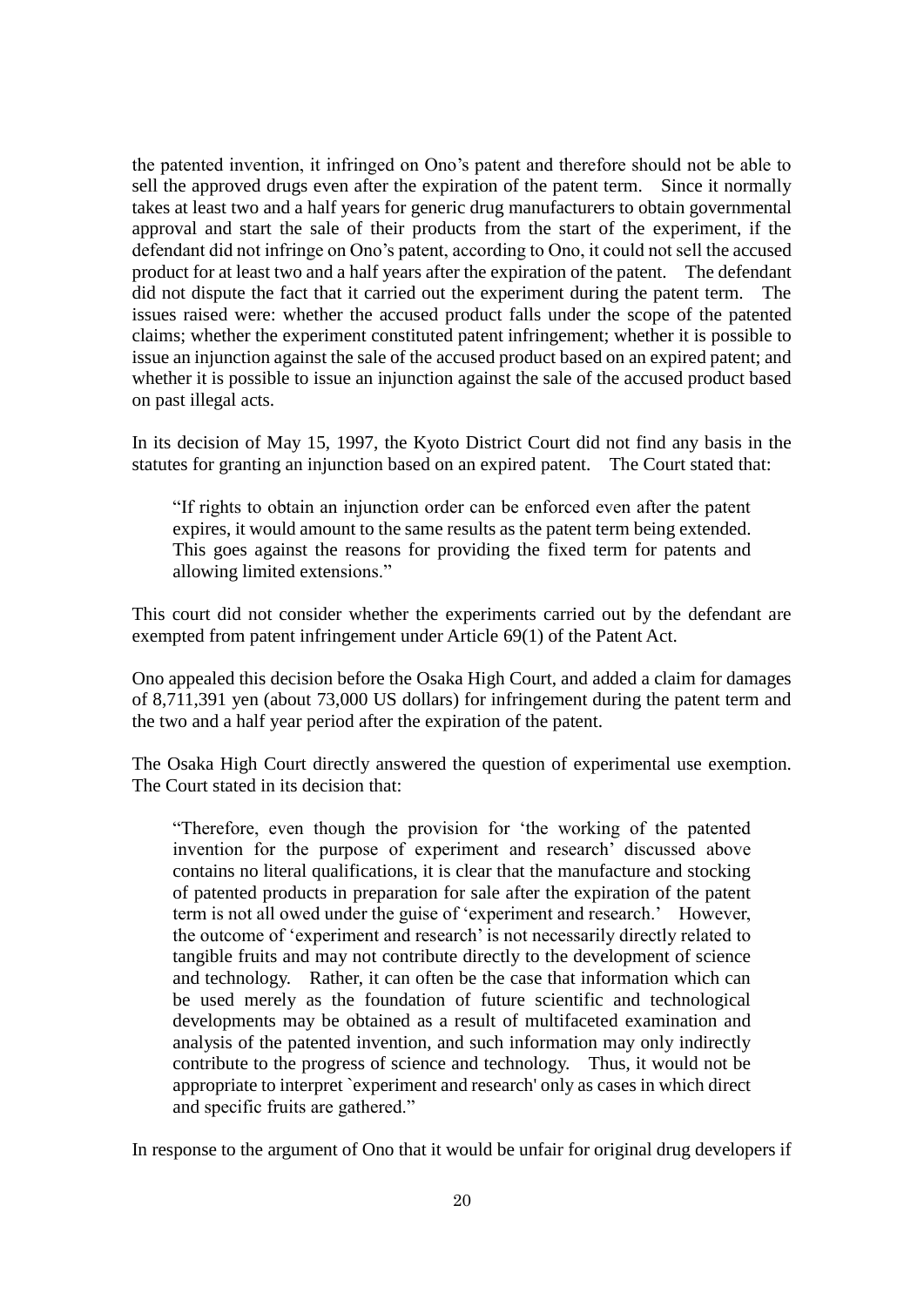the patented invention, it infringed on Ono's patent and therefore should not be able to sell the approved drugs even after the expiration of the patent term. Since it normally takes at least two and a half years for generic drug manufacturers to obtain governmental approval and start the sale of their products from the start of the experiment, if the defendant did not infringe on Ono's patent, according to Ono, it could not sell the accused product for at least two and a half years after the expiration of the patent. The defendant did not dispute the fact that it carried out the experiment during the patent term. The issues raised were: whether the accused product falls under the scope of the patented claims; whether the experiment constituted patent infringement; whether it is possible to issue an injunction against the sale of the accused product based on an expired patent; and whether it is possible to issue an injunction against the sale of the accused product based on past illegal acts.

In its decision of May 15, 1997, the Kyoto District Court did not find any basis in the statutes for granting an injunction based on an expired patent. The Court stated that:

> "If rights to obtain an injunction order can be enforced even after the patent expires, it would amount to the same results as the patent term being extended. This goes against the reasons for providing the fixed term for patents and allowing limited extensions."

This court did not consider whether the experiments carried out by the defendant are exempted from patent infringement under Article 69(1) of the Patent Act.

Ono appealed this decision before the Osaka High Court, and added a claim for damages of 8,711,391 yen (about 73,000 US dollars) for infringement during the patent term and the two and a half year period after the expiration of the patent.

The Osaka High Court directly answered the question of experimental use exemption. The Court stated in its decision that:

> "Therefore, even though the provision for 'the working of the patented invention for the purpose of experiment and research' discussed above contains no literal qualifications, it is clear that the manufacture and stocking of patented products in preparation for sale after the expiration of the patent term is not all owed under the guise of 'experiment and research.' However, the outcome of 'experiment and research' is not necessarily directly related to tangible fruits and may not contribute directly to the development of science and technology. Rather, it can often be the case that information which can be used merely as the foundation of future scientific and technological developments may be obtained as a result of multifaceted examination and analysis of the patented invention, and such information may only indirectly contribute to the progress of science and technology. Thus, it would not be appropriate to interpret `experiment and research' only as cases in which direct and specific fruits are gathered."

In response to the argument of Ono that it would be unfair for original drug developers if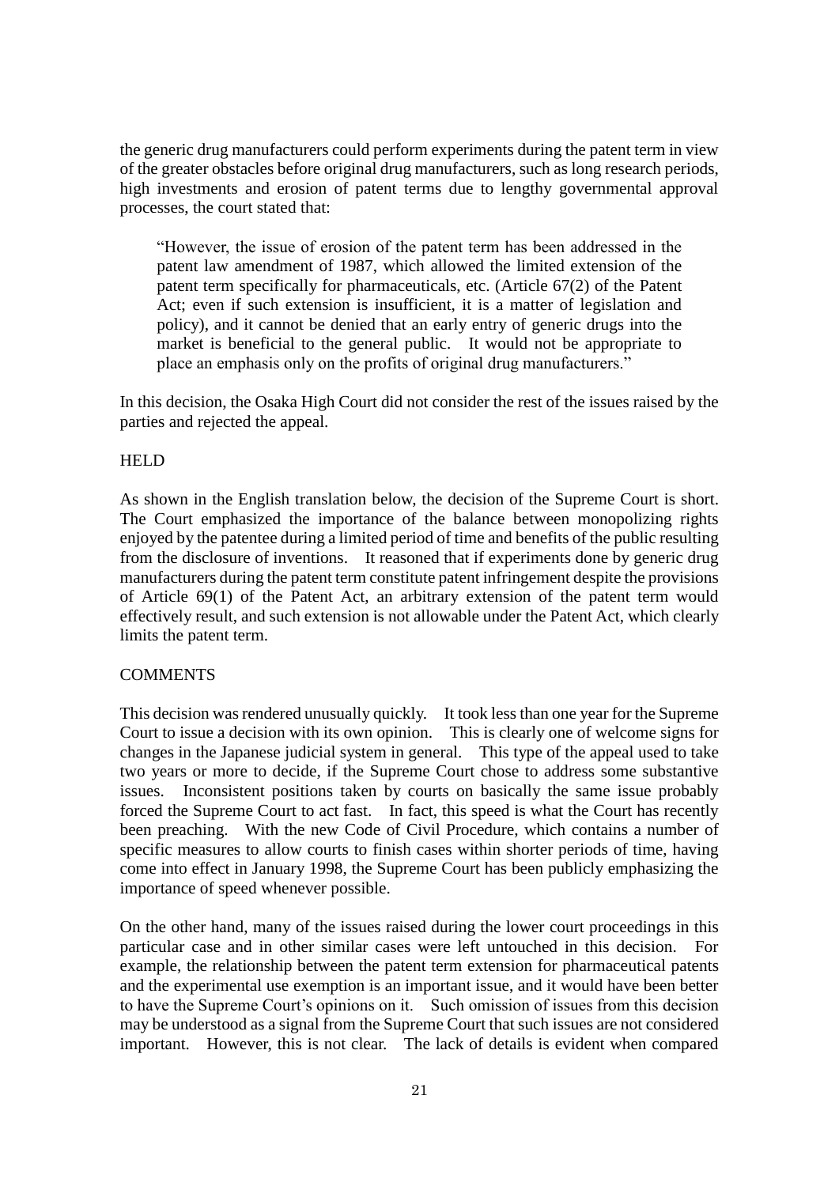the generic drug manufacturers could perform experiments during the patent term in view of the greater obstacles before original drug manufacturers, such as long research periods, high investments and erosion of patent terms due to lengthy governmental approval processes, the court stated that:

> "However, the issue of erosion of the patent term has been addressed in the patent law amendment of 1987, which allowed the limited extension of the patent term specifically for pharmaceuticals, etc. (Article 67(2) of the Patent Act; even if such extension is insufficient, it is a matter of legislation and policy), and it cannot be denied that an early entry of generic drugs into the market is beneficial to the general public. It would not be appropriate to place an emphasis only on the profits of original drug manufacturers."

In this decision, the Osaka High Court did not consider the rest of the issues raised by the parties and rejected the appeal.

HELD

As shown in the English translation below, the decision of the Supreme Court is short. The Court emphasized the importance of the balance between monopolizing rights enjoyed by the patentee during a limited period of time and benefits of the public resulting from the disclosure of inventions. It reasoned that if experiments done by generic drug manufacturers during the patent term constitute patent infringement despite the provisions of Article 69(1) of the Patent Act, an arbitrary extension of the patent term would effectively result, and such extension is not allowable under the Patent Act, which clearly limits the patent term.

COMMENTS

This decision was rendered unusually quickly. It took less than one year for the Supreme Court to issue a decision with its own opinion. This is clearly one of welcome signs for changes in the Japanese judicial system in general. This type of the appeal used to take two years or more to decide, if the Supreme Court chose to address some substantive issues. Inconsistent positions taken by courts on basically the same issue probably forced the Supreme Court to act fast. In fact, this speed is what the Court has recently been preaching. With the new Code of Civil Procedure, which contains a number of specific measures to allow courts to finish cases within shorter periods of time, having come into effect in January 1998, the Supreme Court has been publicly emphasizing the importance of speed whenever possible.

On the other hand, many of the issues raised during the lower court proceedings in this particular case and in other similar cases were left untouched in this decision. For example, the relationship between the patent term extension for pharmaceutical patents and the experimental use exemption is an important issue, and it would have been better to have the Supreme Court's opinions on it. Such omission of issues from this decision may be understood as a signal from the Supreme Court that such issues are not considered important. However, this is not clear. The lack of details is evident when compared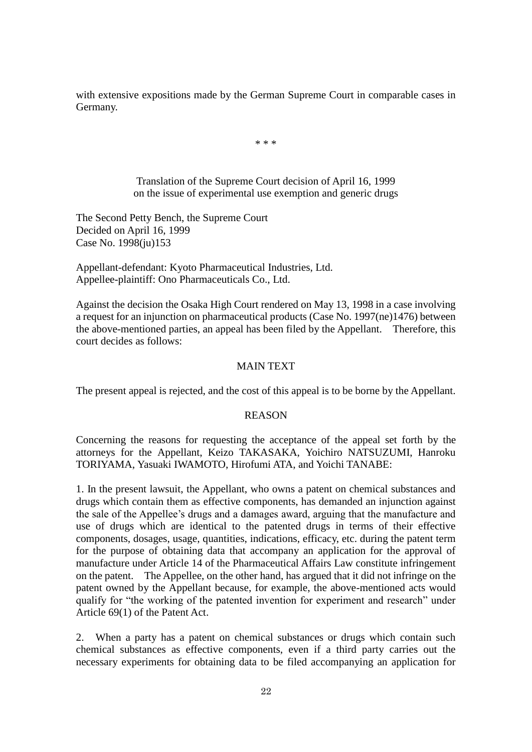with extensive expositions made by the German Supreme Court in comparable cases in Germany.

\* \* \*

Translation of the Supreme Court decision of April 16, 1999
on the issue of experimental use exemption and generic drugs

The Second Petty Bench, the Supreme Court
Decided on April 16, 1999
Case No. 1998(ju)153

Appellant-defendant: Kyoto Pharmaceutical Industries, Ltd.
Appellee-plaintiff: Ono Pharmaceuticals Co., Ltd.

Against the decision the Osaka High Court rendered on May 13, 1998 in a case involving a request for an injunction on pharmaceutical products (Case No. 1997(ne)1476) between the above-mentioned parties, an appeal has been filed by the Appellant. Therefore, this court decides as follows:

MAIN TEXT

The present appeal is rejected, and the cost of this appeal is to be borne by the Appellant.

REASON

Concerning the reasons for requesting the acceptance of the appeal set forth by the attorneys for the Appellant, Keizo TAKASAKA, Yoichiro NATSUZUMI, Hanroku TORIYAMA, Yasuaki IWAMOTO, Hirofumi ATA, and Yoichi TANABE:

1. In the present lawsuit, the Appellant, who owns a patent on chemical substances and drugs which contain them as effective components, has demanded an injunction against the sale of the Appellee's drugs and a damages award, arguing that the manufacture and use of drugs which are identical to the patented drugs in terms of their effective components, dosages, usage, quantities, indications, efficacy, etc. during the patent term for the purpose of obtaining data that accompany an application for the approval of manufacture under Article 14 of the Pharmaceutical Affairs Law constitute infringement on the patent. The Appellee, on the other hand, has argued that it did not infringe on the patent owned by the Appellant because, for example, the above-mentioned acts would qualify for "the working of the patented invention for experiment and research" under Article 69(1) of the Patent Act.

2. When a party has a patent on chemical substances or drugs which contain such chemical substances as effective components, even if a third party carries out the necessary experiments for obtaining data to be filed accompanying an application for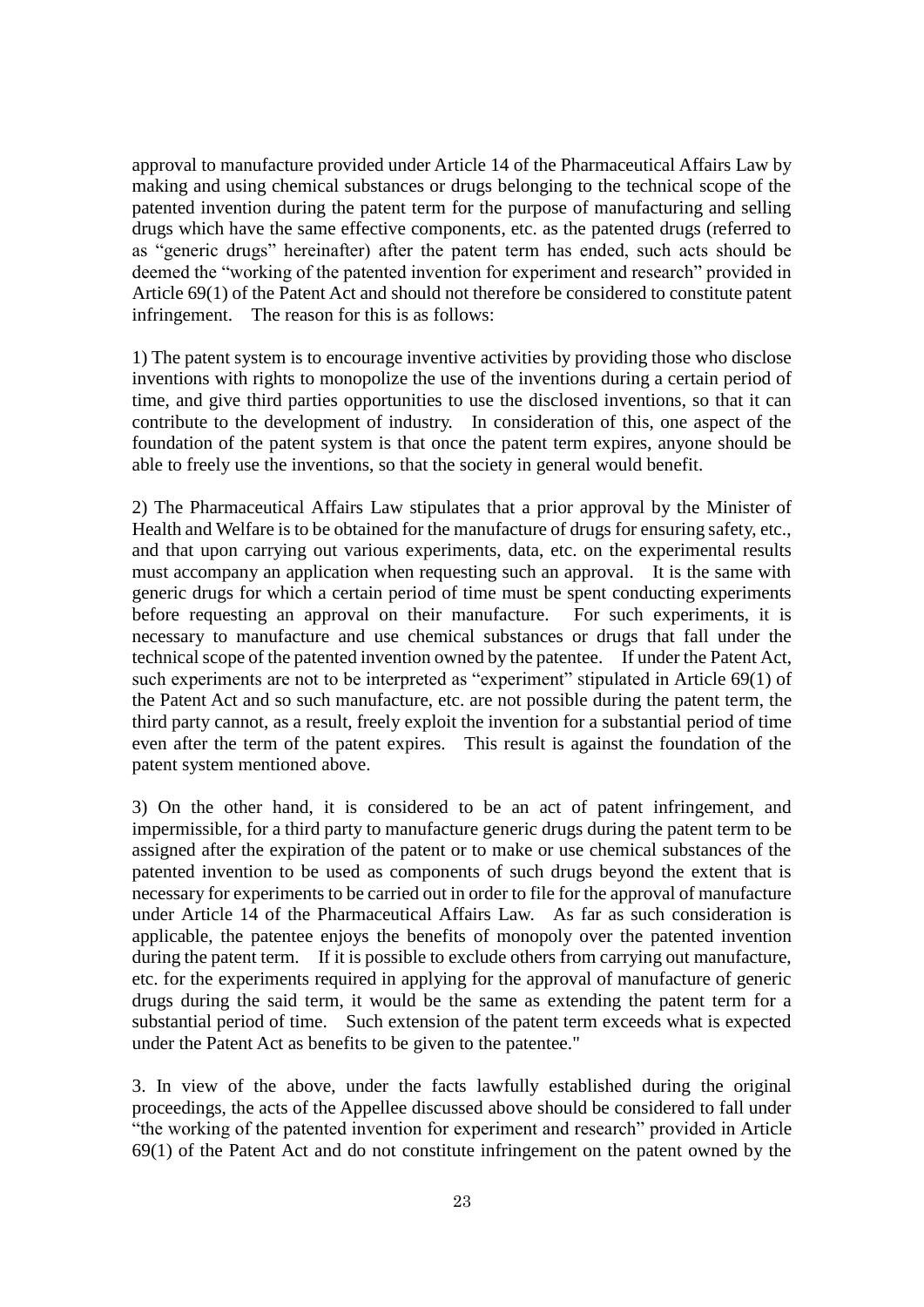approval to manufacture provided under Article 14 of the Pharmaceutical Affairs Law by making and using chemical substances or drugs belonging to the technical scope of the patented invention during the patent term for the purpose of manufacturing and selling drugs which have the same effective components, etc. as the patented drugs (referred to as "generic drugs" hereinafter) after the patent term has ended, such acts should be deemed the "working of the patented invention for experiment and research" provided in Article 69(1) of the Patent Act and should not therefore be considered to constitute patent infringement. The reason for this is as follows:

1) The patent system is to encourage inventive activities by providing those who disclose inventions with rights to monopolize the use of the inventions during a certain period of time, and give third parties opportunities to use the disclosed inventions, so that it can contribute to the development of industry. In consideration of this, one aspect of the foundation of the patent system is that once the patent term expires, anyone should be able to freely use the inventions, so that the society in general would benefit.

2) The Pharmaceutical Affairs Law stipulates that a prior approval by the Minister of Health and Welfare is to be obtained for the manufacture of drugs for ensuring safety, etc., and that upon carrying out various experiments, data, etc. on the experimental results must accompany an application when requesting such an approval. It is the same with generic drugs for which a certain period of time must be spent conducting experiments before requesting an approval on their manufacture. For such experiments, it is necessary to manufacture and use chemical substances or drugs that fall under the technical scope of the patented invention owned by the patentee. If under the Patent Act, such experiments are not to be interpreted as "experiment" stipulated in Article 69(1) of the Patent Act and so such manufacture, etc. are not possible during the patent term, the third party cannot, as a result, freely exploit the invention for a substantial period of time even after the term of the patent expires. This result is against the foundation of the patent system mentioned above.

3) On the other hand, it is considered to be an act of patent infringement, and impermissible, for a third party to manufacture generic drugs during the patent term to be assigned after the expiration of the patent or to make or use chemical substances of the patented invention to be used as components of such drugs beyond the extent that is necessary for experiments to be carried out in order to file for the approval of manufacture under Article 14 of the Pharmaceutical Affairs Law. As far as such consideration is applicable, the patentee enjoys the benefits of monopoly over the patented invention during the patent term. If it is possible to exclude others from carrying out manufacture, etc. for the experiments required in applying for the approval of manufacture of generic drugs during the said term, it would be the same as extending the patent term for a substantial period of time. Such extension of the patent term exceeds what is expected under the Patent Act as benefits to be given to the patentee."

3. In view of the above, under the facts lawfully established during the original proceedings, the acts of the Appellee discussed above should be considered to fall under "the working of the patented invention for experiment and research" provided in Article 69(1) of the Patent Act and do not constitute infringement on the patent owned by the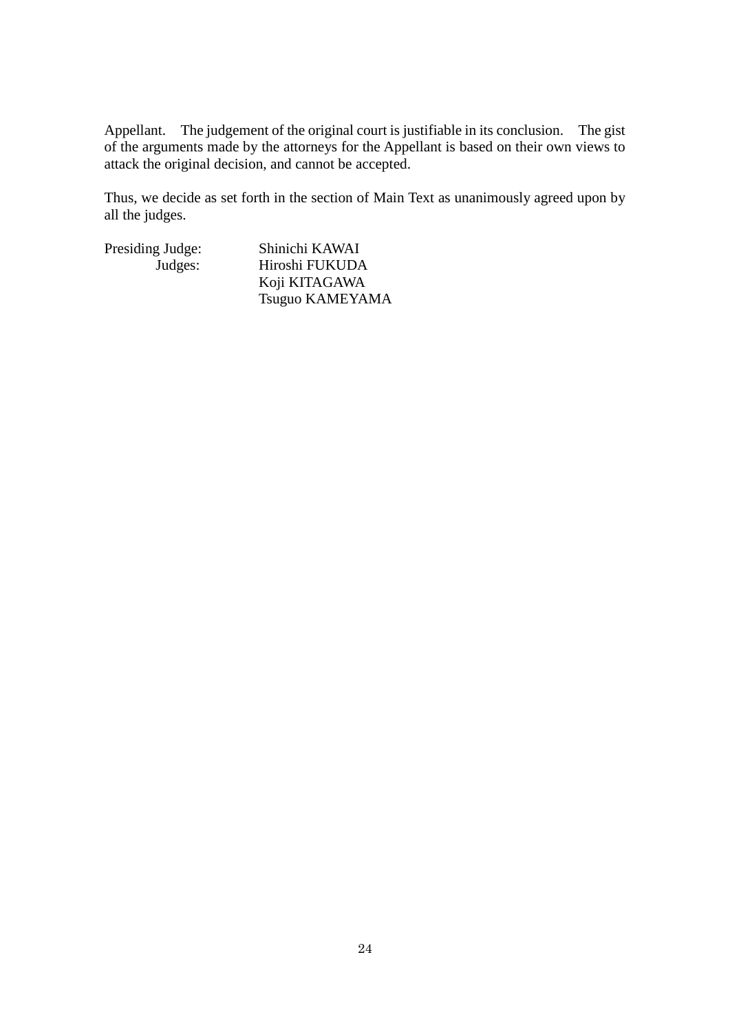Appellant. The judgement of the original court is justifiable in its conclusion. The gist of the arguments made by the attorneys for the Appellant is based on their own views to attack the original decision, and cannot be accepted.

Thus, we decide as set forth in the section of Main Text as unanimously agreed upon by all the judges.

Presiding Judge: Shinichi KAWAI
Judges: Hiroshi FUKUDA
Koji KITAGAWA
Tsuguo KAMEYAMA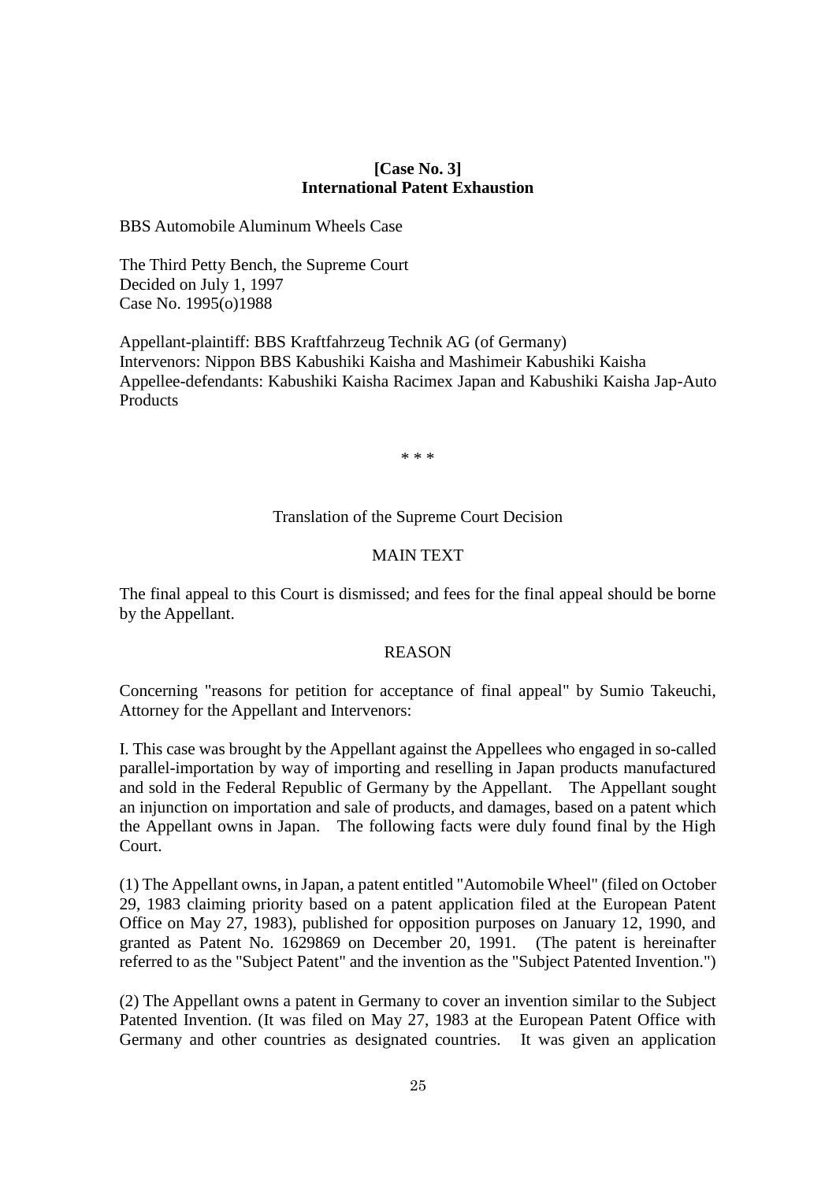**[Case No. 3]**
**International Patent Exhaustion**

BBS Automobile Aluminum Wheels Case

The Third Petty Bench, the Supreme Court
Decided on July 1, 1997
Case No. 1995(o)1988

Appellant-plaintiff: BBS Kraftfahrzeug Technik AG (of Germany)
Intervenors: Nippon BBS Kabushiki Kaisha and Mashimeir Kabushiki Kaisha
Appellee-defendants: Kabushiki Kaisha Racimex Japan and Kabushiki Kaisha Jap-Auto Products

\* \* \*

Translation of the Supreme Court Decision

MAIN TEXT

The final appeal to this Court is dismissed; and fees for the final appeal should be borne by the Appellant.

REASON

Concerning "reasons for petition for acceptance of final appeal" by Sumio Takeuchi, Attorney for the Appellant and Intervenors:

I. This case was brought by the Appellant against the Appellees who engaged in so-called parallel-importation by way of importing and reselling in Japan products manufactured and sold in the Federal Republic of Germany by the Appellant. The Appellant sought an injunction on importation and sale of products, and damages, based on a patent which the Appellant owns in Japan. The following facts were duly found final by the High Court.

(1) The Appellant owns, in Japan, a patent entitled "Automobile Wheel" (filed on October 29, 1983 claiming priority based on a patent application filed at the European Patent Office on May 27, 1983), published for opposition purposes on January 12, 1990, and granted as Patent No. 1629869 on December 20, 1991. (The patent is hereinafter referred to as the "Subject Patent" and the invention as the "Subject Patented Invention.")

(2) The Appellant owns a patent in Germany to cover an invention similar to the Subject Patented Invention. (It was filed on May 27, 1983 at the European Patent Office with Germany and other countries as designated countries. It was given an application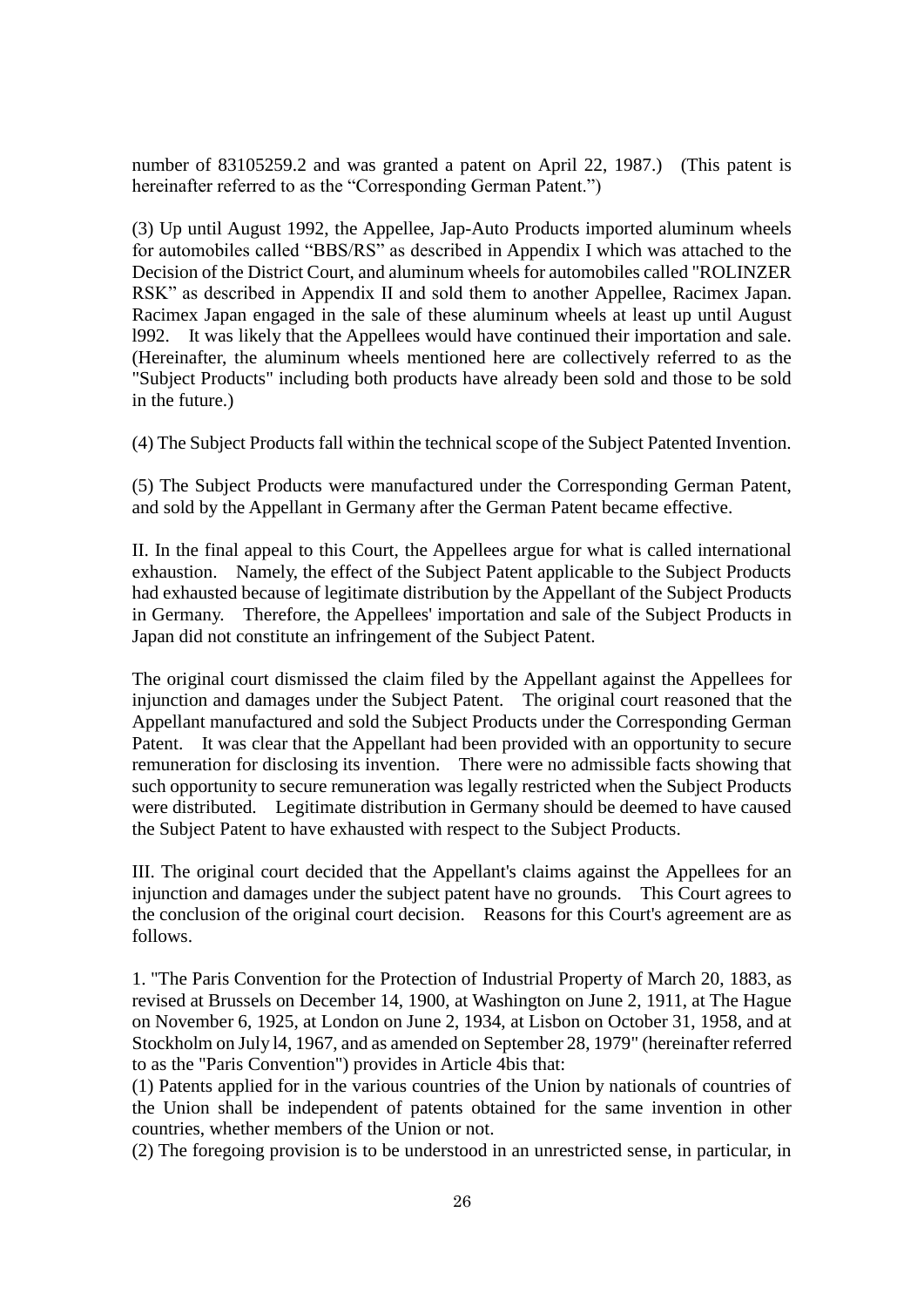number of 83105259.2 and was granted a patent on April 22, 1987.) (This patent is hereinafter referred to as the "Corresponding German Patent.")

(3) Up until August 1992, the Appellee, Jap-Auto Products imported aluminum wheels for automobiles called "BBS/RS" as described in Appendix I which was attached to the Decision of the District Court, and aluminum wheels for automobiles called "ROLINZER RSK" as described in Appendix II and sold them to another Appellee, Racimex Japan. Racimex Japan engaged in the sale of these aluminum wheels at least up until August l992. It was likely that the Appellees would have continued their importation and sale. (Hereinafter, the aluminum wheels mentioned here are collectively referred to as the "Subject Products" including both products have already been sold and those to be sold in the future.)

(4) The Subject Products fall within the technical scope of the Subject Patented Invention.

(5) The Subject Products were manufactured under the Corresponding German Patent, and sold by the Appellant in Germany after the German Patent became effective.

II. In the final appeal to this Court, the Appellees argue for what is called international exhaustion. Namely, the effect of the Subject Patent applicable to the Subject Products had exhausted because of legitimate distribution by the Appellant of the Subject Products in Germany. Therefore, the Appellees' importation and sale of the Subject Products in Japan did not constitute an infringement of the Subject Patent.

The original court dismissed the claim filed by the Appellant against the Appellees for injunction and damages under the Subject Patent. The original court reasoned that the Appellant manufactured and sold the Subject Products under the Corresponding German Patent. It was clear that the Appellant had been provided with an opportunity to secure remuneration for disclosing its invention. There were no admissible facts showing that such opportunity to secure remuneration was legally restricted when the Subject Products were distributed. Legitimate distribution in Germany should be deemed to have caused the Subject Patent to have exhausted with respect to the Subject Products.

III. The original court decided that the Appellant's claims against the Appellees for an injunction and damages under the subject patent have no grounds. This Court agrees to the conclusion of the original court decision. Reasons for this Court's agreement are as follows.

1. "The Paris Convention for the Protection of Industrial Property of March 20, 1883, as revised at Brussels on December 14, 1900, at Washington on June 2, 1911, at The Hague on November 6, 1925, at London on June 2, 1934, at Lisbon on October 31, 1958, and at Stockholm on July l4, 1967, and as amended on September 28, 1979" (hereinafter referred to as the "Paris Convention") provides in Article 4bis that:

(1) Patents applied for in the various countries of the Union by nationals of countries of the Union shall be independent of patents obtained for the same invention in other countries, whether members of the Union or not.

(2) The foregoing provision is to be understood in an unrestricted sense, in particular, in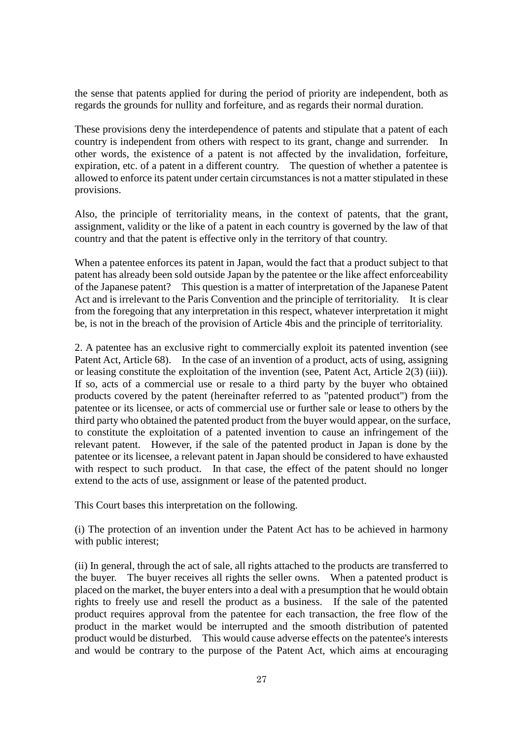the sense that patents applied for during the period of priority are independent, both as regards the grounds for nullity and forfeiture, and as regards their normal duration.

These provisions deny the interdependence of patents and stipulate that a patent of each country is independent from others with respect to its grant, change and surrender. In other words, the existence of a patent is not affected by the invalidation, forfeiture, expiration, etc. of a patent in a different country. The question of whether a patentee is allowed to enforce its patent under certain circumstances is not a matter stipulated in these provisions.

Also, the principle of territoriality means, in the context of patents, that the grant, assignment, validity or the like of a patent in each country is governed by the law of that country and that the patent is effective only in the territory of that country.

When a patentee enforces its patent in Japan, would the fact that a product subject to that patent has already been sold outside Japan by the patentee or the like affect enforceability of the Japanese patent? This question is a matter of interpretation of the Japanese Patent Act and is irrelevant to the Paris Convention and the principle of territoriality. It is clear from the foregoing that any interpretation in this respect, whatever interpretation it might be, is not in the breach of the provision of Article 4bis and the principle of territoriality.

2. A patentee has an exclusive right to commercially exploit its patented invention (see Patent Act, Article 68). In the case of an invention of a product, acts of using, assigning or leasing constitute the exploitation of the invention (see, Patent Act, Article 2(3) (iii)). If so, acts of a commercial use or resale to a third party by the buyer who obtained products covered by the patent (hereinafter referred to as "patented product") from the patentee or its licensee, or acts of commercial use or further sale or lease to others by the third party who obtained the patented product from the buyer would appear, on the surface, to constitute the exploitation of a patented invention to cause an infringement of the relevant patent. However, if the sale of the patented product in Japan is done by the patentee or its licensee, a relevant patent in Japan should be considered to have exhausted with respect to such product. In that case, the effect of the patent should no longer extend to the acts of use, assignment or lease of the patented product.

This Court bases this interpretation on the following.

(i) The protection of an invention under the Patent Act has to be achieved in harmony with public interest;

(ii) In general, through the act of sale, all rights attached to the products are transferred to the buyer. The buyer receives all rights the seller owns. When a patented product is placed on the market, the buyer enters into a deal with a presumption that he would obtain rights to freely use and resell the product as a business. If the sale of the patented product requires approval from the patentee for each transaction, the free flow of the product in the market would be interrupted and the smooth distribution of patented product would be disturbed. This would cause adverse effects on the patentee's interests and would be contrary to the purpose of the Patent Act, which aims at encouraging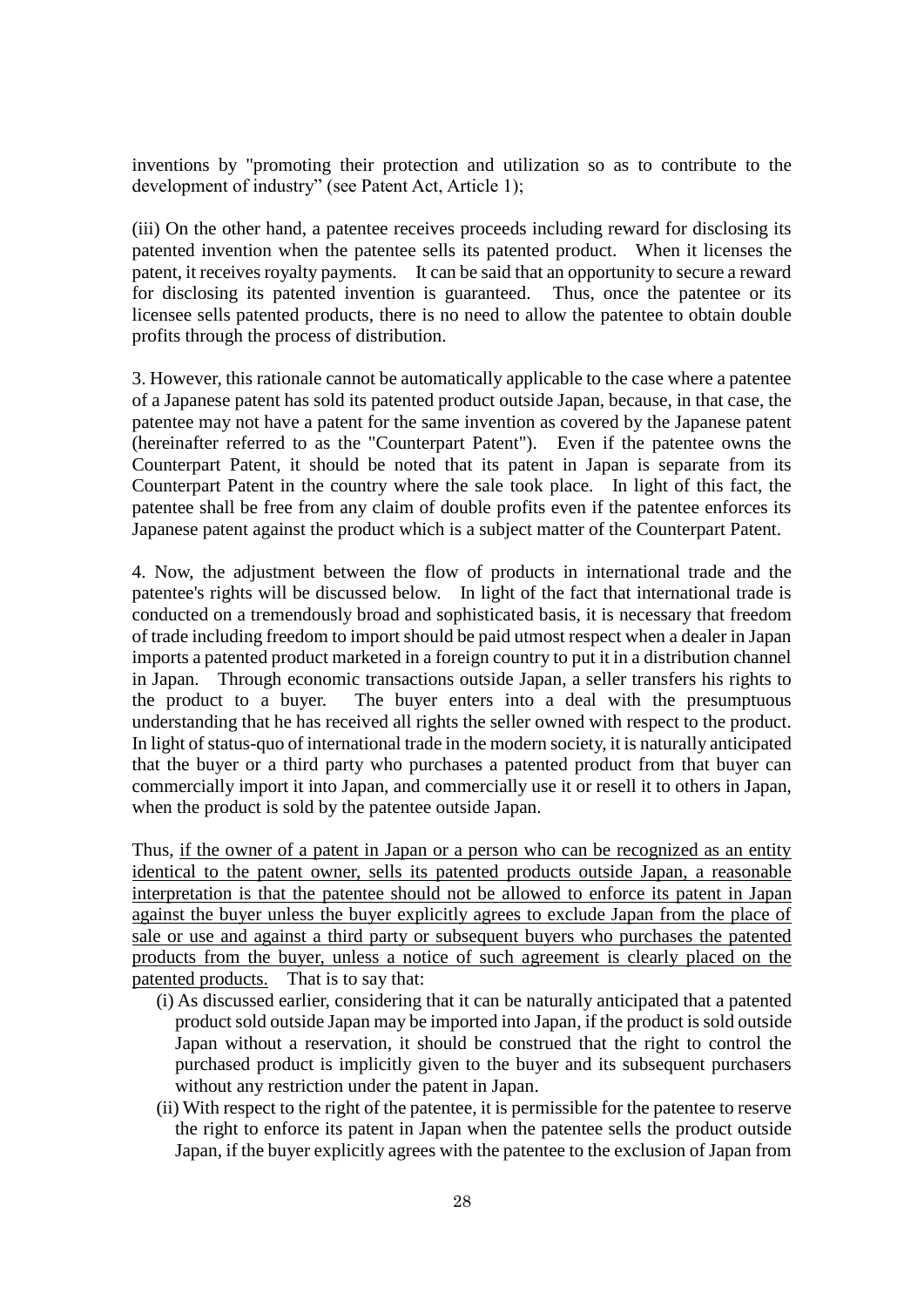inventions by "promoting their protection and utilization so as to contribute to the development of industry" (see Patent Act, Article 1);

(iii) On the other hand, a patentee receives proceeds including reward for disclosing its patented invention when the patentee sells its patented product. When it licenses the patent, it receives royalty payments. It can be said that an opportunity to secure a reward for disclosing its patented invention is guaranteed. Thus, once the patentee or its licensee sells patented products, there is no need to allow the patentee to obtain double profits through the process of distribution.

3. However, this rationale cannot be automatically applicable to the case where a patentee of a Japanese patent has sold its patented product outside Japan, because, in that case, the patentee may not have a patent for the same invention as covered by the Japanese patent (hereinafter referred to as the "Counterpart Patent"). Even if the patentee owns the Counterpart Patent, it should be noted that its patent in Japan is separate from its Counterpart Patent in the country where the sale took place. In light of this fact, the patentee shall be free from any claim of double profits even if the patentee enforces its Japanese patent against the product which is a subject matter of the Counterpart Patent.

4. Now, the adjustment between the flow of products in international trade and the patentee's rights will be discussed below. In light of the fact that international trade is conducted on a tremendously broad and sophisticated basis, it is necessary that freedom of trade including freedom to import should be paid utmost respect when a dealer in Japan imports a patented product marketed in a foreign country to put it in a distribution channel in Japan. Through economic transactions outside Japan, a seller transfers his rights to the product to a buyer. The buyer enters into a deal with the presumptuous understanding that he has received all rights the seller owned with respect to the product. In light of status-quo of international trade in the modern society, it is naturally anticipated that the buyer or a third party who purchases a patented product from that buyer can commercially import it into Japan, and commercially use it or resell it to others in Japan, when the product is sold by the patentee outside Japan.

Thus, <u>if the owner of a patent in Japan or a person who can be recognized as an entity identical to the patent owner, sells its patented products outside Japan, a reasonable interpretation is that the patentee should not be allowed to enforce its patent in Japan against the buyer unless the buyer explicitly agrees to exclude Japan from the place of sale or use and against a third party or subsequent buyers who purchases the patented products from the buyer, unless a notice of such agreement is clearly placed on the patented products.</u> That is to say that:

(i) As discussed earlier, considering that it can be naturally anticipated that a patented product sold outside Japan may be imported into Japan, if the product is sold outside Japan without a reservation, it should be construed that the right to control the purchased product is implicitly given to the buyer and its subsequent purchasers without any restriction under the patent in Japan.

(ii) With respect to the right of the patentee, it is permissible for the patentee to reserve the right to enforce its patent in Japan when the patentee sells the product outside Japan, if the buyer explicitly agrees with the patentee to the exclusion of Japan from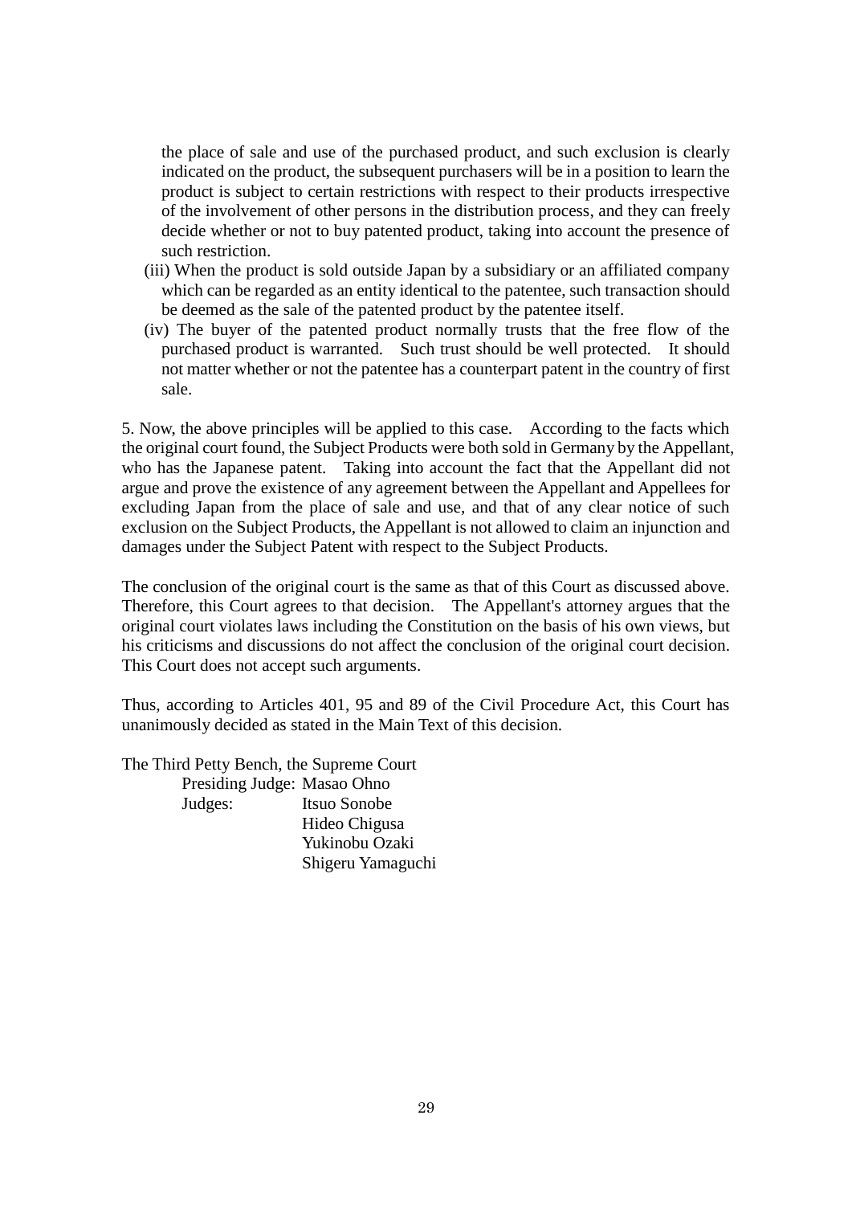the place of sale and use of the purchased product, and such exclusion is clearly indicated on the product, the subsequent purchasers will be in a position to learn the product is subject to certain restrictions with respect to their products irrespective of the involvement of other persons in the distribution process, and they can freely decide whether or not to buy patented product, taking into account the presence of such restriction.

(iii) When the product is sold outside Japan by a subsidiary or an affiliated company which can be regarded as an entity identical to the patentee, such transaction should be deemed as the sale of the patented product by the patentee itself.

(iv) The buyer of the patented product normally trusts that the free flow of the purchased product is warranted. Such trust should be well protected. It should not matter whether or not the patentee has a counterpart patent in the country of first sale.

5. Now, the above principles will be applied to this case. According to the facts which the original court found, the Subject Products were both sold in Germany by the Appellant, who has the Japanese patent. Taking into account the fact that the Appellant did not argue and prove the existence of any agreement between the Appellant and Appellees for excluding Japan from the place of sale and use, and that of any clear notice of such exclusion on the Subject Products, the Appellant is not allowed to claim an injunction and damages under the Subject Patent with respect to the Subject Products.

The conclusion of the original court is the same as that of this Court as discussed above. Therefore, this Court agrees to that decision. The Appellant's attorney argues that the original court violates laws including the Constitution on the basis of his own views, but his criticisms and discussions do not affect the conclusion of the original court decision. This Court does not accept such arguments.

Thus, according to Articles 401, 95 and 89 of the Civil Procedure Act, this Court has unanimously decided as stated in the Main Text of this decision.

The Third Petty Bench, the Supreme Court
Presiding Judge: Masao Ohno
Judges: Itsuo Sonobe
Hideo Chigusa
Yukinobu Ozaki
Shigeru Yamaguchi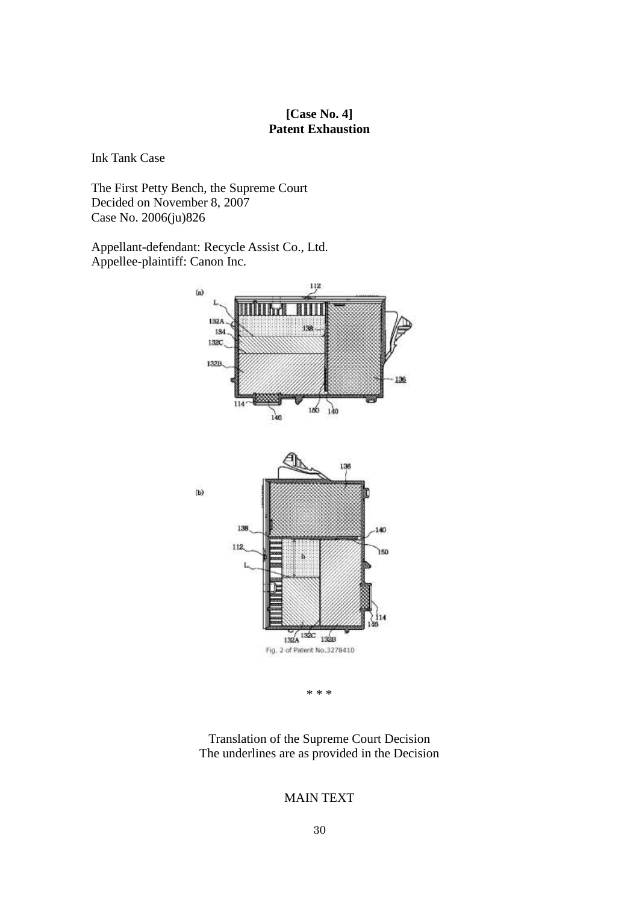**[Case No. 4]**
**Patent Exhaustion**

Ink Tank Case

The First Petty Bench, the Supreme Court
Decided on November 8, 2007
Case No. 2006(ju)826

Appellant-defendant: Recycle Assist Co., Ltd.
Appellee-plaintiff: Canon Inc.

Fig. 2 of Patent No.3278410

\* \* \*

Translation of the Supreme Court Decision
The underlines are as provided in the Decision

MAIN TEXT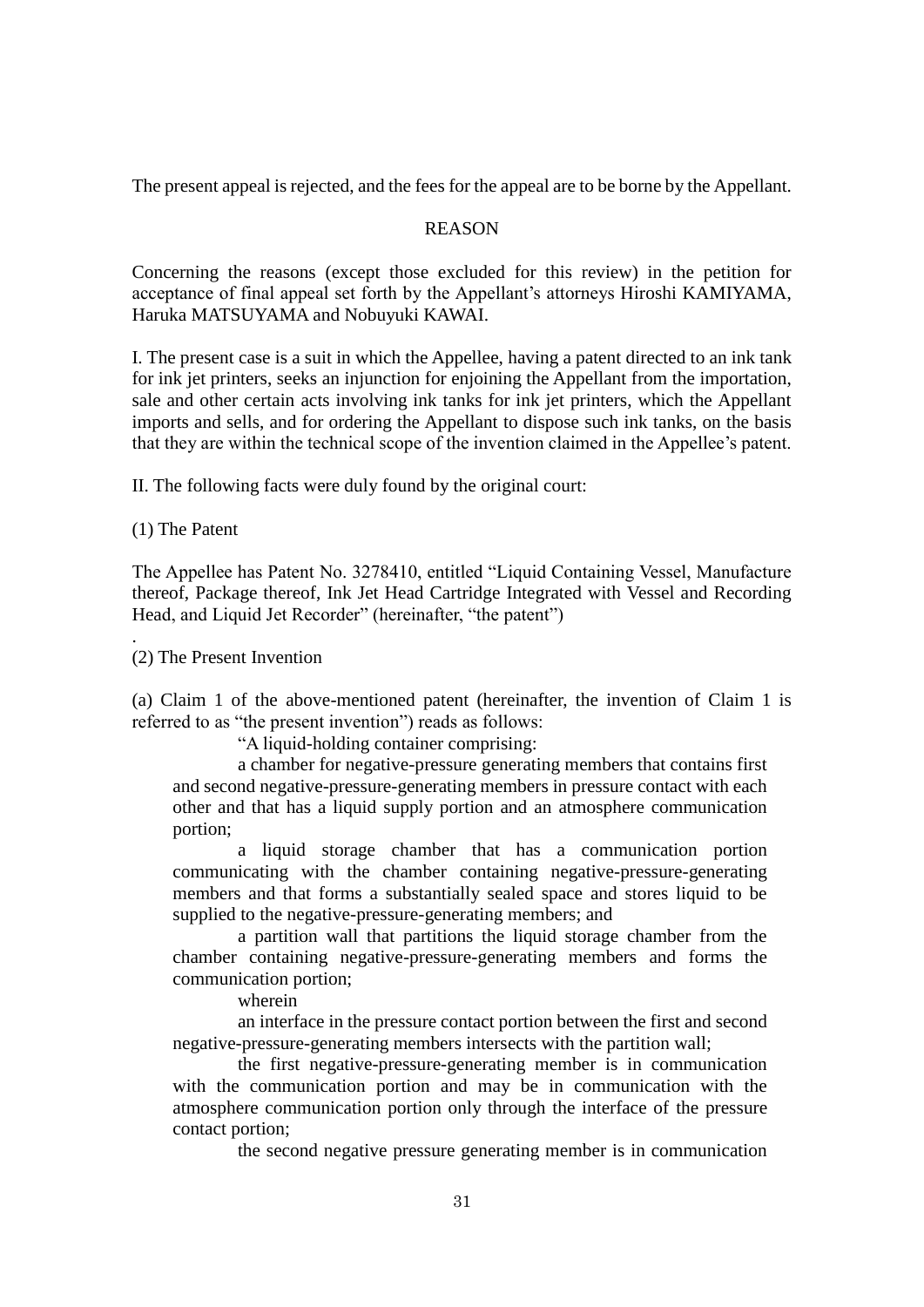The present appeal is rejected, and the fees for the appeal are to be borne by the Appellant.

REASON

Concerning the reasons (except those excluded for this review) in the petition for acceptance of final appeal set forth by the Appellant's attorneys Hiroshi KAMIYAMA, Haruka MATSUYAMA and Nobuyuki KAWAI.

I. The present case is a suit in which the Appellee, having a patent directed to an ink tank for ink jet printers, seeks an injunction for enjoining the Appellant from the importation, sale and other certain acts involving ink tanks for ink jet printers, which the Appellant imports and sells, and for ordering the Appellant to dispose such ink tanks, on the basis that they are within the technical scope of the invention claimed in the Appellee's patent.

II. The following facts were duly found by the original court:

(1) The Patent

The Appellee has Patent No. 3278410, entitled "Liquid Containing Vessel, Manufacture thereof, Package thereof, Ink Jet Head Cartridge Integrated with Vessel and Recording Head, and Liquid Jet Recorder" (hereinafter, "the patent")

.

(2) The Present Invention

(a) Claim 1 of the above-mentioned patent (hereinafter, the invention of Claim 1 is referred to as "the present invention") reads as follows:

> "A liquid-holding container comprising:
>
> a chamber for negative-pressure generating members that contains first and second negative-pressure-generating members in pressure contact with each other and that has a liquid supply portion and an atmosphere communication portion;
>
> a liquid storage chamber that has a communication portion communicating with the chamber containing negative-pressure-generating members and that forms a substantially sealed space and stores liquid to be supplied to the negative-pressure-generating members; and
>
> a partition wall that partitions the liquid storage chamber from the chamber containing negative-pressure-generating members and forms the communication portion;
>
> wherein
>
> an interface in the pressure contact portion between the first and second negative-pressure-generating members intersects with the partition wall;
>
> the first negative-pressure-generating member is in communication with the communication portion and may be in communication with the atmosphere communication portion only through the interface of the pressure contact portion;
>
> the second negative pressure generating member is in communication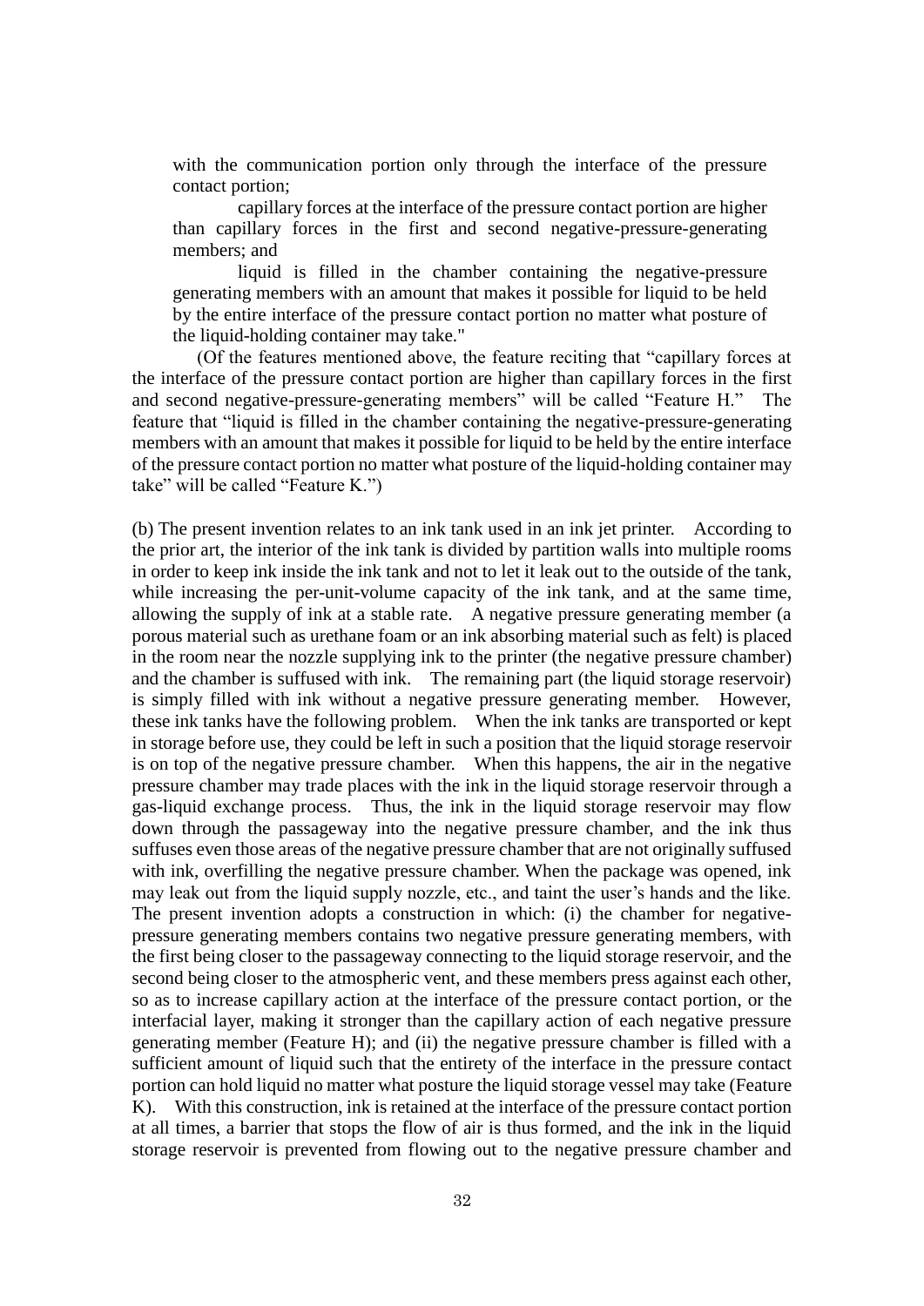with the communication portion only through the interface of the pressure contact portion;

capillary forces at the interface of the pressure contact portion are higher than capillary forces in the first and second negative-pressure-generating members; and

liquid is filled in the chamber containing the negative-pressure generating members with an amount that makes it possible for liquid to be held by the entire interface of the pressure contact portion no matter what posture of the liquid-holding container may take."

(Of the features mentioned above, the feature reciting that "capillary forces at the interface of the pressure contact portion are higher than capillary forces in the first and second negative-pressure-generating members" will be called "Feature H." The feature that "liquid is filled in the chamber containing the negative-pressure-generating members with an amount that makes it possible for liquid to be held by the entire interface of the pressure contact portion no matter what posture of the liquid-holding container may take" will be called "Feature K.")

(b) The present invention relates to an ink tank used in an ink jet printer. According to the prior art, the interior of the ink tank is divided by partition walls into multiple rooms in order to keep ink inside the ink tank and not to let it leak out to the outside of the tank, while increasing the per-unit-volume capacity of the ink tank, and at the same time, allowing the supply of ink at a stable rate. A negative pressure generating member (a porous material such as urethane foam or an ink absorbing material such as felt) is placed in the room near the nozzle supplying ink to the printer (the negative pressure chamber) and the chamber is suffused with ink. The remaining part (the liquid storage reservoir) is simply filled with ink without a negative pressure generating member. However, these ink tanks have the following problem. When the ink tanks are transported or kept in storage before use, they could be left in such a position that the liquid storage reservoir is on top of the negative pressure chamber. When this happens, the air in the negative pressure chamber may trade places with the ink in the liquid storage reservoir through a gas-liquid exchange process. Thus, the ink in the liquid storage reservoir may flow down through the passageway into the negative pressure chamber, and the ink thus suffuses even those areas of the negative pressure chamber that are not originally suffused with ink, overfilling the negative pressure chamber. When the package was opened, ink may leak out from the liquid supply nozzle, etc., and taint the user's hands and the like. The present invention adopts a construction in which: (i) the chamber for negative-pressure generating members contains two negative pressure generating members, with the first being closer to the passageway connecting to the liquid storage reservoir, and the second being closer to the atmospheric vent, and these members press against each other, so as to increase capillary action at the interface of the pressure contact portion, or the interfacial layer, making it stronger than the capillary action of each negative pressure generating member (Feature H); and (ii) the negative pressure chamber is filled with a sufficient amount of liquid such that the entirety of the interface in the pressure contact portion can hold liquid no matter what posture the liquid storage vessel may take (Feature K). With this construction, ink is retained at the interface of the pressure contact portion at all times, a barrier that stops the flow of air is thus formed, and the ink in the liquid storage reservoir is prevented from flowing out to the negative pressure chamber and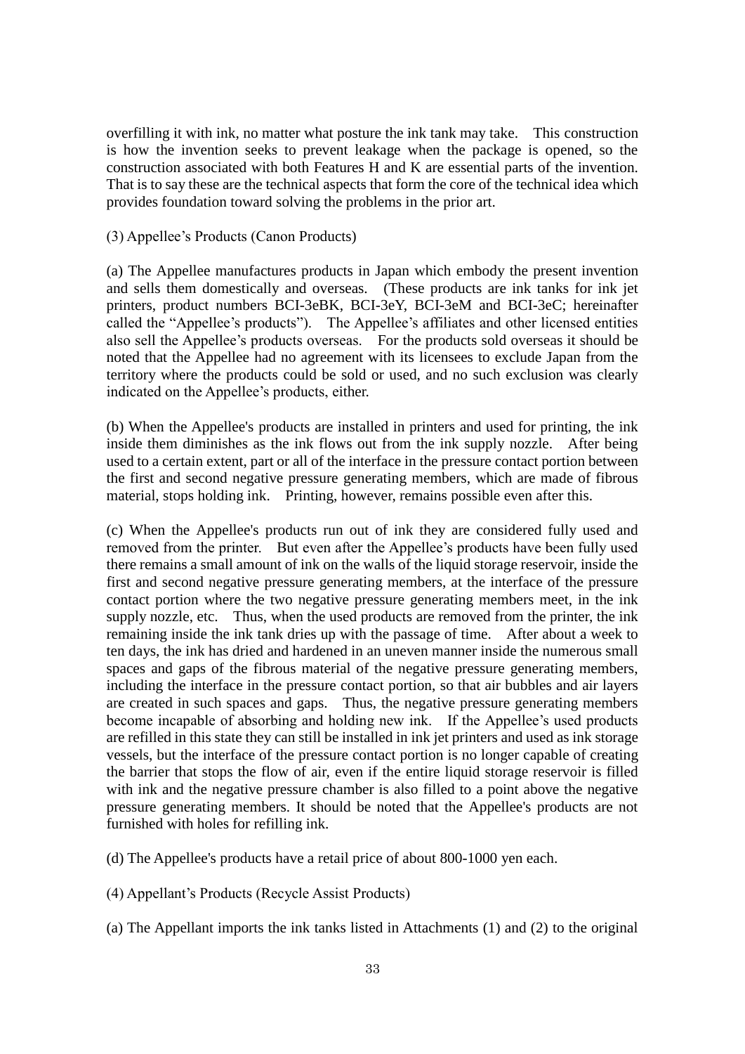overfilling it with ink, no matter what posture the ink tank may take. This construction is how the invention seeks to prevent leakage when the package is opened, so the construction associated with both Features H and K are essential parts of the invention. That is to say these are the technical aspects that form the core of the technical idea which provides foundation toward solving the problems in the prior art.

(3) Appellee's Products (Canon Products)

(a) The Appellee manufactures products in Japan which embody the present invention and sells them domestically and overseas. (These products are ink tanks for ink jet printers, product numbers BCI-3eBK, BCI-3eY, BCI-3eM and BCI-3eC; hereinafter called the "Appellee's products"). The Appellee's affiliates and other licensed entities also sell the Appellee's products overseas. For the products sold overseas it should be noted that the Appellee had no agreement with its licensees to exclude Japan from the territory where the products could be sold or used, and no such exclusion was clearly indicated on the Appellee's products, either.

(b) When the Appellee's products are installed in printers and used for printing, the ink inside them diminishes as the ink flows out from the ink supply nozzle. After being used to a certain extent, part or all of the interface in the pressure contact portion between the first and second negative pressure generating members, which are made of fibrous material, stops holding ink. Printing, however, remains possible even after this.

(c) When the Appellee's products run out of ink they are considered fully used and removed from the printer. But even after the Appellee's products have been fully used there remains a small amount of ink on the walls of the liquid storage reservoir, inside the first and second negative pressure generating members, at the interface of the pressure contact portion where the two negative pressure generating members meet, in the ink supply nozzle, etc. Thus, when the used products are removed from the printer, the ink remaining inside the ink tank dries up with the passage of time. After about a week to ten days, the ink has dried and hardened in an uneven manner inside the numerous small spaces and gaps of the fibrous material of the negative pressure generating members, including the interface in the pressure contact portion, so that air bubbles and air layers are created in such spaces and gaps. Thus, the negative pressure generating members become incapable of absorbing and holding new ink. If the Appellee's used products are refilled in this state they can still be installed in ink jet printers and used as ink storage vessels, but the interface of the pressure contact portion is no longer capable of creating the barrier that stops the flow of air, even if the entire liquid storage reservoir is filled with ink and the negative pressure chamber is also filled to a point above the negative pressure generating members. It should be noted that the Appellee's products are not furnished with holes for refilling ink.

(d) The Appellee's products have a retail price of about 800-1000 yen each.

(4) Appellant's Products (Recycle Assist Products)

(a) The Appellant imports the ink tanks listed in Attachments (1) and (2) to the original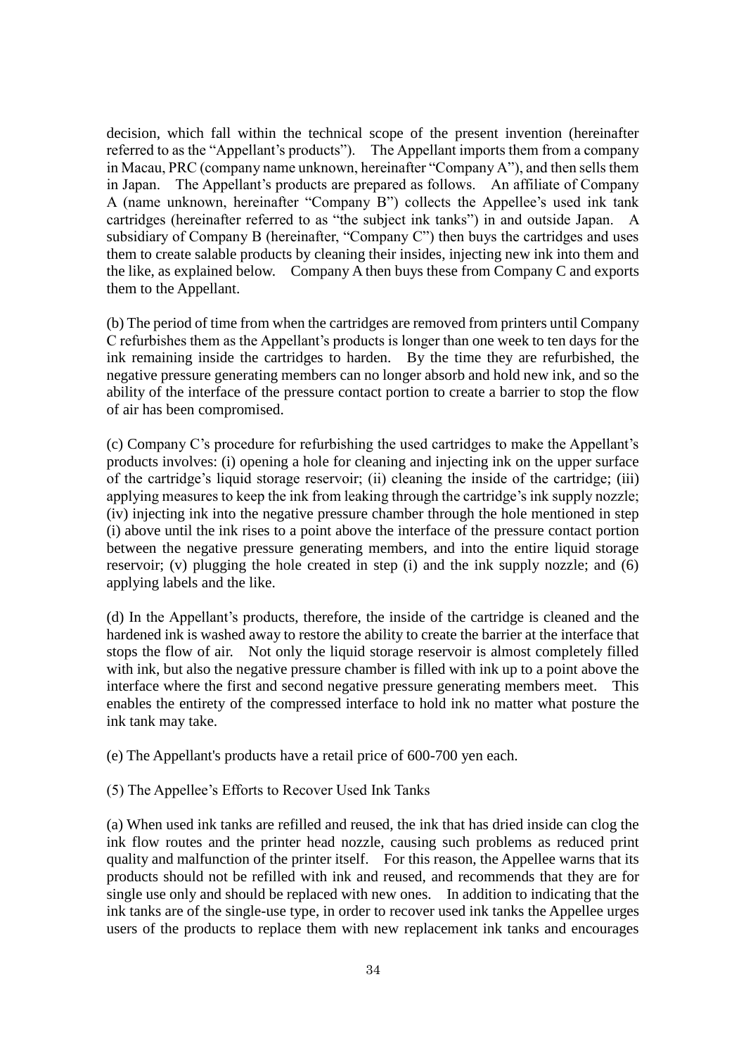decision, which fall within the technical scope of the present invention (hereinafter referred to as the "Appellant's products"). The Appellant imports them from a company in Macau, PRC (company name unknown, hereinafter "Company A"), and then sells them in Japan. The Appellant's products are prepared as follows. An affiliate of Company A (name unknown, hereinafter "Company B") collects the Appellee's used ink tank cartridges (hereinafter referred to as "the subject ink tanks") in and outside Japan. A subsidiary of Company B (hereinafter, "Company C") then buys the cartridges and uses them to create salable products by cleaning their insides, injecting new ink into them and the like, as explained below. Company A then buys these from Company C and exports them to the Appellant.

(b) The period of time from when the cartridges are removed from printers until Company C refurbishes them as the Appellant's products is longer than one week to ten days for the ink remaining inside the cartridges to harden. By the time they are refurbished, the negative pressure generating members can no longer absorb and hold new ink, and so the ability of the interface of the pressure contact portion to create a barrier to stop the flow of air has been compromised.

(c) Company C's procedure for refurbishing the used cartridges to make the Appellant's products involves: (i) opening a hole for cleaning and injecting ink on the upper surface of the cartridge's liquid storage reservoir; (ii) cleaning the inside of the cartridge; (iii) applying measures to keep the ink from leaking through the cartridge's ink supply nozzle; (iv) injecting ink into the negative pressure chamber through the hole mentioned in step (i) above until the ink rises to a point above the interface of the pressure contact portion between the negative pressure generating members, and into the entire liquid storage reservoir; (v) plugging the hole created in step (i) and the ink supply nozzle; and (6) applying labels and the like.

(d) In the Appellant's products, therefore, the inside of the cartridge is cleaned and the hardened ink is washed away to restore the ability to create the barrier at the interface that stops the flow of air. Not only the liquid storage reservoir is almost completely filled with ink, but also the negative pressure chamber is filled with ink up to a point above the interface where the first and second negative pressure generating members meet. This enables the entirety of the compressed interface to hold ink no matter what posture the ink tank may take.

(e) The Appellant's products have a retail price of 600-700 yen each.

(5) The Appellee's Efforts to Recover Used Ink Tanks

(a) When used ink tanks are refilled and reused, the ink that has dried inside can clog the ink flow routes and the printer head nozzle, causing such problems as reduced print quality and malfunction of the printer itself. For this reason, the Appellee warns that its products should not be refilled with ink and reused, and recommends that they are for single use only and should be replaced with new ones. In addition to indicating that the ink tanks are of the single-use type, in order to recover used ink tanks the Appellee urges users of the products to replace them with new replacement ink tanks and encourages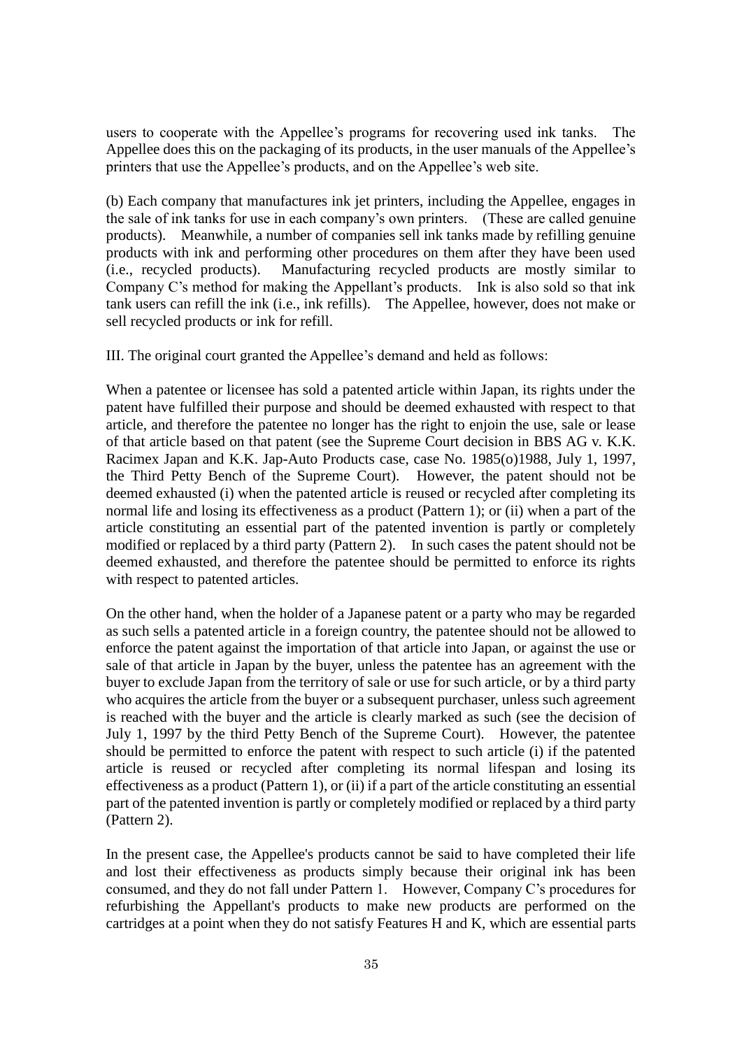users to cooperate with the Appellee's programs for recovering used ink tanks. The Appellee does this on the packaging of its products, in the user manuals of the Appellee's printers that use the Appellee's products, and on the Appellee's web site.

(b) Each company that manufactures ink jet printers, including the Appellee, engages in the sale of ink tanks for use in each company's own printers. (These are called genuine products). Meanwhile, a number of companies sell ink tanks made by refilling genuine products with ink and performing other procedures on them after they have been used (i.e., recycled products). Manufacturing recycled products are mostly similar to Company C's method for making the Appellant's products. Ink is also sold so that ink tank users can refill the ink (i.e., ink refills). The Appellee, however, does not make or sell recycled products or ink for refill.

III. The original court granted the Appellee's demand and held as follows:

When a patentee or licensee has sold a patented article within Japan, its rights under the patent have fulfilled their purpose and should be deemed exhausted with respect to that article, and therefore the patentee no longer has the right to enjoin the use, sale or lease of that article based on that patent (see the Supreme Court decision in BBS AG v. K.K. Racimex Japan and K.K. Jap-Auto Products case, case No. 1985(o)1988, July 1, 1997, the Third Petty Bench of the Supreme Court). However, the patent should not be deemed exhausted (i) when the patented article is reused or recycled after completing its normal life and losing its effectiveness as a product (Pattern 1); or (ii) when a part of the article constituting an essential part of the patented invention is partly or completely modified or replaced by a third party (Pattern 2). In such cases the patent should not be deemed exhausted, and therefore the patentee should be permitted to enforce its rights with respect to patented articles.

On the other hand, when the holder of a Japanese patent or a party who may be regarded as such sells a patented article in a foreign country, the patentee should not be allowed to enforce the patent against the importation of that article into Japan, or against the use or sale of that article in Japan by the buyer, unless the patentee has an agreement with the buyer to exclude Japan from the territory of sale or use for such article, or by a third party who acquires the article from the buyer or a subsequent purchaser, unless such agreement is reached with the buyer and the article is clearly marked as such (see the decision of July 1, 1997 by the third Petty Bench of the Supreme Court). However, the patentee should be permitted to enforce the patent with respect to such article (i) if the patented article is reused or recycled after completing its normal lifespan and losing its effectiveness as a product (Pattern 1), or (ii) if a part of the article constituting an essential part of the patented invention is partly or completely modified or replaced by a third party (Pattern 2).

In the present case, the Appellee's products cannot be said to have completed their life and lost their effectiveness as products simply because their original ink has been consumed, and they do not fall under Pattern 1. However, Company C's procedures for refurbishing the Appellant's products to make new products are performed on the cartridges at a point when they do not satisfy Features H and K, which are essential parts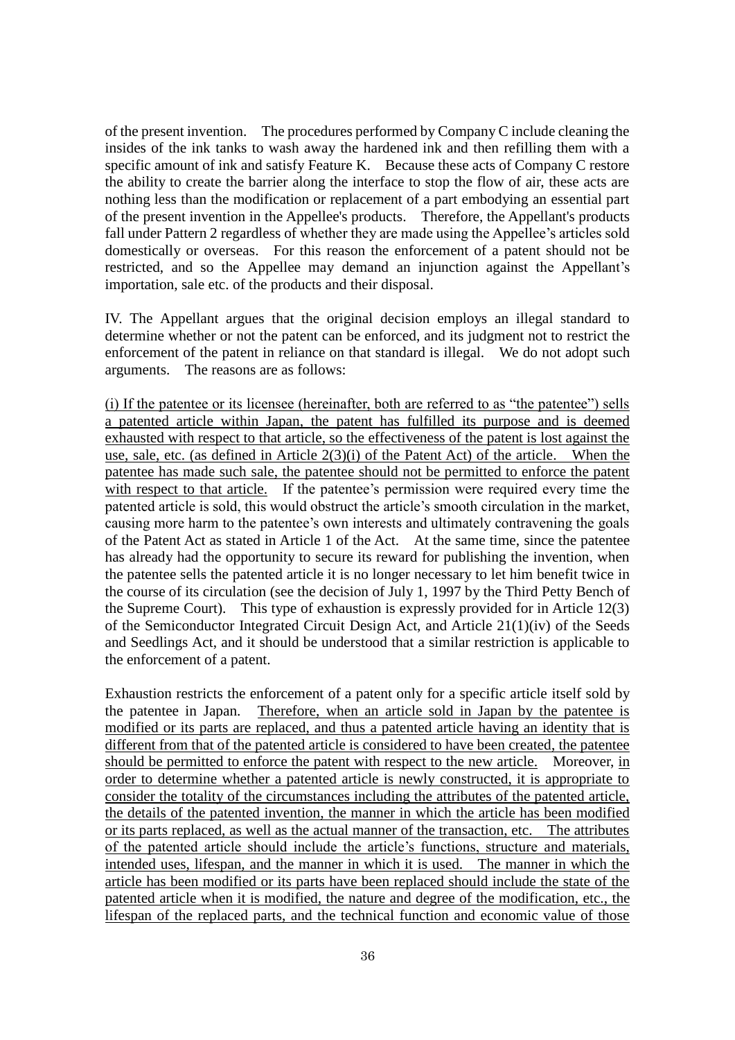of the present invention. The procedures performed by Company C include cleaning the insides of the ink tanks to wash away the hardened ink and then refilling them with a specific amount of ink and satisfy Feature K. Because these acts of Company C restore the ability to create the barrier along the interface to stop the flow of air, these acts are nothing less than the modification or replacement of a part embodying an essential part of the present invention in the Appellee's products. Therefore, the Appellant's products fall under Pattern 2 regardless of whether they are made using the Appellee's articles sold domestically or overseas. For this reason the enforcement of a patent should not be restricted, and so the Appellee may demand an injunction against the Appellant's importation, sale etc. of the products and their disposal.

IV. The Appellant argues that the original decision employs an illegal standard to determine whether or not the patent can be enforced, and its judgment not to restrict the enforcement of the patent in reliance on that standard is illegal. We do not adopt such arguments. The reasons are as follows:

<u>(i) If the patentee or its licensee (hereinafter, both are referred to as "the patentee") sells a patented article within Japan, the patent has fulfilled its purpose and is deemed exhausted with respect to that article, so the effectiveness of the patent is lost against the use, sale, etc. (as defined in Article 2(3)(i) of the Patent Act) of the article. When the patentee has made such sale, the patentee should not be permitted to enforce the patent with respect to that article.</u> If the patentee's permission were required every time the patented article is sold, this would obstruct the article's smooth circulation in the market, causing more harm to the patentee's own interests and ultimately contravening the goals of the Patent Act as stated in Article 1 of the Act. At the same time, since the patentee has already had the opportunity to secure its reward for publishing the invention, when the patentee sells the patented article it is no longer necessary to let him benefit twice in the course of its circulation (see the decision of July 1, 1997 by the Third Petty Bench of the Supreme Court). This type of exhaustion is expressly provided for in Article 12(3) of the Semiconductor Integrated Circuit Design Act, and Article 21(1)(iv) of the Seeds and Seedlings Act, and it should be understood that a similar restriction is applicable to the enforcement of a patent.

Exhaustion restricts the enforcement of a patent only for a specific article itself sold by the patentee in Japan. <u>Therefore, when an article sold in Japan by the patentee is modified or its parts are replaced, and thus a patented article having an identity that is different from that of the patented article is considered to have been created, the patentee should be permitted to enforce the patent with respect to the new article.</u> Moreover, <u>in order to determine whether a patented article is newly constructed, it is appropriate to consider the totality of the circumstances including the attributes of the patented article, the details of the patented invention, the manner in which the article has been modified or its parts replaced, as well as the actual manner of the transaction, etc. The attributes of the patented article should include the article's functions, structure and materials, intended uses, lifespan, and the manner in which it is used. The manner in which the article has been modified or its parts have been replaced should include the state of the patented article when it is modified, the nature and degree of the modification, etc., the lifespan of the replaced parts, and the technical function and economic value of those</u>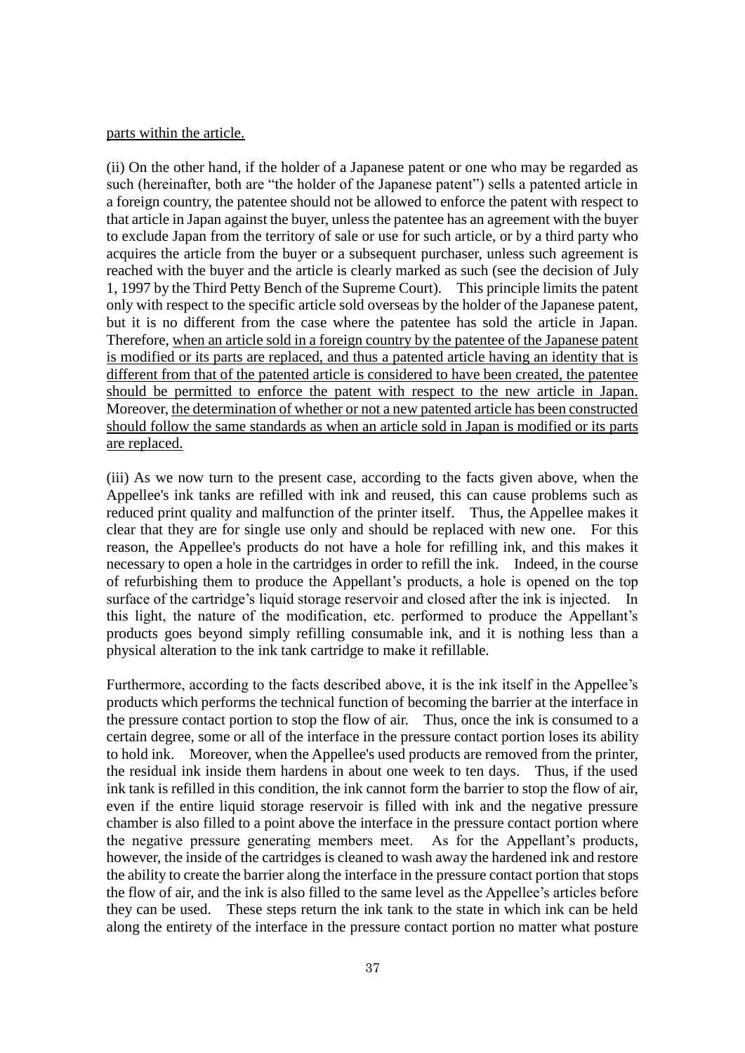parts within the article.

(ii) On the other hand, if the holder of a Japanese patent or one who may be regarded as such (hereinafter, both are "the holder of the Japanese patent") sells a patented article in a foreign country, the patentee should not be allowed to enforce the patent with respect to that article in Japan against the buyer, unless the patentee has an agreement with the buyer to exclude Japan from the territory of sale or use for such article, or by a third party who acquires the article from the buyer or a subsequent purchaser, unless such agreement is reached with the buyer and the article is clearly marked as such (see the decision of July 1, 1997 by the Third Petty Bench of the Supreme Court). This principle limits the patent only with respect to the specific article sold overseas by the holder of the Japanese patent, but it is no different from the case where the patentee has sold the article in Japan. Therefore, when an article sold in a foreign country by the patentee of the Japanese patent is modified or its parts are replaced, and thus a patented article having an identity that is different from that of the patented article is considered to have been created, the patentee should be permitted to enforce the patent with respect to the new article in Japan. Moreover, the determination of whether or not a new patented article has been constructed should follow the same standards as when an article sold in Japan is modified or its parts are replaced.

(iii) As we now turn to the present case, according to the facts given above, when the Appellee's ink tanks are refilled with ink and reused, this can cause problems such as reduced print quality and malfunction of the printer itself. Thus, the Appellee makes it clear that they are for single use only and should be replaced with new one. For this reason, the Appellee's products do not have a hole for refilling ink, and this makes it necessary to open a hole in the cartridges in order to refill the ink. Indeed, in the course of refurbishing them to produce the Appellant's products, a hole is opened on the top surface of the cartridge's liquid storage reservoir and closed after the ink is injected. In this light, the nature of the modification, etc. performed to produce the Appellant's products goes beyond simply refilling consumable ink, and it is nothing less than a physical alteration to the ink tank cartridge to make it refillable.

Furthermore, according to the facts described above, it is the ink itself in the Appellee's products which performs the technical function of becoming the barrier at the interface in the pressure contact portion to stop the flow of air. Thus, once the ink is consumed to a certain degree, some or all of the interface in the pressure contact portion loses its ability to hold ink. Moreover, when the Appellee's used products are removed from the printer, the residual ink inside them hardens in about one week to ten days. Thus, if the used ink tank is refilled in this condition, the ink cannot form the barrier to stop the flow of air, even if the entire liquid storage reservoir is filled with ink and the negative pressure chamber is also filled to a point above the interface in the pressure contact portion where the negative pressure generating members meet. As for the Appellant's products, however, the inside of the cartridges is cleaned to wash away the hardened ink and restore the ability to create the barrier along the interface in the pressure contact portion that stops the flow of air, and the ink is also filled to the same level as the Appellee's articles before they can be used. These steps return the ink tank to the state in which ink can be held along the entirety of the interface in the pressure contact portion no matter what posture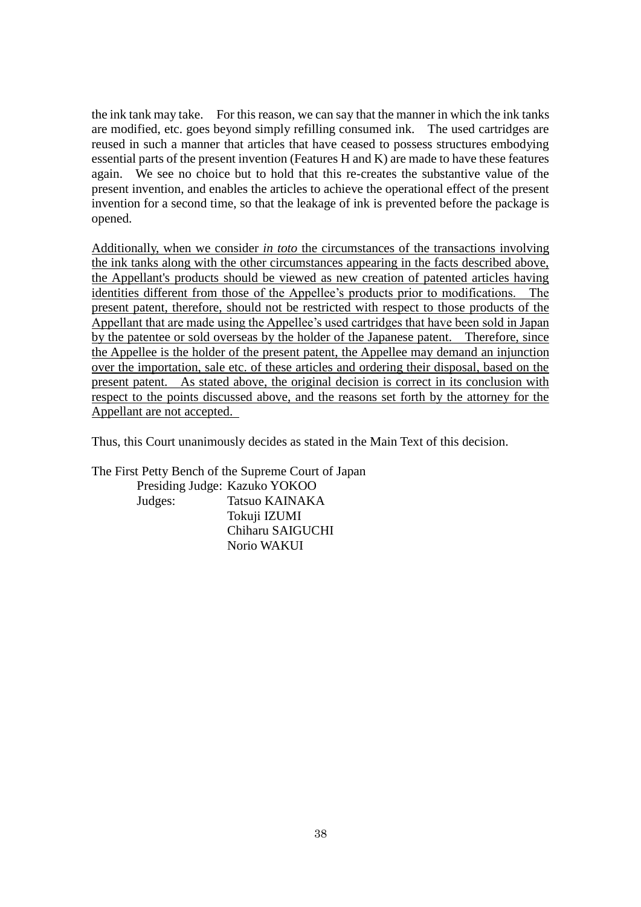the ink tank may take. For this reason, we can say that the manner in which the ink tanks are modified, etc. goes beyond simply refilling consumed ink. The used cartridges are reused in such a manner that articles that have ceased to possess structures embodying essential parts of the present invention (Features H and K) are made to have these features again. We see no choice but to hold that this re-creates the substantive value of the present invention, and enables the articles to achieve the operational effect of the present invention for a second time, so that the leakage of ink is prevented before the package is opened.

<u>Additionally, when we consider *in toto* the circumstances of the transactions involving the ink tanks along with the other circumstances appearing in the facts described above, the Appellant's products should be viewed as new creation of patented articles having identities different from those of the Appellee's products prior to modifications. The present patent, therefore, should not be restricted with respect to those products of the Appellant that are made using the Appellee's used cartridges that have been sold in Japan by the patentee or sold overseas by the holder of the Japanese patent. Therefore, since the Appellee is the holder of the present patent, the Appellee may demand an injunction over the importation, sale etc. of these articles and ordering their disposal, based on the present patent. As stated above, the original decision is correct in its conclusion with respect to the points discussed above, and the reasons set forth by the attorney for the Appellant are not accepted.</u>

Thus, this Court unanimously decides as stated in the Main Text of this decision.

The First Petty Bench of the Supreme Court of Japan

Presiding Judge: Kazuko YOKOO

Judges: Tatsuo KAINAKA

Tokuji IZUMI

Chiharu SAIGUCHI

Norio WAKUI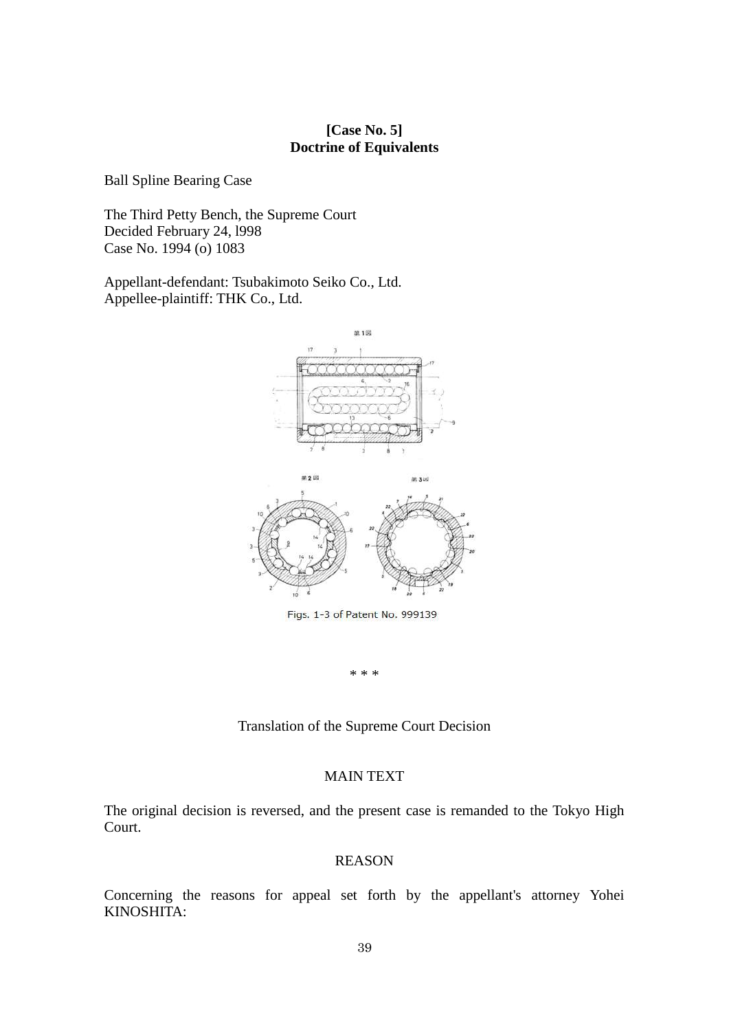**[Case No. 5]**
**Doctrine of Equivalents**

Ball Spline Bearing Case

The Third Petty Bench, the Supreme Court
Decided February 24, l998
Case No. 1994 (o) 1083

Appellant-defendant: Tsubakimoto Seiko Co., Ltd.
Appellee-plaintiff: THK Co., Ltd.

Figs. 1-3 of Patent No. 999139

\* \* \*

Translation of the Supreme Court Decision

MAIN TEXT

The original decision is reversed, and the present case is remanded to the Tokyo High Court.

REASON

Concerning the reasons for appeal set forth by the appellant's attorney Yohei KINOSHITA: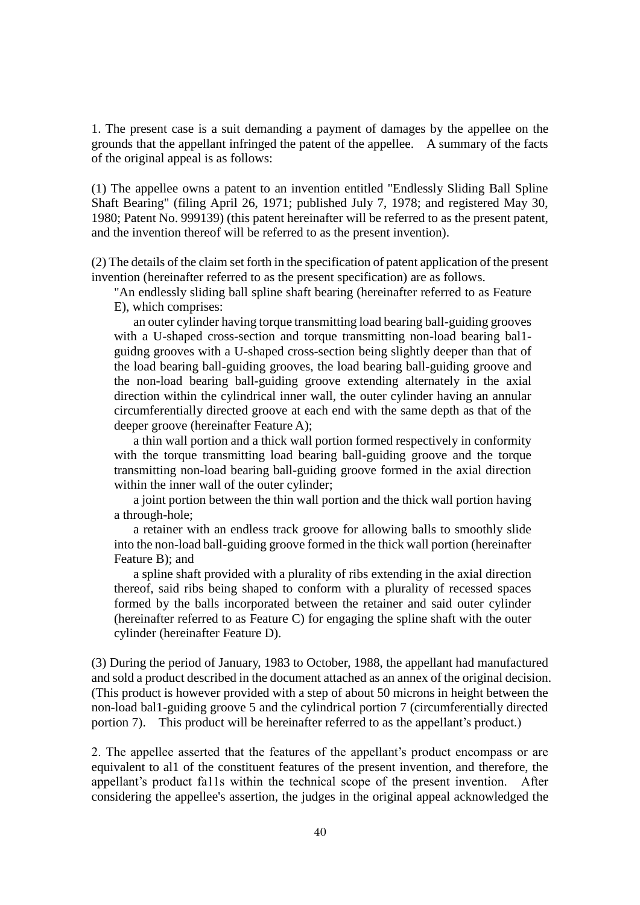1. The present case is a suit demanding a payment of damages by the appellee on the grounds that the appellant infringed the patent of the appellee. A summary of the facts of the original appeal is as follows:

(1) The appellee owns a patent to an invention entitled "Endlessly Sliding Ball Spline Shaft Bearing" (filing April 26, 1971; published July 7, 1978; and registered May 30, 1980; Patent No. 999139) (this patent hereinafter will be referred to as the present patent, and the invention thereof will be referred to as the present invention).

(2) The details of the claim set forth in the specification of patent application of the present invention (hereinafter referred to as the present specification) are as follows.

> "An endlessly sliding ball spline shaft bearing (hereinafter referred to as Feature E), which comprises:
>
> an outer cylinder having torque transmitting load bearing ball-guiding grooves with a U-shaped cross-section and torque transmitting non-load bearing bal1-guidng grooves with a U-shaped cross-section being slightly deeper than that of the load bearing ball-guiding grooves, the load bearing ball-guiding groove and the non-load bearing ball-guiding groove extending alternately in the axial direction within the cylindrical inner wall, the outer cylinder having an annular circumferentially directed groove at each end with the same depth as that of the deeper groove (hereinafter Feature A);
>
> a thin wall portion and a thick wall portion formed respectively in conformity with the torque transmitting load bearing ball-guiding groove and the torque transmitting non-load bearing ball-guiding groove formed in the axial direction within the inner wall of the outer cylinder;
>
> a joint portion between the thin wall portion and the thick wall portion having a through-hole;
>
> a retainer with an endless track groove for allowing balls to smoothly slide into the non-load ball-guiding groove formed in the thick wall portion (hereinafter Feature B); and
>
> a spline shaft provided with a plurality of ribs extending in the axial direction thereof, said ribs being shaped to conform with a plurality of recessed spaces formed by the balls incorporated between the retainer and said outer cylinder (hereinafter referred to as Feature C) for engaging the spline shaft with the outer cylinder (hereinafter Feature D).

(3) During the period of January, 1983 to October, 1988, the appellant had manufactured and sold a product described in the document attached as an annex of the original decision. (This product is however provided with a step of about 50 microns in height between the non-load bal1-guiding groove 5 and the cylindrical portion 7 (circumferentially directed portion 7). This product will be hereinafter referred to as the appellant's product.)

2. The appellee asserted that the features of the appellant's product encompass or are equivalent to al1 of the constituent features of the present invention, and therefore, the appellant's product fa11s within the technical scope of the present invention. After considering the appellee's assertion, the judges in the original appeal acknowledged the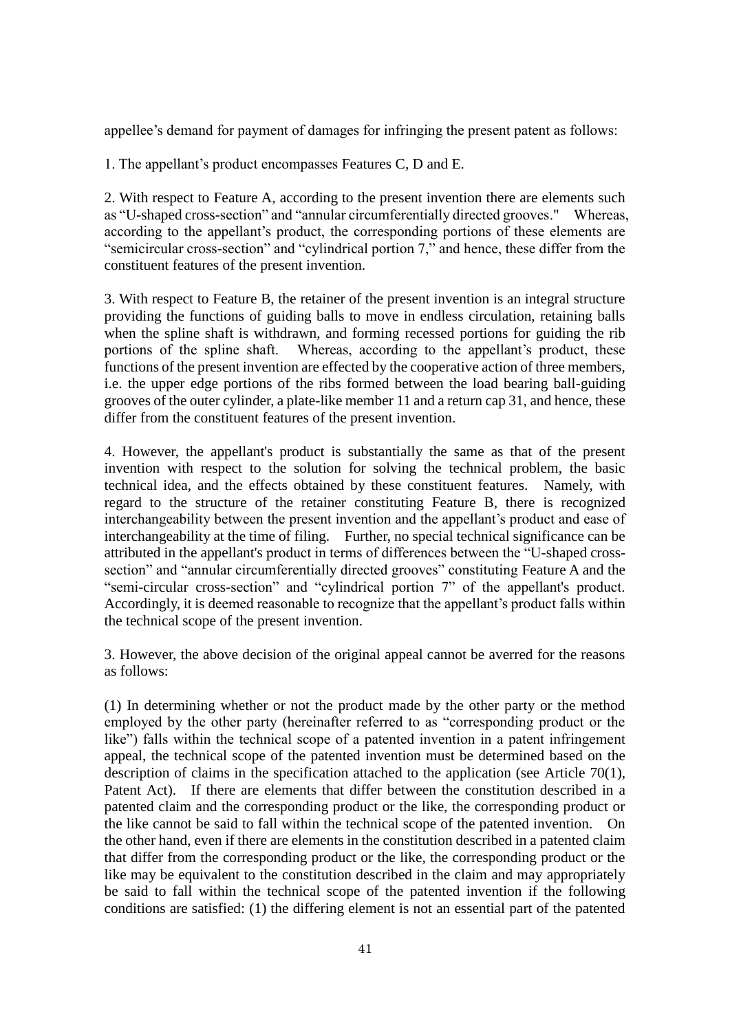appellee's demand for payment of damages for infringing the present patent as follows:

1. The appellant's product encompasses Features C, D and E.

2. With respect to Feature A, according to the present invention there are elements such as "U-shaped cross-section" and "annular circumferentially directed grooves." Whereas, according to the appellant's product, the corresponding portions of these elements are "semicircular cross-section" and "cylindrical portion 7," and hence, these differ from the constituent features of the present invention.

3. With respect to Feature B, the retainer of the present invention is an integral structure providing the functions of guiding balls to move in endless circulation, retaining balls when the spline shaft is withdrawn, and forming recessed portions for guiding the rib portions of the spline shaft. Whereas, according to the appellant's product, these functions of the present invention are effected by the cooperative action of three members, i.e. the upper edge portions of the ribs formed between the load bearing ball-guiding grooves of the outer cylinder, a plate-like member 11 and a return cap 31, and hence, these differ from the constituent features of the present invention.

4. However, the appellant's product is substantially the same as that of the present invention with respect to the solution for solving the technical problem, the basic technical idea, and the effects obtained by these constituent features. Namely, with regard to the structure of the retainer constituting Feature B, there is recognized interchangeability between the present invention and the appellant's product and ease of interchangeability at the time of filing. Further, no special technical significance can be attributed in the appellant's product in terms of differences between the "U-shaped cross-section" and "annular circumferentially directed grooves" constituting Feature A and the "semi-circular cross-section" and "cylindrical portion 7" of the appellant's product. Accordingly, it is deemed reasonable to recognize that the appellant's product falls within the technical scope of the present invention.

3. However, the above decision of the original appeal cannot be averred for the reasons as follows:

(1) In determining whether or not the product made by the other party or the method employed by the other party (hereinafter referred to as "corresponding product or the like") falls within the technical scope of a patented invention in a patent infringement appeal, the technical scope of the patented invention must be determined based on the description of claims in the specification attached to the application (see Article 70(1), Patent Act). If there are elements that differ between the constitution described in a patented claim and the corresponding product or the like, the corresponding product or the like cannot be said to fall within the technical scope of the patented invention. On the other hand, even if there are elements in the constitution described in a patented claim that differ from the corresponding product or the like, the corresponding product or the like may be equivalent to the constitution described in the claim and may appropriately be said to fall within the technical scope of the patented invention if the following conditions are satisfied: (1) the differing element is not an essential part of the patented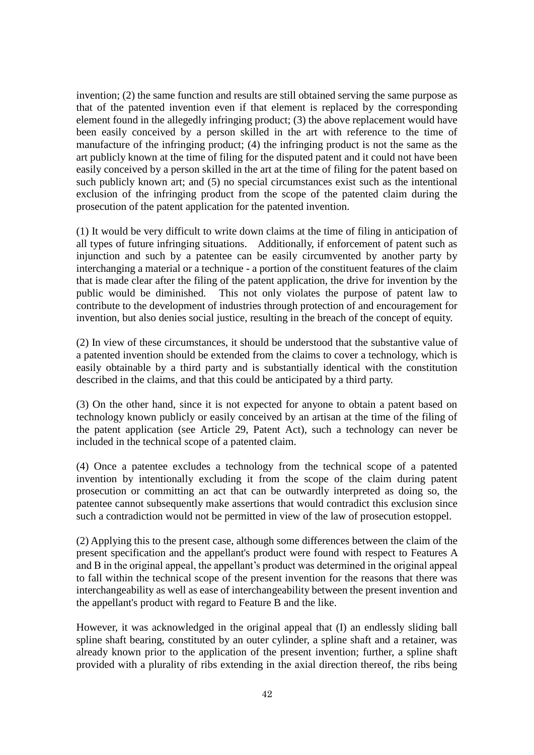invention; (2) the same function and results are still obtained serving the same purpose as that of the patented invention even if that element is replaced by the corresponding element found in the allegedly infringing product; (3) the above replacement would have been easily conceived by a person skilled in the art with reference to the time of manufacture of the infringing product; (4) the infringing product is not the same as the art publicly known at the time of filing for the disputed patent and it could not have been easily conceived by a person skilled in the art at the time of filing for the patent based on such publicly known art; and (5) no special circumstances exist such as the intentional exclusion of the infringing product from the scope of the patented claim during the prosecution of the patent application for the patented invention.

(1) It would be very difficult to write down claims at the time of filing in anticipation of all types of future infringing situations. Additionally, if enforcement of patent such as injunction and such by a patentee can be easily circumvented by another party by interchanging a material or a technique - a portion of the constituent features of the claim that is made clear after the filing of the patent application, the drive for invention by the public would be diminished. This not only violates the purpose of patent law to contribute to the development of industries through protection of and encouragement for invention, but also denies social justice, resulting in the breach of the concept of equity.

(2) In view of these circumstances, it should be understood that the substantive value of a patented invention should be extended from the claims to cover a technology, which is easily obtainable by a third party and is substantially identical with the constitution described in the claims, and that this could be anticipated by a third party.

(3) On the other hand, since it is not expected for anyone to obtain a patent based on technology known publicly or easily conceived by an artisan at the time of the filing of the patent application (see Article 29, Patent Act), such a technology can never be included in the technical scope of a patented claim.

(4) Once a patentee excludes a technology from the technical scope of a patented invention by intentionally excluding it from the scope of the claim during patent prosecution or committing an act that can be outwardly interpreted as doing so, the patentee cannot subsequently make assertions that would contradict this exclusion since such a contradiction would not be permitted in view of the law of prosecution estoppel.

(2) Applying this to the present case, although some differences between the claim of the present specification and the appellant's product were found with respect to Features A and B in the original appeal, the appellant's product was determined in the original appeal to fall within the technical scope of the present invention for the reasons that there was interchangeability as well as ease of interchangeability between the present invention and the appellant's product with regard to Feature B and the like.

However, it was acknowledged in the original appeal that (I) an endlessly sliding ball spline shaft bearing, constituted by an outer cylinder, a spline shaft and a retainer, was already known prior to the application of the present invention; further, a spline shaft provided with a plurality of ribs extending in the axial direction thereof, the ribs being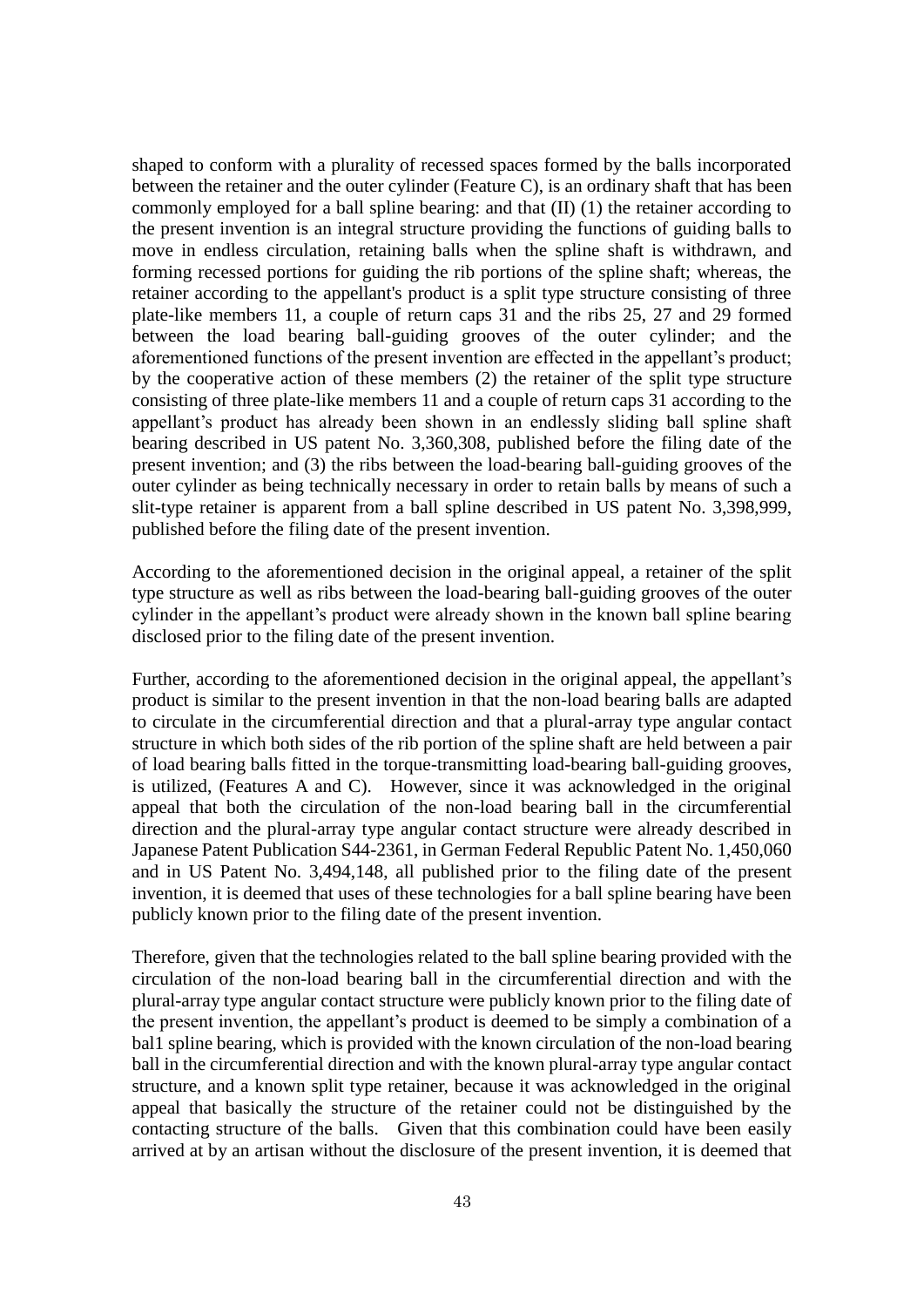shaped to conform with a plurality of recessed spaces formed by the balls incorporated between the retainer and the outer cylinder (Feature C), is an ordinary shaft that has been commonly employed for a ball spline bearing: and that (II) (1) the retainer according to the present invention is an integral structure providing the functions of guiding balls to move in endless circulation, retaining balls when the spline shaft is withdrawn, and forming recessed portions for guiding the rib portions of the spline shaft; whereas, the retainer according to the appellant's product is a split type structure consisting of three plate-like members 11, a couple of return caps 31 and the ribs 25, 27 and 29 formed between the load bearing ball-guiding grooves of the outer cylinder; and the aforementioned functions of the present invention are effected in the appellant’s product; by the cooperative action of these members (2) the retainer of the split type structure consisting of three plate-like members 11 and a couple of return caps 31 according to the appellant’s product has already been shown in an endlessly sliding ball spline shaft bearing described in US patent No. 3,360,308, published before the filing date of the present invention; and (3) the ribs between the load-bearing ball-guiding grooves of the outer cylinder as being technically necessary in order to retain balls by means of such a slit-type retainer is apparent from a ball spline described in US patent No. 3,398,999, published before the filing date of the present invention.

According to the aforementioned decision in the original appeal, a retainer of the split type structure as well as ribs between the load-bearing ball-guiding grooves of the outer cylinder in the appellant’s product were already shown in the known ball spline bearing disclosed prior to the filing date of the present invention.

Further, according to the aforementioned decision in the original appeal, the appellant’s product is similar to the present invention in that the non-load bearing balls are adapted to circulate in the circumferential direction and that a plural-array type angular contact structure in which both sides of the rib portion of the spline shaft are held between a pair of load bearing balls fitted in the torque-transmitting load-bearing ball-guiding grooves, is utilized, (Features A and C). However, since it was acknowledged in the original appeal that both the circulation of the non-load bearing ball in the circumferential direction and the plural-array type angular contact structure were already described in Japanese Patent Publication S44-2361, in German Federal Republic Patent No. 1,450,060 and in US Patent No. 3,494,148, all published prior to the filing date of the present invention, it is deemed that uses of these technologies for a ball spline bearing have been publicly known prior to the filing date of the present invention.

Therefore, given that the technologies related to the ball spline bearing provided with the circulation of the non-load bearing ball in the circumferential direction and with the plural-array type angular contact structure were publicly known prior to the filing date of the present invention, the appellant’s product is deemed to be simply a combination of a bal1 spline bearing, which is provided with the known circulation of the non-load bearing ball in the circumferential direction and with the known plural-array type angular contact structure, and a known split type retainer, because it was acknowledged in the original appeal that basically the structure of the retainer could not be distinguished by the contacting structure of the balls. Given that this combination could have been easily arrived at by an artisan without the disclosure of the present invention, it is deemed that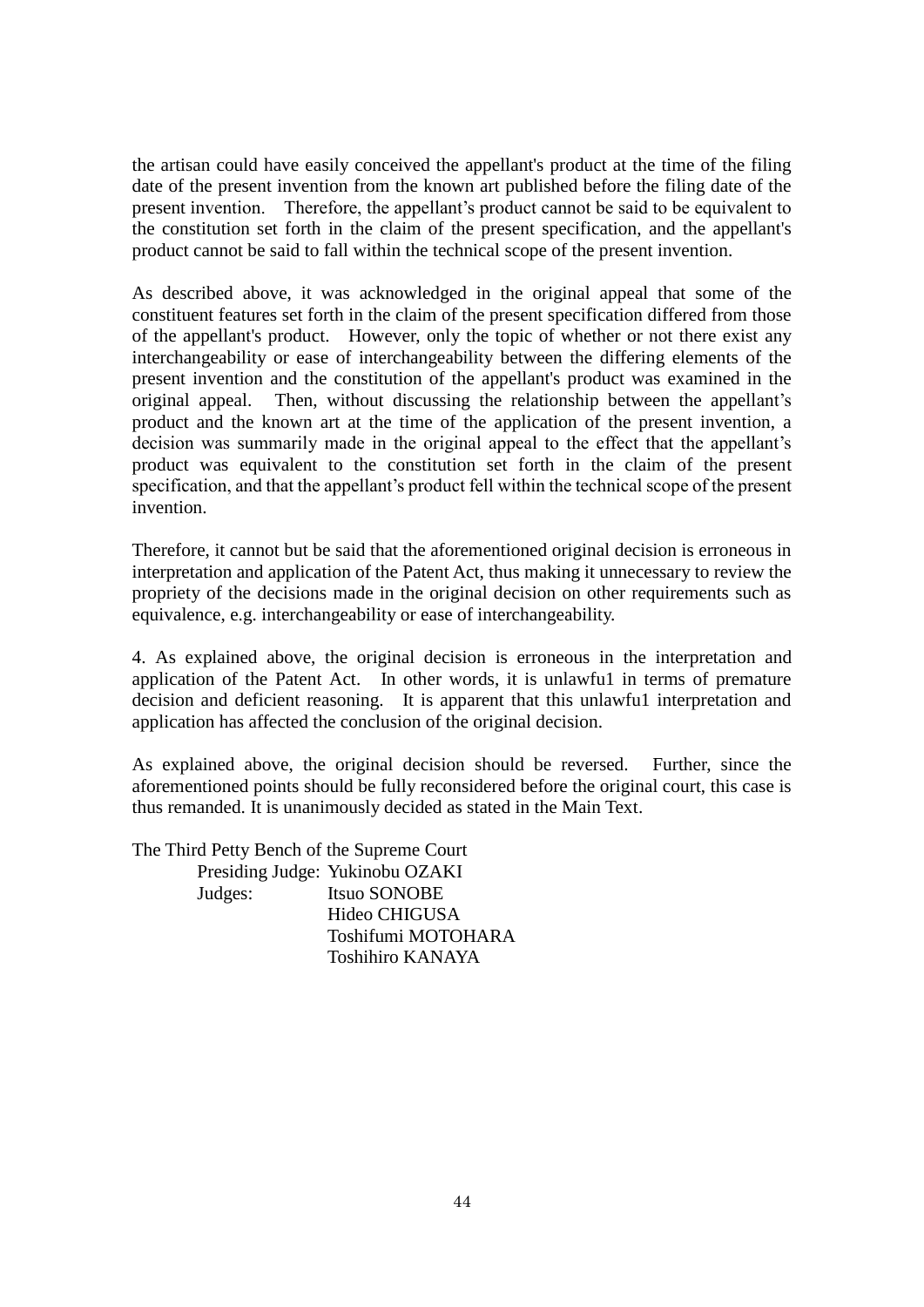the artisan could have easily conceived the appellant's product at the time of the filing date of the present invention from the known art published before the filing date of the present invention. Therefore, the appellant's product cannot be said to be equivalent to the constitution set forth in the claim of the present specification, and the appellant's product cannot be said to fall within the technical scope of the present invention.

As described above, it was acknowledged in the original appeal that some of the constituent features set forth in the claim of the present specification differed from those of the appellant's product. However, only the topic of whether or not there exist any interchangeability or ease of interchangeability between the differing elements of the present invention and the constitution of the appellant's product was examined in the original appeal. Then, without discussing the relationship between the appellant's product and the known art at the time of the application of the present invention, a decision was summarily made in the original appeal to the effect that the appellant's product was equivalent to the constitution set forth in the claim of the present specification, and that the appellant's product fell within the technical scope of the present invention.

Therefore, it cannot but be said that the aforementioned original decision is erroneous in interpretation and application of the Patent Act, thus making it unnecessary to review the propriety of the decisions made in the original decision on other requirements such as equivalence, e.g. interchangeability or ease of interchangeability.

4. As explained above, the original decision is erroneous in the interpretation and application of the Patent Act. In other words, it is unlawfu1 in terms of premature decision and deficient reasoning. It is apparent that this unlawfu1 interpretation and application has affected the conclusion of the original decision.

As explained above, the original decision should be reversed. Further, since the aforementioned points should be fully reconsidered before the original court, this case is thus remanded. It is unanimously decided as stated in the Main Text.

The Third Petty Bench of the Supreme Court
Presiding Judge: Yukinobu OZAKI
Judges: Itsuo SONOBE
Hideo CHIGUSA
Toshifumi MOTOHARA
Toshihiro KANAYA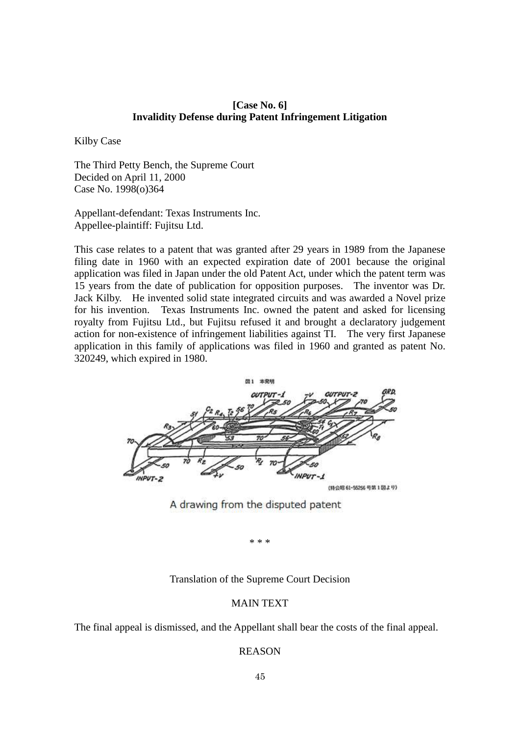**[Case No. 6]**
**Invalidity Defense during Patent Infringement Litigation**

Kilby Case

The Third Petty Bench, the Supreme Court
Decided on April 11, 2000
Case No. 1998(o)364

Appellant-defendant: Texas Instruments Inc.
Appellee-plaintiff: Fujitsu Ltd.

This case relates to a patent that was granted after 29 years in 1989 from the Japanese filing date in 1960 with an expected expiration date of 2001 because the original application was filed in Japan under the old Patent Act, under which the patent term was 15 years from the date of publication for opposition purposes. The inventor was Dr. Jack Kilby. He invented solid state integrated circuits and was awarded a Novel prize for his invention. Texas Instruments Inc. owned the patent and asked for licensing royalty from Fujitsu Ltd., but Fujitsu refused it and brought a declaratory judgement action for non-existence of infringement liabilities against TI. The very first Japanese application in this family of applications was filed in 1960 and granted as patent No. 320249, which expired in 1980.

A drawing from the disputed patent

\* \* \*

Translation of the Supreme Court Decision

MAIN TEXT

The final appeal is dismissed, and the Appellant shall bear the costs of the final appeal.

REASON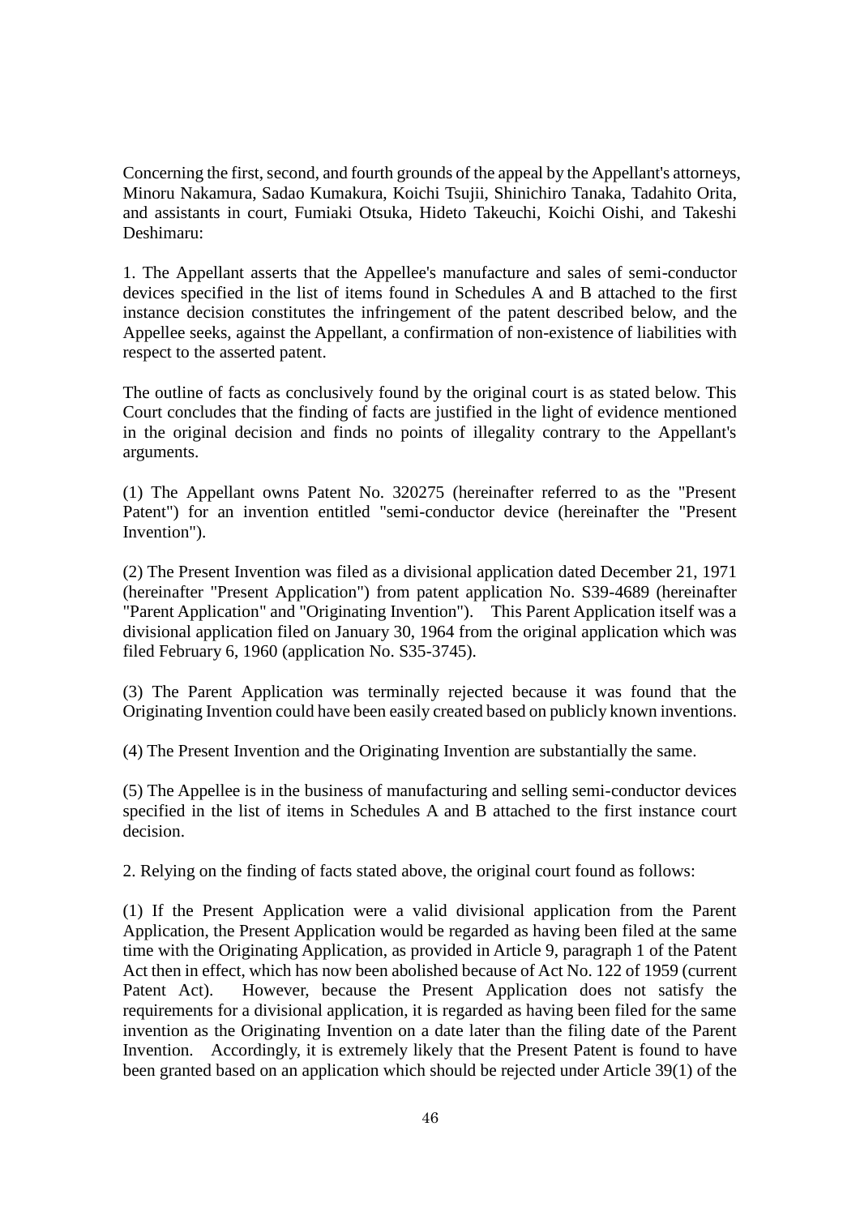Concerning the first, second, and fourth grounds of the appeal by the Appellant's attorneys, Minoru Nakamura, Sadao Kumakura, Koichi Tsujii, Shinichiro Tanaka, Tadahito Orita, and assistants in court, Fumiaki Otsuka, Hideto Takeuchi, Koichi Oishi, and Takeshi Deshimaru:

1. The Appellant asserts that the Appellee's manufacture and sales of semi-conductor devices specified in the list of items found in Schedules A and B attached to the first instance decision constitutes the infringement of the patent described below, and the Appellee seeks, against the Appellant, a confirmation of non-existence of liabilities with respect to the asserted patent.

The outline of facts as conclusively found by the original court is as stated below. This Court concludes that the finding of facts are justified in the light of evidence mentioned in the original decision and finds no points of illegality contrary to the Appellant's arguments.

(1) The Appellant owns Patent No. 320275 (hereinafter referred to as the "Present Patent") for an invention entitled "semi-conductor device (hereinafter the "Present Invention").

(2) The Present Invention was filed as a divisional application dated December 21, 1971 (hereinafter "Present Application") from patent application No. S39-4689 (hereinafter "Parent Application" and "Originating Invention"). This Parent Application itself was a divisional application filed on January 30, 1964 from the original application which was filed February 6, 1960 (application No. S35-3745).

(3) The Parent Application was terminally rejected because it was found that the Originating Invention could have been easily created based on publicly known inventions.

(4) The Present Invention and the Originating Invention are substantially the same.

(5) The Appellee is in the business of manufacturing and selling semi-conductor devices specified in the list of items in Schedules A and B attached to the first instance court decision.

2. Relying on the finding of facts stated above, the original court found as follows:

(1) If the Present Application were a valid divisional application from the Parent Application, the Present Application would be regarded as having been filed at the same time with the Originating Application, as provided in Article 9, paragraph 1 of the Patent Act then in effect, which has now been abolished because of Act No. 122 of 1959 (current Patent Act). However, because the Present Application does not satisfy the requirements for a divisional application, it is regarded as having been filed for the same invention as the Originating Invention on a date later than the filing date of the Parent Invention. Accordingly, it is extremely likely that the Present Patent is found to have been granted based on an application which should be rejected under Article 39(1) of the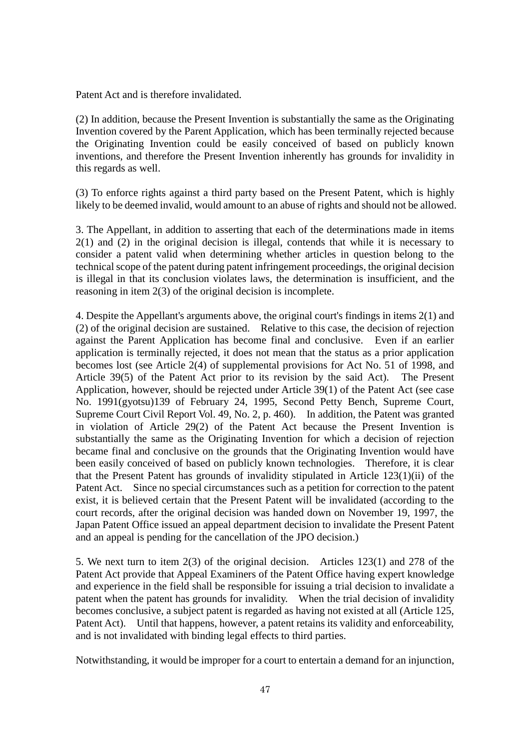Patent Act and is therefore invalidated.

(2) In addition, because the Present Invention is substantially the same as the Originating Invention covered by the Parent Application, which has been terminally rejected because the Originating Invention could be easily conceived of based on publicly known inventions, and therefore the Present Invention inherently has grounds for invalidity in this regards as well.

(3) To enforce rights against a third party based on the Present Patent, which is highly likely to be deemed invalid, would amount to an abuse of rights and should not be allowed.

3. The Appellant, in addition to asserting that each of the determinations made in items 2(1) and (2) in the original decision is illegal, contends that while it is necessary to consider a patent valid when determining whether articles in question belong to the technical scope of the patent during patent infringement proceedings, the original decision is illegal in that its conclusion violates laws, the determination is insufficient, and the reasoning in item 2(3) of the original decision is incomplete.

4. Despite the Appellant's arguments above, the original court's findings in items 2(1) and (2) of the original decision are sustained. Relative to this case, the decision of rejection against the Parent Application has become final and conclusive. Even if an earlier application is terminally rejected, it does not mean that the status as a prior application becomes lost (see Article 2(4) of supplemental provisions for Act No. 51 of 1998, and Article 39(5) of the Patent Act prior to its revision by the said Act). The Present Application, however, should be rejected under Article 39(1) of the Patent Act (see case No. 1991(gyotsu)139 of February 24, 1995, Second Petty Bench, Supreme Court, Supreme Court Civil Report Vol. 49, No. 2, p. 460). In addition, the Patent was granted in violation of Article 29(2) of the Patent Act because the Present Invention is substantially the same as the Originating Invention for which a decision of rejection became final and conclusive on the grounds that the Originating Invention would have been easily conceived of based on publicly known technologies. Therefore, it is clear that the Present Patent has grounds of invalidity stipulated in Article 123(1)(ii) of the Patent Act. Since no special circumstances such as a petition for correction to the patent exist, it is believed certain that the Present Patent will be invalidated (according to the court records, after the original decision was handed down on November 19, 1997, the Japan Patent Office issued an appeal department decision to invalidate the Present Patent and an appeal is pending for the cancellation of the JPO decision.)

5. We next turn to item 2(3) of the original decision. Articles 123(1) and 278 of the Patent Act provide that Appeal Examiners of the Patent Office having expert knowledge and experience in the field shall be responsible for issuing a trial decision to invalidate a patent when the patent has grounds for invalidity. When the trial decision of invalidity becomes conclusive, a subject patent is regarded as having not existed at all (Article 125, Patent Act). Until that happens, however, a patent retains its validity and enforceability, and is not invalidated with binding legal effects to third parties.

Notwithstanding, it would be improper for a court to entertain a demand for an injunction,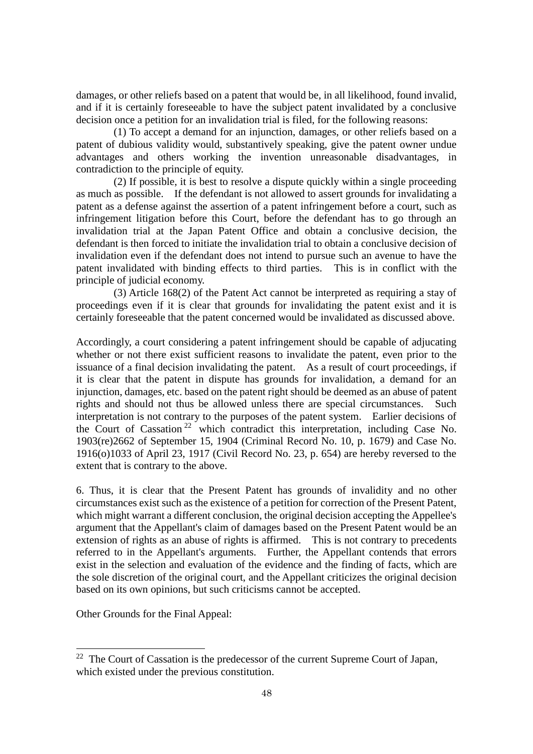damages, or other reliefs based on a patent that would be, in all likelihood, found invalid, and if it is certainly foreseeable to have the subject patent invalidated by a conclusive decision once a petition for an invalidation trial is filed, for the following reasons:

(1) To accept a demand for an injunction, damages, or other reliefs based on a patent of dubious validity would, substantively speaking, give the patent owner undue advantages and others working the invention unreasonable disadvantages, in contradiction to the principle of equity.

(2) If possible, it is best to resolve a dispute quickly within a single proceeding as much as possible. If the defendant is not allowed to assert grounds for invalidating a patent as a defense against the assertion of a patent infringement before a court, such as infringement litigation before this Court, before the defendant has to go through an invalidation trial at the Japan Patent Office and obtain a conclusive decision, the defendant is then forced to initiate the invalidation trial to obtain a conclusive decision of invalidation even if the defendant does not intend to pursue such an avenue to have the patent invalidated with binding effects to third parties. This is in conflict with the principle of judicial economy.

(3) Article 168(2) of the Patent Act cannot be interpreted as requiring a stay of proceedings even if it is clear that grounds for invalidating the patent exist and it is certainly foreseeable that the patent concerned would be invalidated as discussed above.

Accordingly, a court considering a patent infringement should be capable of adjucating whether or not there exist sufficient reasons to invalidate the patent, even prior to the issuance of a final decision invalidating the patent. As a result of court proceedings, if it is clear that the patent in dispute has grounds for invalidation, a demand for an injunction, damages, etc. based on the patent right should be deemed as an abuse of patent rights and should not thus be allowed unless there are special circumstances. Such interpretation is not contrary to the purposes of the patent system. Earlier decisions of the Court of Cassation[22] which contradict this interpretation, including Case No. 1903(re)2662 of September 15, 1904 (Criminal Record No. 10, p. 1679) and Case No. 1916(o)1033 of April 23, 1917 (Civil Record No. 23, p. 654) are hereby reversed to the extent that is contrary to the above.

6. Thus, it is clear that the Present Patent has grounds of invalidity and no other circumstances exist such as the existence of a petition for correction of the Present Patent, which might warrant a different conclusion, the original decision accepting the Appellee's argument that the Appellant's claim of damages based on the Present Patent would be an extension of rights as an abuse of rights is affirmed. This is not contrary to precedents referred to in the Appellant's arguments. Further, the Appellant contends that errors exist in the selection and evaluation of the evidence and the finding of facts, which are the sole discretion of the original court, and the Appellant criticizes the original decision based on its own opinions, but such criticisms cannot be accepted.

Other Grounds for the Final Appeal:

[22] The Court of Cassation is the predecessor of the current Supreme Court of Japan, which existed under the previous constitution.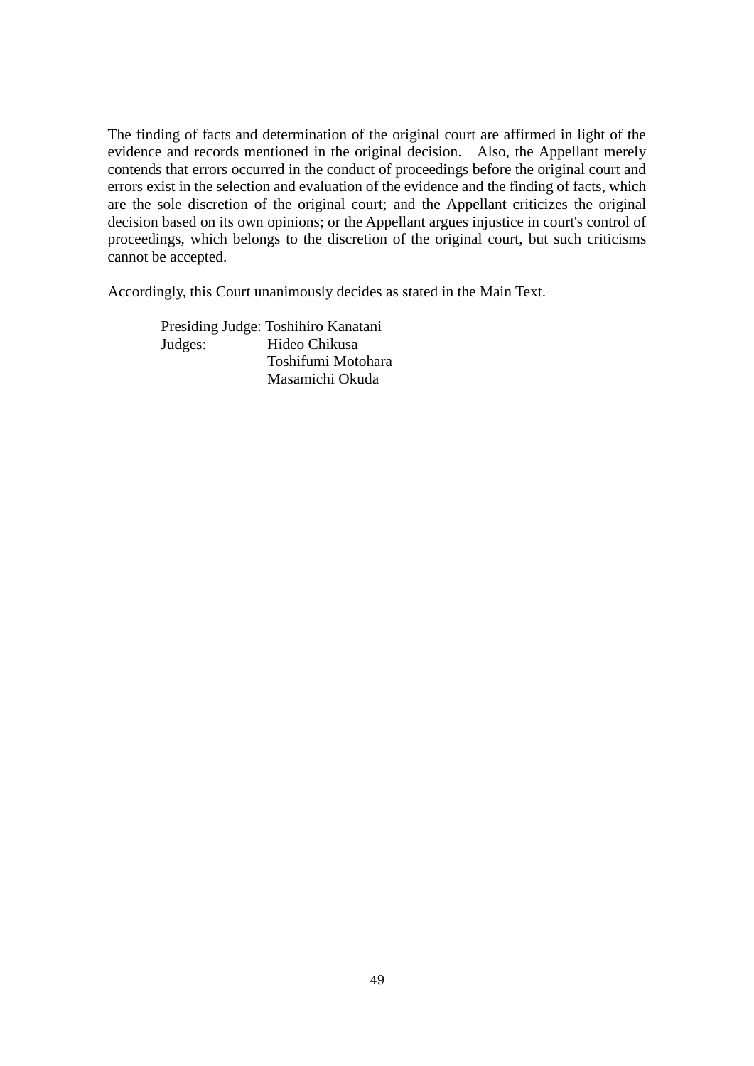The finding of facts and determination of the original court are affirmed in light of the evidence and records mentioned in the original decision. Also, the Appellant merely contends that errors occurred in the conduct of proceedings before the original court and errors exist in the selection and evaluation of the evidence and the finding of facts, which are the sole discretion of the original court; and the Appellant criticizes the original decision based on its own opinions; or the Appellant argues injustice in court's control of proceedings, which belongs to the discretion of the original court, but such criticisms cannot be accepted.

Accordingly, this Court unanimously decides as stated in the Main Text.

Presiding Judge: Toshihiro Kanatani
Judges: Hideo Chikusa
Toshifumi Motohara
Masamichi Okuda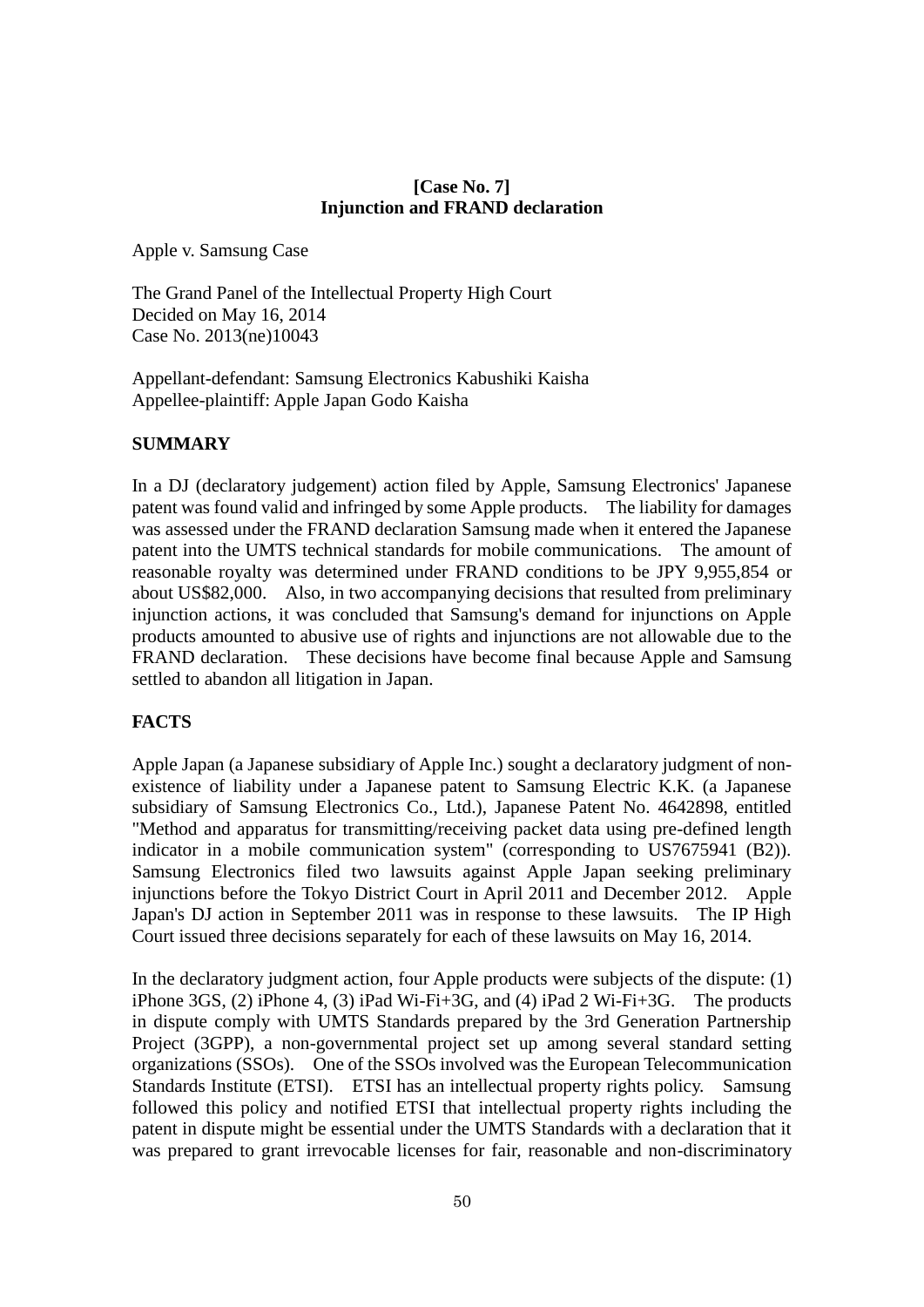**[Case No. 7]**
**Injunction and FRAND declaration**

Apple v. Samsung Case

The Grand Panel of the Intellectual Property High Court
Decided on May 16, 2014
Case No. 2013(ne)10043

Appellant-defendant: Samsung Electronics Kabushiki Kaisha
Appellee-plaintiff: Apple Japan Godo Kaisha

## SUMMARY

In a DJ (declaratory judgement) action filed by Apple, Samsung Electronics' Japanese patent was found valid and infringed by some Apple products. The liability for damages was assessed under the FRAND declaration Samsung made when it entered the Japanese patent into the UMTS technical standards for mobile communications. The amount of reasonable royalty was determined under FRAND conditions to be JPY 9,955,854 or about US$82,000. Also, in two accompanying decisions that resulted from preliminary injunction actions, it was concluded that Samsung's demand for injunctions on Apple products amounted to abusive use of rights and injunctions are not allowable due to the FRAND declaration. These decisions have become final because Apple and Samsung settled to abandon all litigation in Japan.

## FACTS

Apple Japan (a Japanese subsidiary of Apple Inc.) sought a declaratory judgment of non-existence of liability under a Japanese patent to Samsung Electric K.K. (a Japanese subsidiary of Samsung Electronics Co., Ltd.), Japanese Patent No. 4642898, entitled "Method and apparatus for transmitting/receiving packet data using pre-defined length indicator in a mobile communication system" (corresponding to US7675941 (B2)). Samsung Electronics filed two lawsuits against Apple Japan seeking preliminary injunctions before the Tokyo District Court in April 2011 and December 2012. Apple Japan's DJ action in September 2011 was in response to these lawsuits. The IP High Court issued three decisions separately for each of these lawsuits on May 16, 2014.

In the declaratory judgment action, four Apple products were subjects of the dispute: (1) iPhone 3GS, (2) iPhone 4, (3) iPad Wi-Fi+3G, and (4) iPad 2 Wi-Fi+3G. The products in dispute comply with UMTS Standards prepared by the 3rd Generation Partnership Project (3GPP), a non-governmental project set up among several standard setting organizations (SSOs). One of the SSOs involved was the European Telecommunication Standards Institute (ETSI). ETSI has an intellectual property rights policy. Samsung followed this policy and notified ETSI that intellectual property rights including the patent in dispute might be essential under the UMTS Standards with a declaration that it was prepared to grant irrevocable licenses for fair, reasonable and non-discriminatory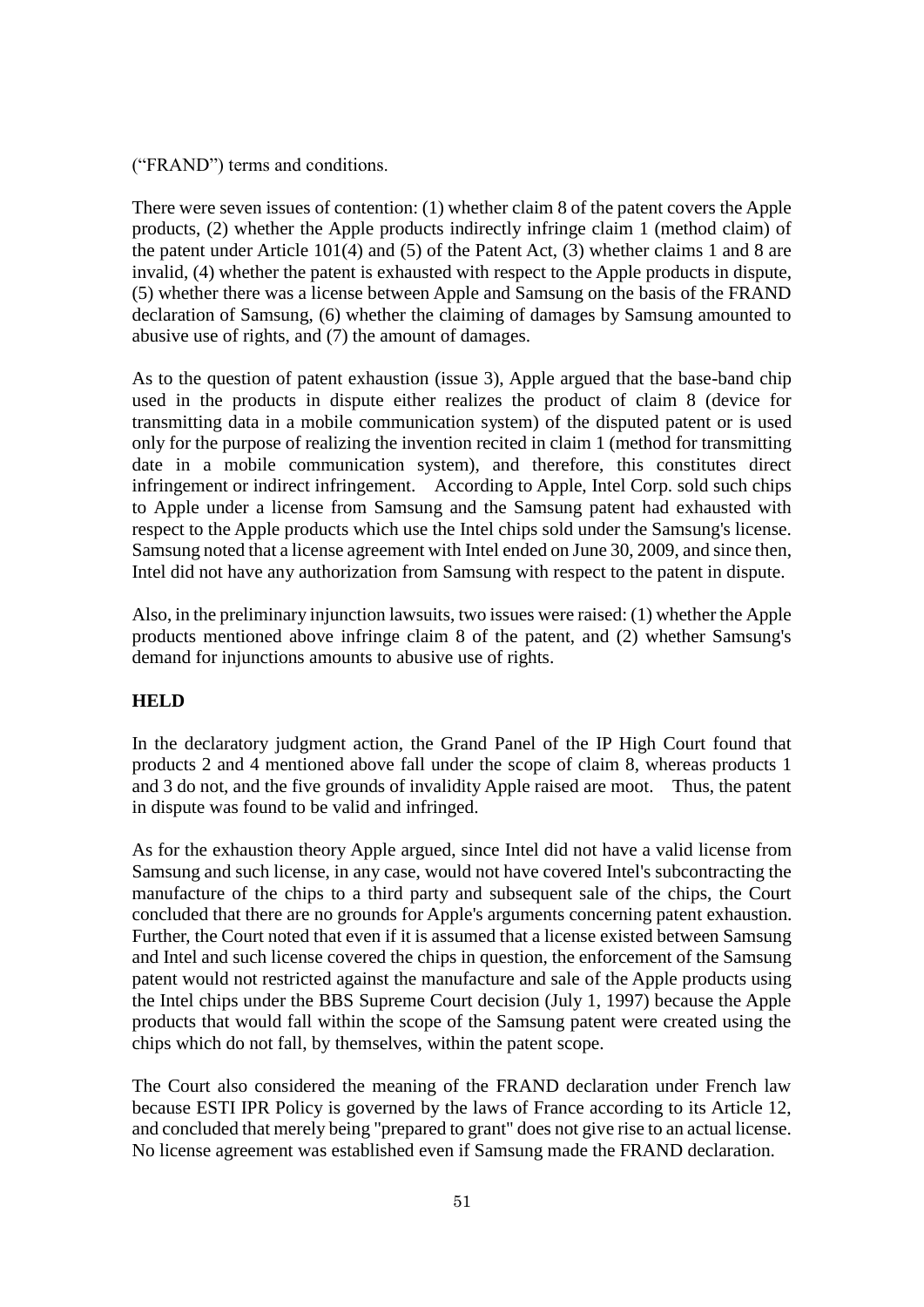("FRAND") terms and conditions.

There were seven issues of contention: (1) whether claim 8 of the patent covers the Apple products, (2) whether the Apple products indirectly infringe claim 1 (method claim) of the patent under Article 101(4) and (5) of the Patent Act, (3) whether claims 1 and 8 are invalid, (4) whether the patent is exhausted with respect to the Apple products in dispute, (5) whether there was a license between Apple and Samsung on the basis of the FRAND declaration of Samsung, (6) whether the claiming of damages by Samsung amounted to abusive use of rights, and (7) the amount of damages.

As to the question of patent exhaustion (issue 3), Apple argued that the base-band chip used in the products in dispute either realizes the product of claim 8 (device for transmitting data in a mobile communication system) of the disputed patent or is used only for the purpose of realizing the invention recited in claim 1 (method for transmitting date in a mobile communication system), and therefore, this constitutes direct infringement or indirect infringement. According to Apple, Intel Corp. sold such chips to Apple under a license from Samsung and the Samsung patent had exhausted with respect to the Apple products which use the Intel chips sold under the Samsung's license. Samsung noted that a license agreement with Intel ended on June 30, 2009, and since then, Intel did not have any authorization from Samsung with respect to the patent in dispute.

Also, in the preliminary injunction lawsuits, two issues were raised: (1) whether the Apple products mentioned above infringe claim 8 of the patent, and (2) whether Samsung's demand for injunctions amounts to abusive use of rights.

**HELD**

In the declaratory judgment action, the Grand Panel of the IP High Court found that products 2 and 4 mentioned above fall under the scope of claim 8, whereas products 1 and 3 do not, and the five grounds of invalidity Apple raised are moot. Thus, the patent in dispute was found to be valid and infringed.

As for the exhaustion theory Apple argued, since Intel did not have a valid license from Samsung and such license, in any case, would not have covered Intel's subcontracting the manufacture of the chips to a third party and subsequent sale of the chips, the Court concluded that there are no grounds for Apple's arguments concerning patent exhaustion. Further, the Court noted that even if it is assumed that a license existed between Samsung and Intel and such license covered the chips in question, the enforcement of the Samsung patent would not restricted against the manufacture and sale of the Apple products using the Intel chips under the BBS Supreme Court decision (July 1, 1997) because the Apple products that would fall within the scope of the Samsung patent were created using the chips which do not fall, by themselves, within the patent scope.

The Court also considered the meaning of the FRAND declaration under French law because ESTI IPR Policy is governed by the laws of France according to its Article 12, and concluded that merely being "prepared to grant" does not give rise to an actual license. No license agreement was established even if Samsung made the FRAND declaration.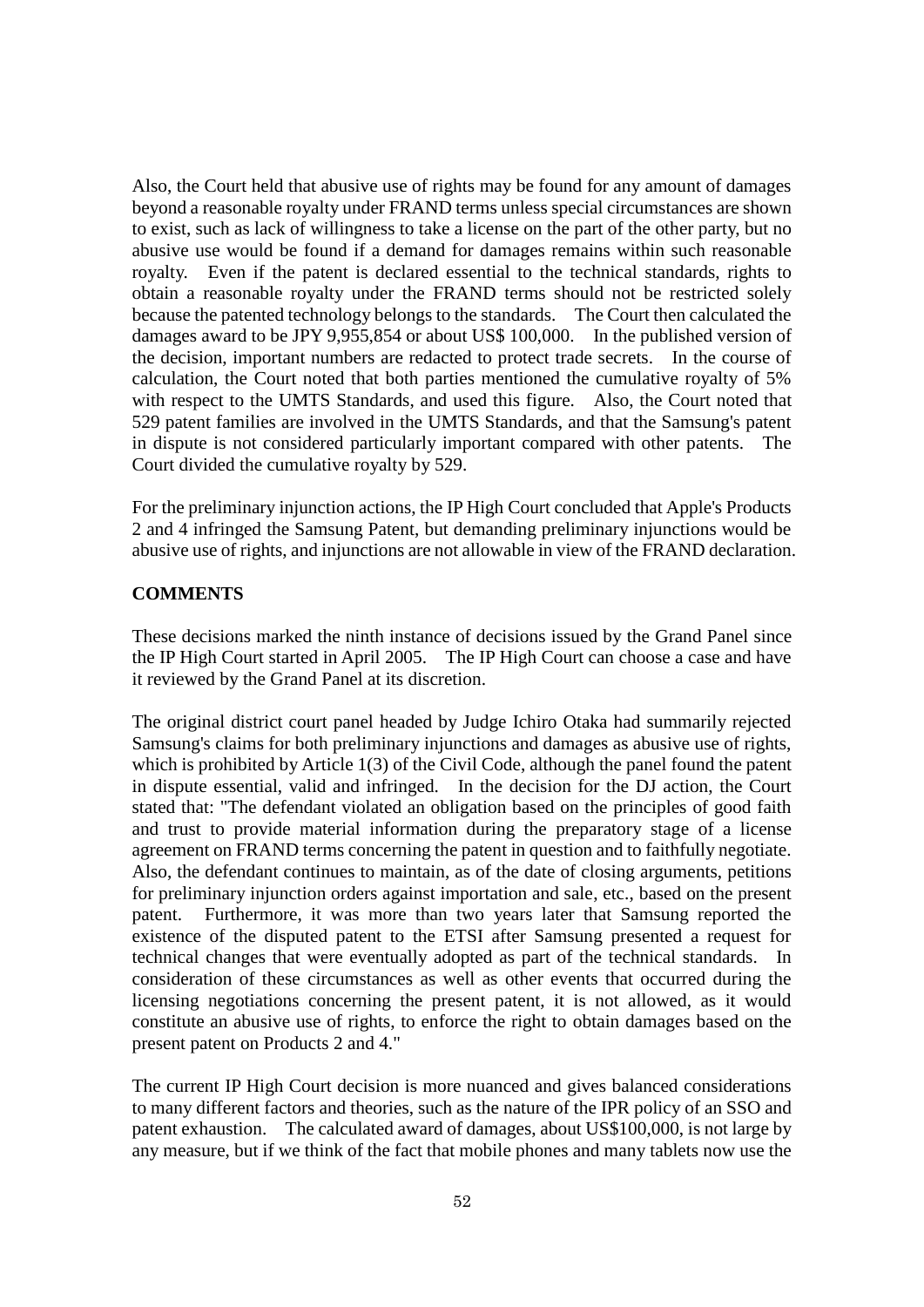Also, the Court held that abusive use of rights may be found for any amount of damages beyond a reasonable royalty under FRAND terms unless special circumstances are shown to exist, such as lack of willingness to take a license on the part of the other party, but no abusive use would be found if a demand for damages remains within such reasonable royalty. Even if the patent is declared essential to the technical standards, rights to obtain a reasonable royalty under the FRAND terms should not be restricted solely because the patented technology belongs to the standards. The Court then calculated the damages award to be JPY 9,955,854 or about US$ 100,000. In the published version of the decision, important numbers are redacted to protect trade secrets. In the course of calculation, the Court noted that both parties mentioned the cumulative royalty of 5% with respect to the UMTS Standards, and used this figure. Also, the Court noted that 529 patent families are involved in the UMTS Standards, and that the Samsung's patent in dispute is not considered particularly important compared with other patents. The Court divided the cumulative royalty by 529.

For the preliminary injunction actions, the IP High Court concluded that Apple's Products 2 and 4 infringed the Samsung Patent, but demanding preliminary injunctions would be abusive use of rights, and injunctions are not allowable in view of the FRAND declaration.

**COMMENTS**

These decisions marked the ninth instance of decisions issued by the Grand Panel since the IP High Court started in April 2005. The IP High Court can choose a case and have it reviewed by the Grand Panel at its discretion.

The original district court panel headed by Judge Ichiro Otaka had summarily rejected Samsung's claims for both preliminary injunctions and damages as abusive use of rights, which is prohibited by Article 1(3) of the Civil Code, although the panel found the patent in dispute essential, valid and infringed. In the decision for the DJ action, the Court stated that: "The defendant violated an obligation based on the principles of good faith and trust to provide material information during the preparatory stage of a license agreement on FRAND terms concerning the patent in question and to faithfully negotiate. Also, the defendant continues to maintain, as of the date of closing arguments, petitions for preliminary injunction orders against importation and sale, etc., based on the present patent. Furthermore, it was more than two years later that Samsung reported the existence of the disputed patent to the ETSI after Samsung presented a request for technical changes that were eventually adopted as part of the technical standards. In consideration of these circumstances as well as other events that occurred during the licensing negotiations concerning the present patent, it is not allowed, as it would constitute an abusive use of rights, to enforce the right to obtain damages based on the present patent on Products 2 and 4."

The current IP High Court decision is more nuanced and gives balanced considerations to many different factors and theories, such as the nature of the IPR policy of an SSO and patent exhaustion. The calculated award of damages, about US$100,000, is not large by any measure, but if we think of the fact that mobile phones and many tablets now use the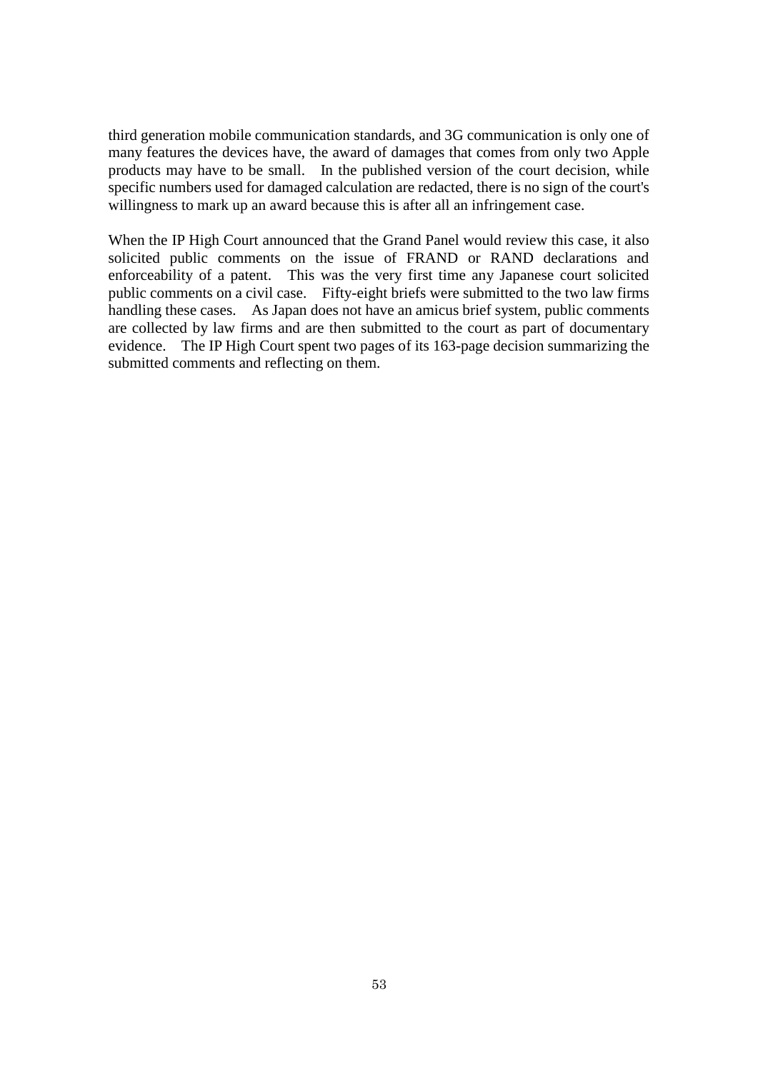third generation mobile communication standards, and 3G communication is only one of many features the devices have, the award of damages that comes from only two Apple products may have to be small. In the published version of the court decision, while specific numbers used for damaged calculation are redacted, there is no sign of the court's willingness to mark up an award because this is after all an infringement case.

When the IP High Court announced that the Grand Panel would review this case, it also solicited public comments on the issue of FRAND or RAND declarations and enforceability of a patent. This was the very first time any Japanese court solicited public comments on a civil case. Fifty-eight briefs were submitted to the two law firms handling these cases. As Japan does not have an amicus brief system, public comments are collected by law firms and are then submitted to the court as part of documentary evidence. The IP High Court spent two pages of its 163-page decision summarizing the submitted comments and reflecting on them.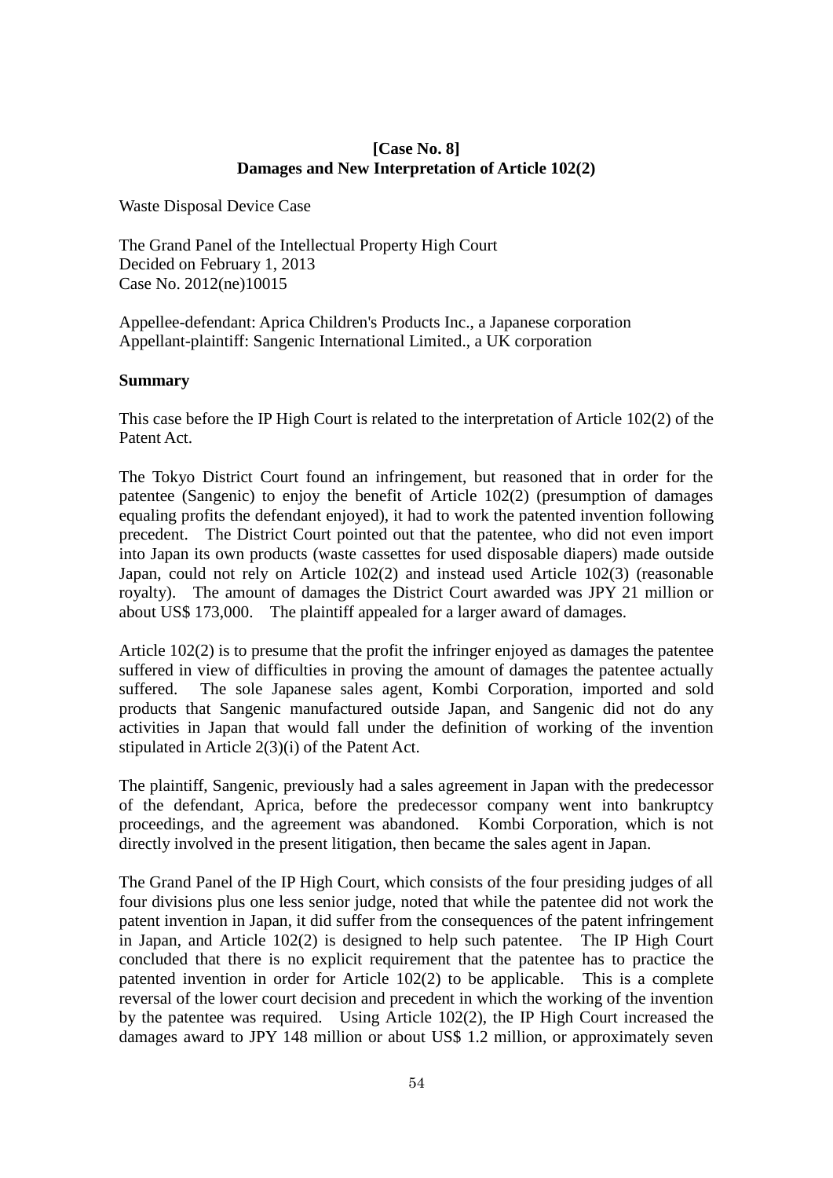**[Case No. 8]**
**Damages and New Interpretation of Article 102(2)**

Waste Disposal Device Case

The Grand Panel of the Intellectual Property High Court
Decided on February 1, 2013
Case No. 2012(ne)10015

Appellee-defendant: Aprica Children's Products Inc., a Japanese corporation
Appellant-plaintiff: Sangenic International Limited., a UK corporation

**Summary**

This case before the IP High Court is related to the interpretation of Article 102(2) of the Patent Act.

The Tokyo District Court found an infringement, but reasoned that in order for the patentee (Sangenic) to enjoy the benefit of Article 102(2) (presumption of damages equaling profits the defendant enjoyed), it had to work the patented invention following precedent. The District Court pointed out that the patentee, who did not even import into Japan its own products (waste cassettes for used disposable diapers) made outside Japan, could not rely on Article 102(2) and instead used Article 102(3) (reasonable royalty). The amount of damages the District Court awarded was JPY 21 million or about US$ 173,000. The plaintiff appealed for a larger award of damages.

Article 102(2) is to presume that the profit the infringer enjoyed as damages the patentee suffered in view of difficulties in proving the amount of damages the patentee actually suffered. The sole Japanese sales agent, Kombi Corporation, imported and sold products that Sangenic manufactured outside Japan, and Sangenic did not do any activities in Japan that would fall under the definition of working of the invention stipulated in Article 2(3)(i) of the Patent Act.

The plaintiff, Sangenic, previously had a sales agreement in Japan with the predecessor of the defendant, Aprica, before the predecessor company went into bankruptcy proceedings, and the agreement was abandoned. Kombi Corporation, which is not directly involved in the present litigation, then became the sales agent in Japan.

The Grand Panel of the IP High Court, which consists of the four presiding judges of all four divisions plus one less senior judge, noted that while the patentee did not work the patent invention in Japan, it did suffer from the consequences of the patent infringement in Japan, and Article 102(2) is designed to help such patentee. The IP High Court concluded that there is no explicit requirement that the patentee has to practice the patented invention in order for Article 102(2) to be applicable. This is a complete reversal of the lower court decision and precedent in which the working of the invention by the patentee was required. Using Article 102(2), the IP High Court increased the damages award to JPY 148 million or about US$ 1.2 million, or approximately seven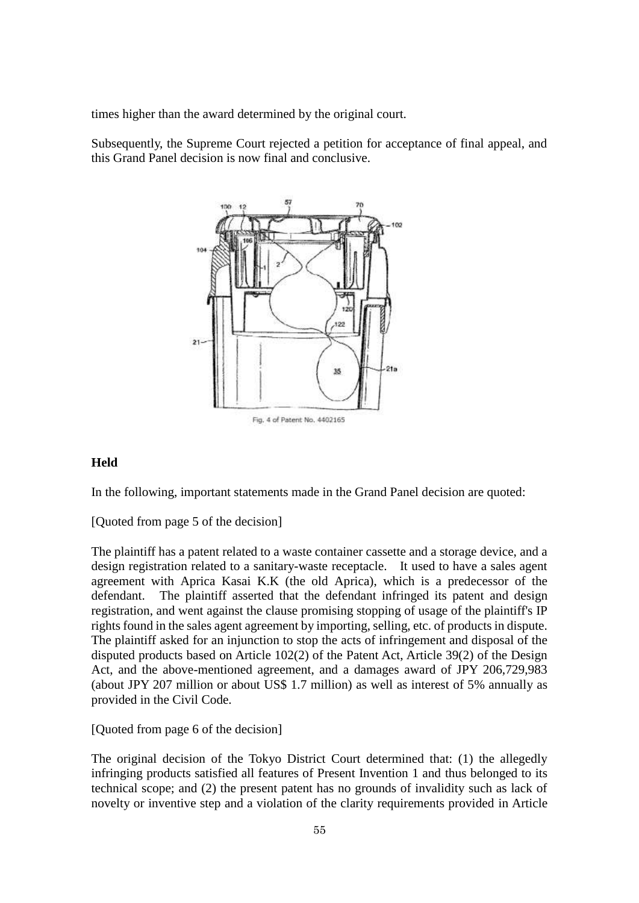times higher than the award determined by the original court.

Subsequently, the Supreme Court rejected a petition for acceptance of final appeal, and this Grand Panel decision is now final and conclusive.

Fig. 4 of Patent No. 4402165

**Held**

In the following, important statements made in the Grand Panel decision are quoted:

[Quoted from page 5 of the decision]

The plaintiff has a patent related to a waste container cassette and a storage device, and a design registration related to a sanitary-waste receptacle. It used to have a sales agent agreement with Aprica Kasai K.K (the old Aprica), which is a predecessor of the defendant. The plaintiff asserted that the defendant infringed its patent and design registration, and went against the clause promising stopping of usage of the plaintiff's IP rights found in the sales agent agreement by importing, selling, etc. of products in dispute. The plaintiff asked for an injunction to stop the acts of infringement and disposal of the disputed products based on Article 102(2) of the Patent Act, Article 39(2) of the Design Act, and the above-mentioned agreement, and a damages award of JPY 206,729,983 (about JPY 207 million or about US$ 1.7 million) as well as interest of 5% annually as provided in the Civil Code.

[Quoted from page 6 of the decision]

The original decision of the Tokyo District Court determined that: (1) the allegedly infringing products satisfied all features of Present Invention 1 and thus belonged to its technical scope; and (2) the present patent has no grounds of invalidity such as lack of novelty or inventive step and a violation of the clarity requirements provided in Article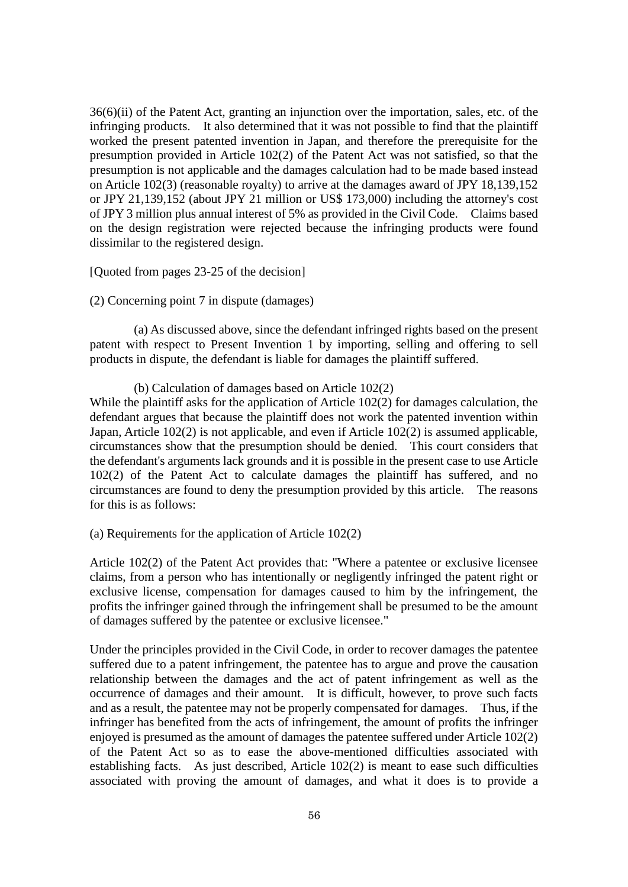36(6)(ii) of the Patent Act, granting an injunction over the importation, sales, etc. of the infringing products. It also determined that it was not possible to find that the plaintiff worked the present patented invention in Japan, and therefore the prerequisite for the presumption provided in Article 102(2) of the Patent Act was not satisfied, so that the presumption is not applicable and the damages calculation had to be made based instead on Article 102(3) (reasonable royalty) to arrive at the damages award of JPY 18,139,152 or JPY 21,139,152 (about JPY 21 million or US$ 173,000) including the attorney's cost of JPY 3 million plus annual interest of 5% as provided in the Civil Code. Claims based on the design registration were rejected because the infringing products were found dissimilar to the registered design.

[Quoted from pages 23-25 of the decision]

(2) Concerning point 7 in dispute (damages)

(a) As discussed above, since the defendant infringed rights based on the present patent with respect to Present Invention 1 by importing, selling and offering to sell products in dispute, the defendant is liable for damages the plaintiff suffered.

(b) Calculation of damages based on Article 102(2)

While the plaintiff asks for the application of Article 102(2) for damages calculation, the defendant argues that because the plaintiff does not work the patented invention within Japan, Article 102(2) is not applicable, and even if Article 102(2) is assumed applicable, circumstances show that the presumption should be denied. This court considers that the defendant's arguments lack grounds and it is possible in the present case to use Article 102(2) of the Patent Act to calculate damages the plaintiff has suffered, and no circumstances are found to deny the presumption provided by this article. The reasons for this is as follows:

(a) Requirements for the application of Article 102(2)

Article 102(2) of the Patent Act provides that: "Where a patentee or exclusive licensee claims, from a person who has intentionally or negligently infringed the patent right or exclusive license, compensation for damages caused to him by the infringement, the profits the infringer gained through the infringement shall be presumed to be the amount of damages suffered by the patentee or exclusive licensee."

Under the principles provided in the Civil Code, in order to recover damages the patentee suffered due to a patent infringement, the patentee has to argue and prove the causation relationship between the damages and the act of patent infringement as well as the occurrence of damages and their amount. It is difficult, however, to prove such facts and as a result, the patentee may not be properly compensated for damages. Thus, if the infringer has benefited from the acts of infringement, the amount of profits the infringer enjoyed is presumed as the amount of damages the patentee suffered under Article 102(2) of the Patent Act so as to ease the above-mentioned difficulties associated with establishing facts. As just described, Article 102(2) is meant to ease such difficulties associated with proving the amount of damages, and what it does is to provide a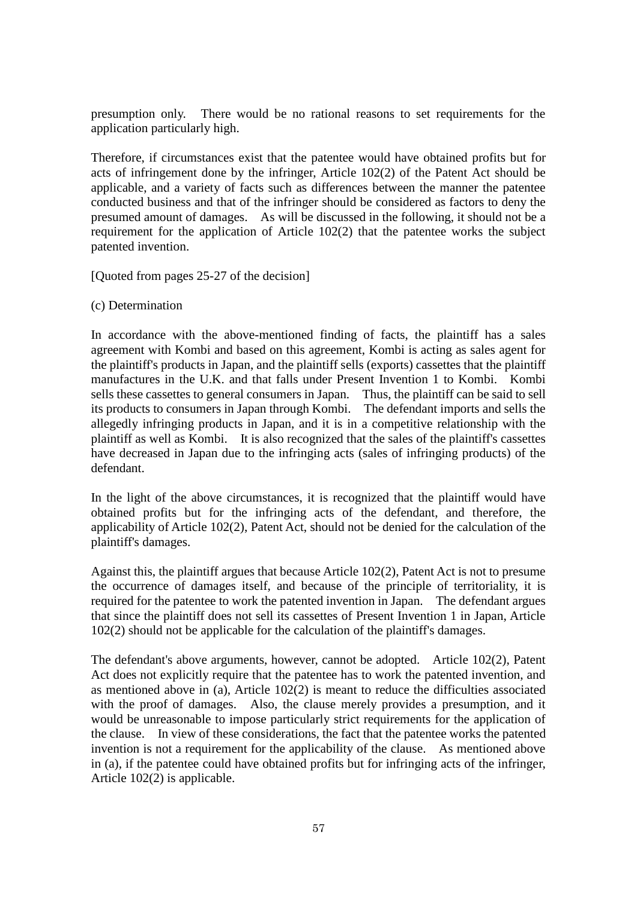presumption only. There would be no rational reasons to set requirements for the application particularly high.

Therefore, if circumstances exist that the patentee would have obtained profits but for acts of infringement done by the infringer, Article 102(2) of the Patent Act should be applicable, and a variety of facts such as differences between the manner the patentee conducted business and that of the infringer should be considered as factors to deny the presumed amount of damages. As will be discussed in the following, it should not be a requirement for the application of Article 102(2) that the patentee works the subject patented invention.

[Quoted from pages 25-27 of the decision]

(c) Determination

In accordance with the above-mentioned finding of facts, the plaintiff has a sales agreement with Kombi and based on this agreement, Kombi is acting as sales agent for the plaintiff's products in Japan, and the plaintiff sells (exports) cassettes that the plaintiff manufactures in the U.K. and that falls under Present Invention 1 to Kombi. Kombi sells these cassettes to general consumers in Japan. Thus, the plaintiff can be said to sell its products to consumers in Japan through Kombi. The defendant imports and sells the allegedly infringing products in Japan, and it is in a competitive relationship with the plaintiff as well as Kombi. It is also recognized that the sales of the plaintiff's cassettes have decreased in Japan due to the infringing acts (sales of infringing products) of the defendant.

In the light of the above circumstances, it is recognized that the plaintiff would have obtained profits but for the infringing acts of the defendant, and therefore, the applicability of Article 102(2), Patent Act, should not be denied for the calculation of the plaintiff's damages.

Against this, the plaintiff argues that because Article 102(2), Patent Act is not to presume the occurrence of damages itself, and because of the principle of territoriality, it is required for the patentee to work the patented invention in Japan. The defendant argues that since the plaintiff does not sell its cassettes of Present Invention 1 in Japan, Article 102(2) should not be applicable for the calculation of the plaintiff's damages.

The defendant's above arguments, however, cannot be adopted. Article 102(2), Patent Act does not explicitly require that the patentee has to work the patented invention, and as mentioned above in (a), Article 102(2) is meant to reduce the difficulties associated with the proof of damages. Also, the clause merely provides a presumption, and it would be unreasonable to impose particularly strict requirements for the application of the clause. In view of these considerations, the fact that the patentee works the patented invention is not a requirement for the applicability of the clause. As mentioned above in (a), if the patentee could have obtained profits but for infringing acts of the infringer, Article 102(2) is applicable.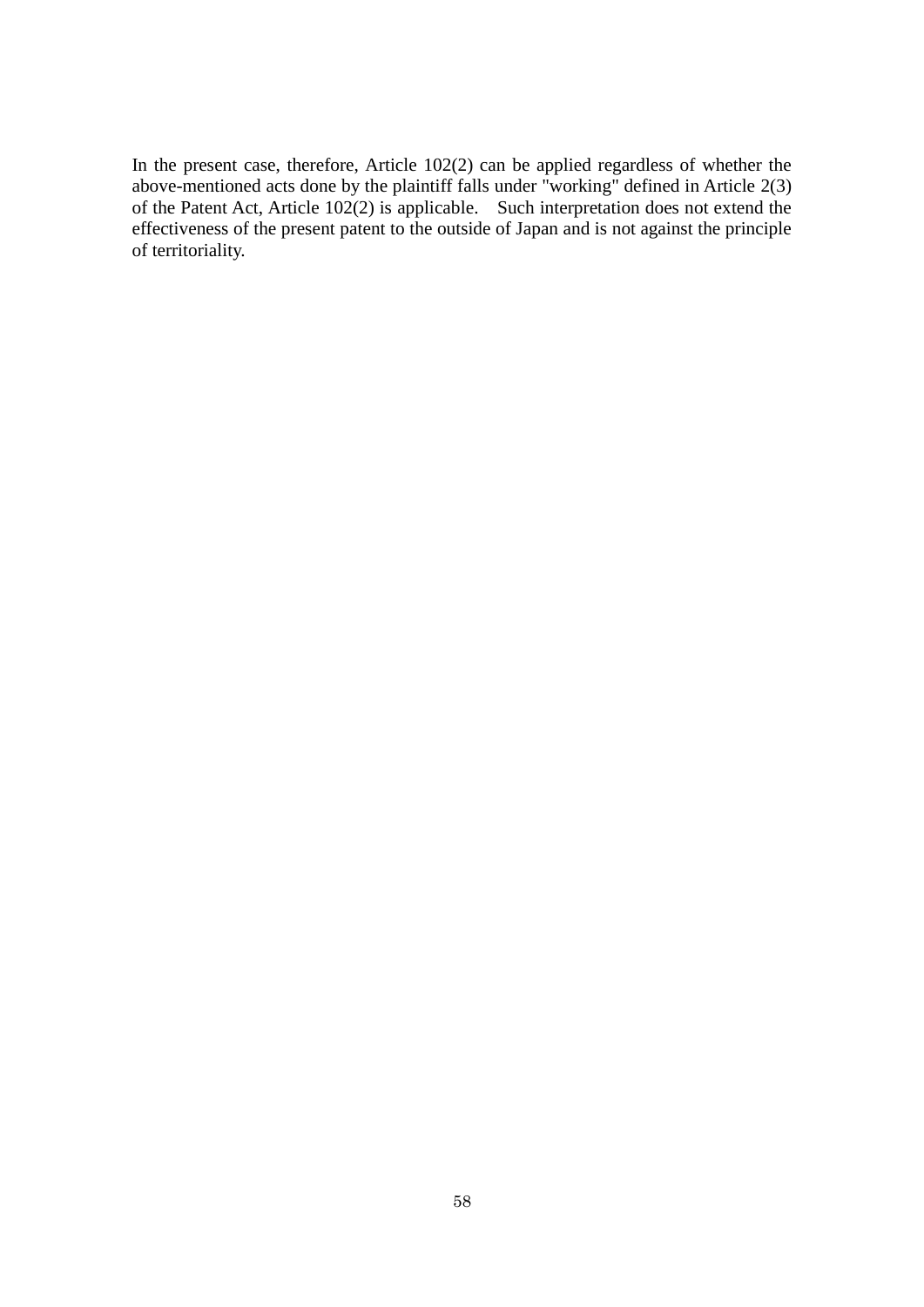In the present case, therefore, Article 102(2) can be applied regardless of whether the above-mentioned acts done by the plaintiff falls under "working" defined in Article 2(3) of the Patent Act, Article 102(2) is applicable. Such interpretation does not extend the effectiveness of the present patent to the outside of Japan and is not against the principle of territoriality.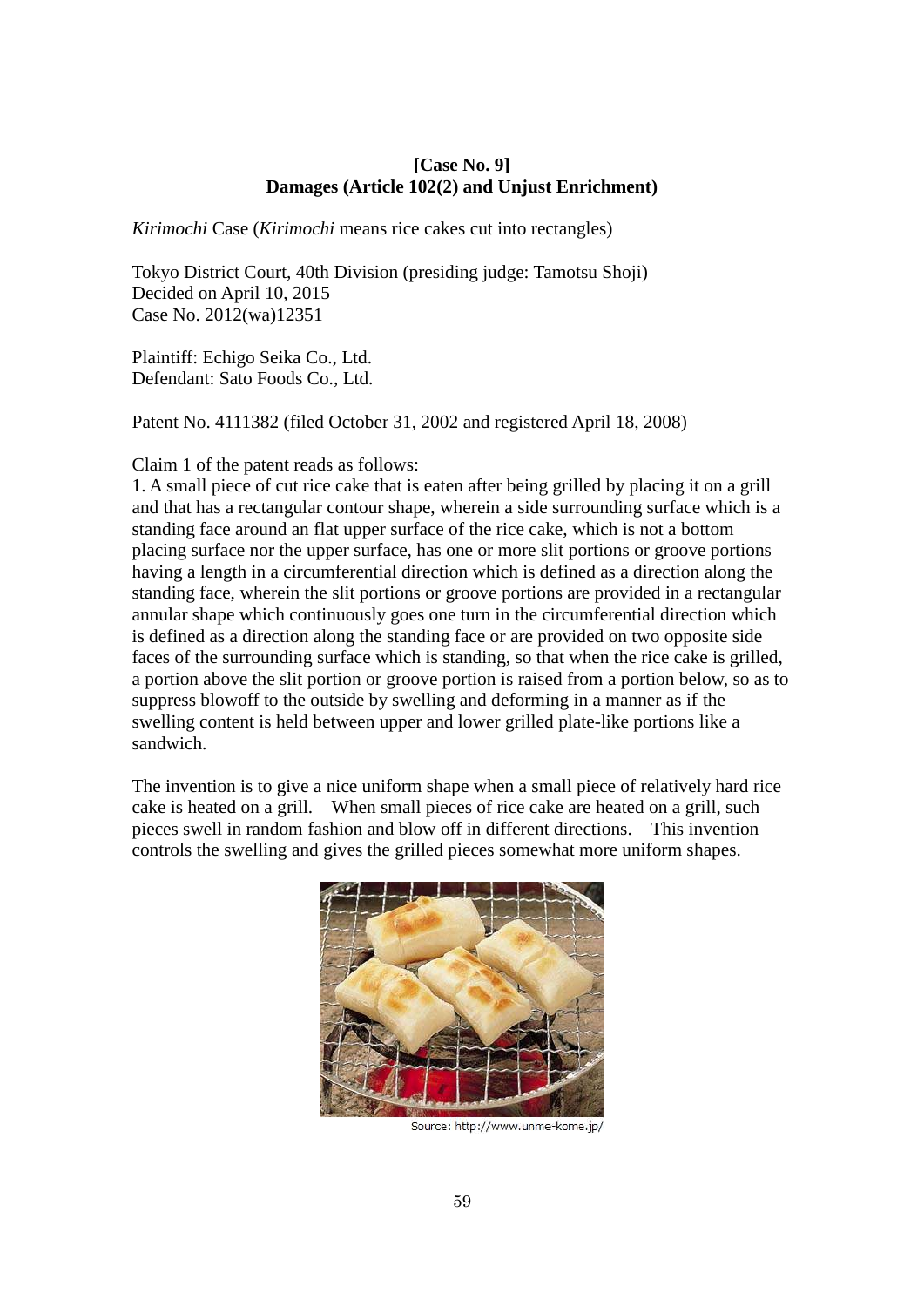**[Case No. 9]**
**Damages (Article 102(2) and Unjust Enrichment)**

*Kirimochi* Case (*Kirimochi* means rice cakes cut into rectangles)

Tokyo District Court, 40th Division (presiding judge: Tamotsu Shoji)
Decided on April 10, 2015
Case No. 2012(wa)12351

Plaintiff: Echigo Seika Co., Ltd.
Defendant: Sato Foods Co., Ltd.

Patent No. 4111382 (filed October 31, 2002 and registered April 18, 2008)

Claim 1 of the patent reads as follows:
1. A small piece of cut rice cake that is eaten after being grilled by placing it on a grill and that has a rectangular contour shape, wherein a side surrounding surface which is a standing face around an flat upper surface of the rice cake, which is not a bottom placing surface nor the upper surface, has one or more slit portions or groove portions having a length in a circumferential direction which is defined as a direction along the standing face, wherein the slit portions or groove portions are provided in a rectangular annular shape which continuously goes one turn in the circumferential direction which is defined as a direction along the standing face or are provided on two opposite side faces of the surrounding surface which is standing, so that when the rice cake is grilled, a portion above the slit portion or groove portion is raised from a portion below, so as to suppress blowoff to the outside by swelling and deforming in a manner as if the swelling content is held between upper and lower grilled plate-like portions like a sandwich.

The invention is to give a nice uniform shape when a small piece of relatively hard rice cake is heated on a grill. When small pieces of rice cake are heated on a grill, such pieces swell in random fashion and blow off in different directions. This invention controls the swelling and gives the grilled pieces somewhat more uniform shapes.

Source: http://www.unme-kome.jp/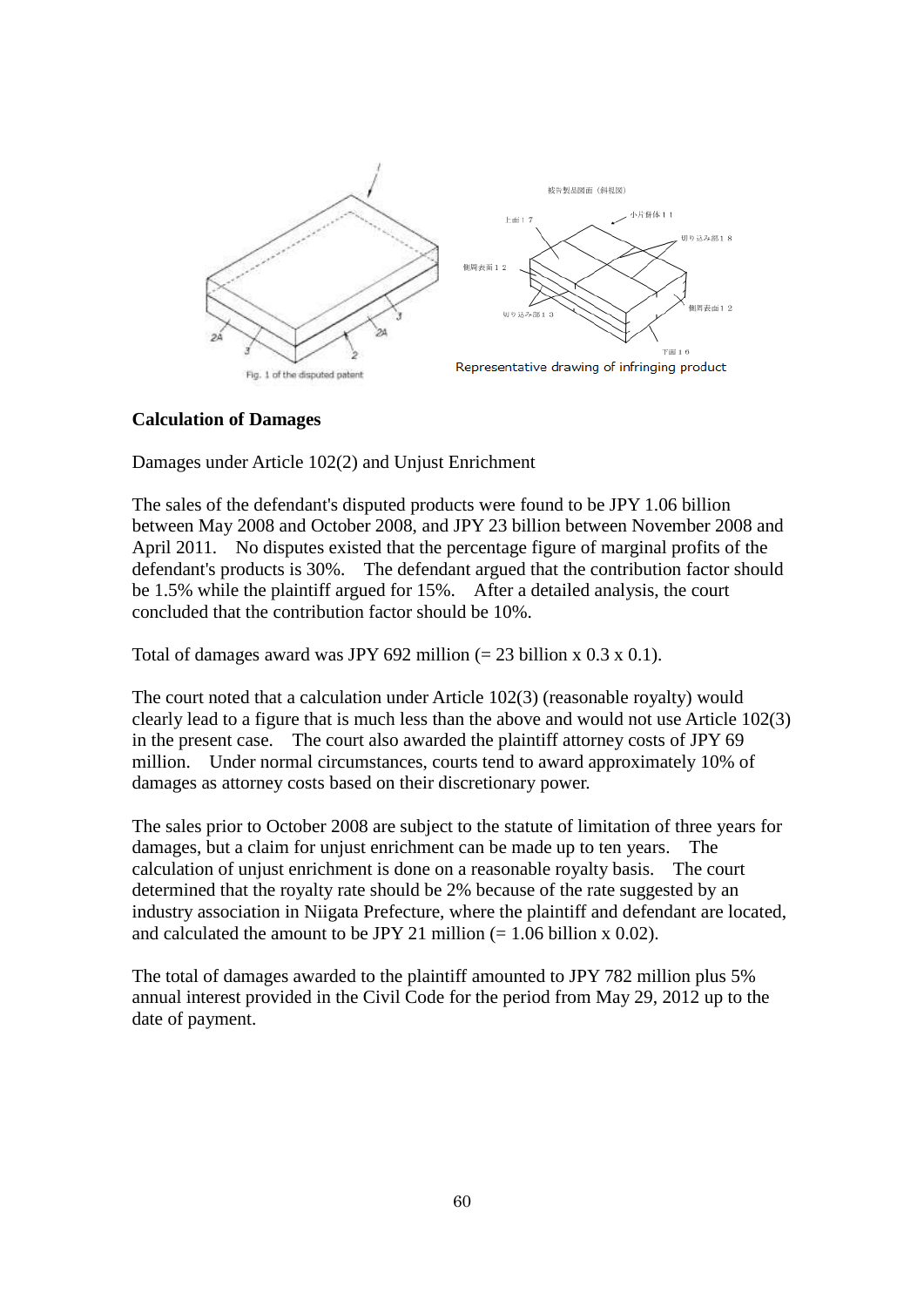Fig. 1 of the disputed patent

Representative drawing of infringing product

**Calculation of Damages**

Damages under Article 102(2) and Unjust Enrichment

The sales of the defendant's disputed products were found to be JPY 1.06 billion between May 2008 and October 2008, and JPY 23 billion between November 2008 and April 2011. No disputes existed that the percentage figure of marginal profits of the defendant's products is 30%. The defendant argued that the contribution factor should be 1.5% while the plaintiff argued for 15%. After a detailed analysis, the court concluded that the contribution factor should be 10%.

Total of damages award was JPY 692 million (= 23 billion x 0.3 x 0.1).

The court noted that a calculation under Article 102(3) (reasonable royalty) would clearly lead to a figure that is much less than the above and would not use Article 102(3) in the present case. The court also awarded the plaintiff attorney costs of JPY 69 million. Under normal circumstances, courts tend to award approximately 10% of damages as attorney costs based on their discretionary power.

The sales prior to October 2008 are subject to the statute of limitation of three years for damages, but a claim for unjust enrichment can be made up to ten years. The calculation of unjust enrichment is done on a reasonable royalty basis. The court determined that the royalty rate should be 2% because of the rate suggested by an industry association in Niigata Prefecture, where the plaintiff and defendant are located, and calculated the amount to be JPY 21 million (= 1.06 billion x 0.02).

The total of damages awarded to the plaintiff amounted to JPY 782 million plus 5% annual interest provided in the Civil Code for the period from May 29, 2012 up to the date of payment.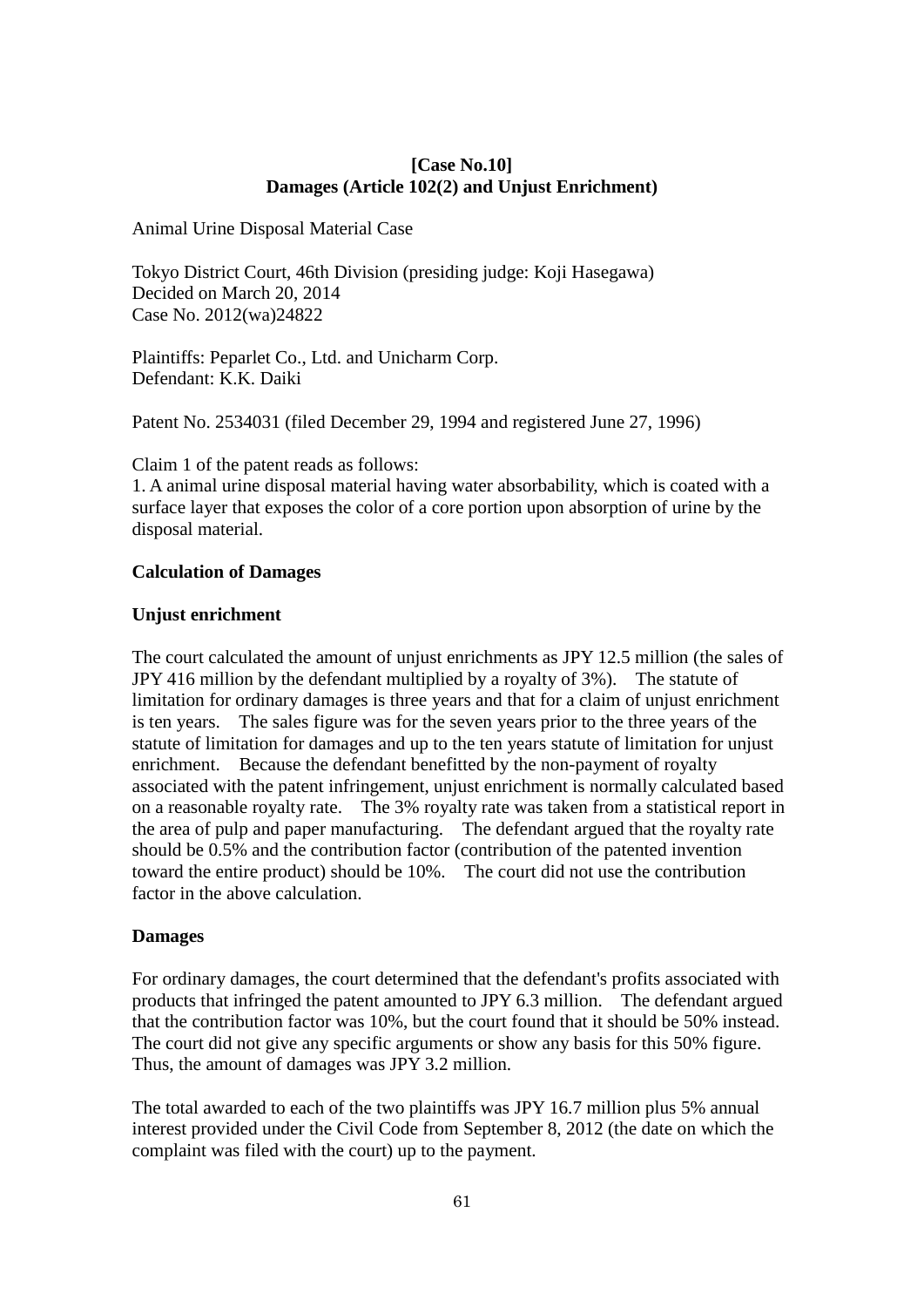**[Case No.10]**
**Damages (Article 102(2) and Unjust Enrichment)**

Animal Urine Disposal Material Case

Tokyo District Court, 46th Division (presiding judge: Koji Hasegawa)
Decided on March 20, 2014
Case No. 2012(wa)24822

Plaintiffs: Peparlet Co., Ltd. and Unicharm Corp.
Defendant: K.K. Daiki

Patent No. 2534031 (filed December 29, 1994 and registered June 27, 1996)

Claim 1 of the patent reads as follows:
1. A animal urine disposal material having water absorbability, which is coated with a surface layer that exposes the color of a core portion upon absorption of urine by the disposal material.

**Calculation of Damages**

**Unjust enrichment**

The court calculated the amount of unjust enrichments as JPY 12.5 million (the sales of JPY 416 million by the defendant multiplied by a royalty of 3%). The statute of limitation for ordinary damages is three years and that for a claim of unjust enrichment is ten years. The sales figure was for the seven years prior to the three years of the statute of limitation for damages and up to the ten years statute of limitation for unjust enrichment. Because the defendant benefitted by the non-payment of royalty associated with the patent infringement, unjust enrichment is normally calculated based on a reasonable royalty rate. The 3% royalty rate was taken from a statistical report in the area of pulp and paper manufacturing. The defendant argued that the royalty rate should be 0.5% and the contribution factor (contribution of the patented invention toward the entire product) should be 10%. The court did not use the contribution factor in the above calculation.

**Damages**

For ordinary damages, the court determined that the defendant's profits associated with products that infringed the patent amounted to JPY 6.3 million. The defendant argued that the contribution factor was 10%, but the court found that it should be 50% instead. The court did not give any specific arguments or show any basis for this 50% figure. Thus, the amount of damages was JPY 3.2 million.

The total awarded to each of the two plaintiffs was JPY 16.7 million plus 5% annual interest provided under the Civil Code from September 8, 2012 (the date on which the complaint was filed with the court) up to the payment.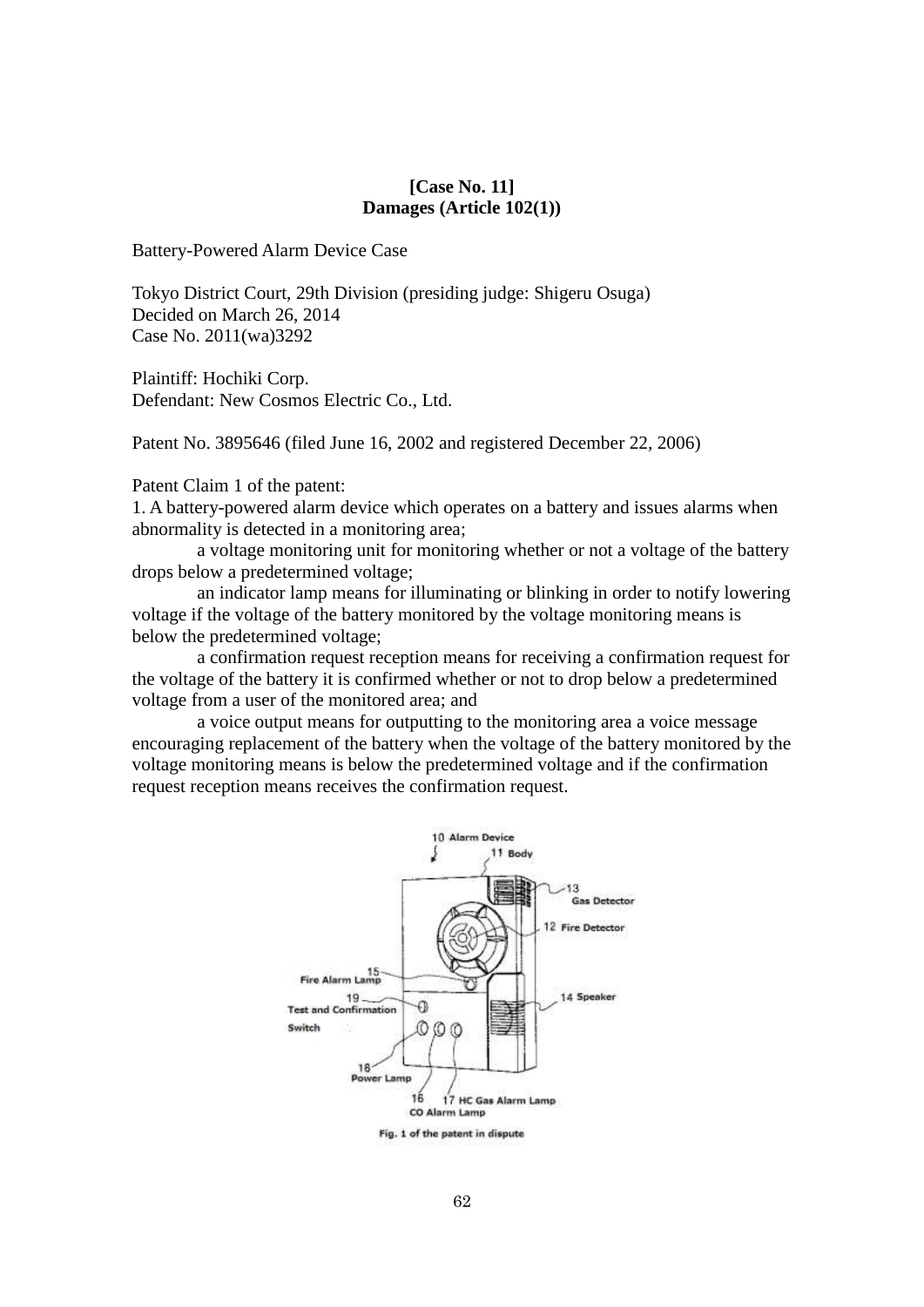**[Case No. 11]**
**Damages (Article 102(1))**

Battery-Powered Alarm Device Case

Tokyo District Court, 29th Division (presiding judge: Shigeru Osuga)
Decided on March 26, 2014
Case No. 2011(wa)3292

Plaintiff: Hochiki Corp.
Defendant: New Cosmos Electric Co., Ltd.

Patent No. 3895646 (filed June 16, 2002 and registered December 22, 2006)

Patent Claim 1 of the patent:

1. A battery-powered alarm device which operates on a battery and issues alarms when abnormality is detected in a monitoring area;

   a voltage monitoring unit for monitoring whether or not a voltage of the battery drops below a predetermined voltage;

   an indicator lamp means for illuminating or blinking in order to notify lowering voltage if the voltage of the battery monitored by the voltage monitoring means is below the predetermined voltage;

   a confirmation request reception means for receiving a confirmation request for the voltage of the battery it is confirmed whether or not to drop below a predetermined voltage from a user of the monitored area; and

   a voice output means for outputting to the monitoring area a voice message encouraging replacement of the battery when the voltage of the battery monitored by the voltage monitoring means is below the predetermined voltage and if the confirmation request reception means receives the confirmation request.

10 Alarm Device
11 Body
13 Gas Detector
12 Fire Detector
15 Fire Alarm Lamp
14 Speaker
19 Test and Confirmation Switch
18 Power Lamp
16 CO Alarm Lamp
17 HC Gas Alarm Lamp

Fig. 1 of the patent in dispute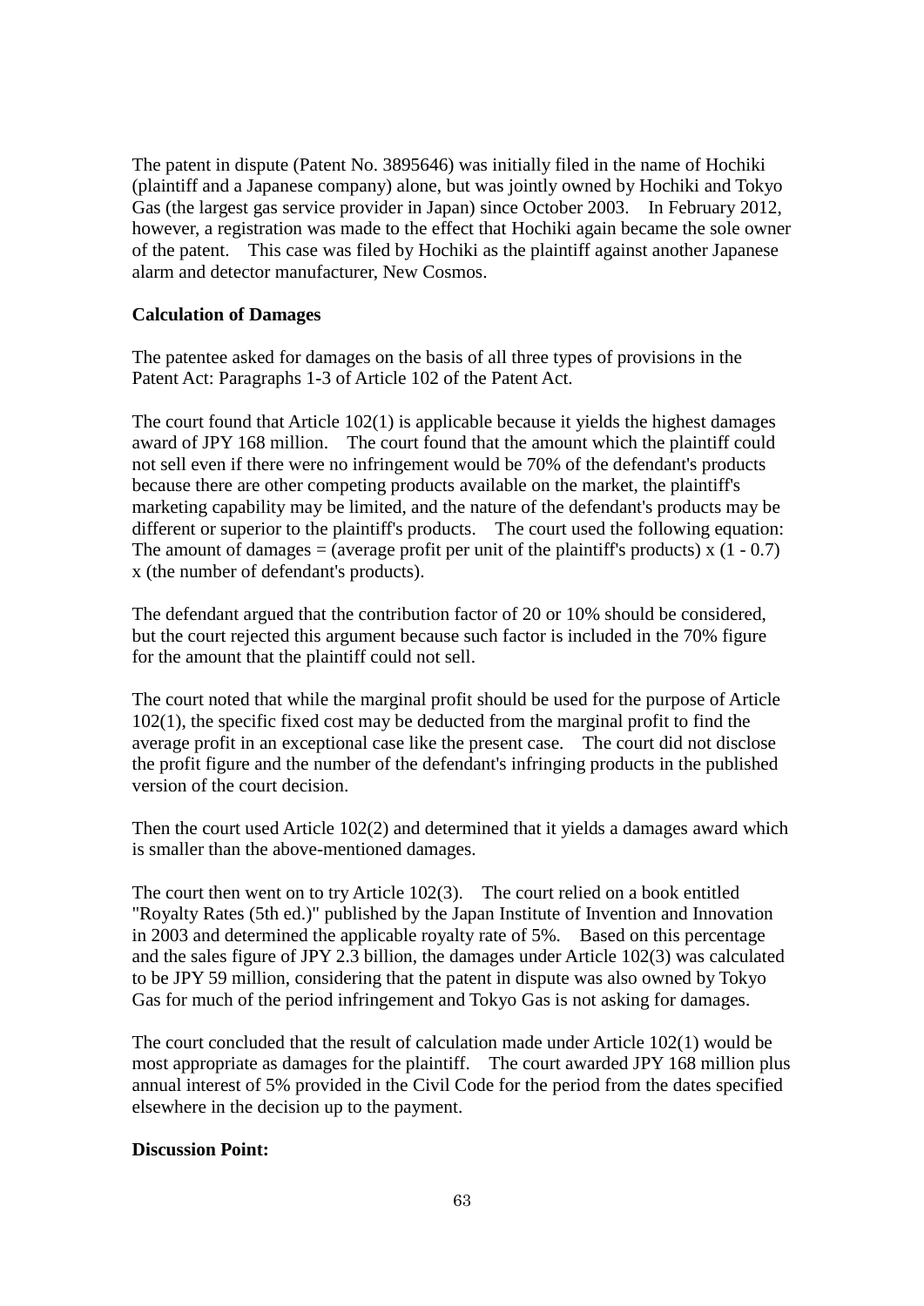The patent in dispute (Patent No. 3895646) was initially filed in the name of Hochiki (plaintiff and a Japanese company) alone, but was jointly owned by Hochiki and Tokyo Gas (the largest gas service provider in Japan) since October 2003. In February 2012, however, a registration was made to the effect that Hochiki again became the sole owner of the patent. This case was filed by Hochiki as the plaintiff against another Japanese alarm and detector manufacturer, New Cosmos.

**Calculation of Damages**

The patentee asked for damages on the basis of all three types of provisions in the Patent Act: Paragraphs 1-3 of Article 102 of the Patent Act.

The court found that Article 102(1) is applicable because it yields the highest damages award of JPY 168 million. The court found that the amount which the plaintiff could not sell even if there were no infringement would be 70% of the defendant's products because there are other competing products available on the market, the plaintiff's marketing capability may be limited, and the nature of the defendant's products may be different or superior to the plaintiff's products. The court used the following equation: The amount of damages = (average profit per unit of the plaintiff's products) x (1 - 0.7) x (the number of defendant's products).

The defendant argued that the contribution factor of 20 or 10% should be considered, but the court rejected this argument because such factor is included in the 70% figure for the amount that the plaintiff could not sell.

The court noted that while the marginal profit should be used for the purpose of Article 102(1), the specific fixed cost may be deducted from the marginal profit to find the average profit in an exceptional case like the present case. The court did not disclose the profit figure and the number of the defendant's infringing products in the published version of the court decision.

Then the court used Article 102(2) and determined that it yields a damages award which is smaller than the above-mentioned damages.

The court then went on to try Article 102(3). The court relied on a book entitled "Royalty Rates (5th ed.)" published by the Japan Institute of Invention and Innovation in 2003 and determined the applicable royalty rate of 5%. Based on this percentage and the sales figure of JPY 2.3 billion, the damages under Article 102(3) was calculated to be JPY 59 million, considering that the patent in dispute was also owned by Tokyo Gas for much of the period infringement and Tokyo Gas is not asking for damages.

The court concluded that the result of calculation made under Article 102(1) would be most appropriate as damages for the plaintiff. The court awarded JPY 168 million plus annual interest of 5% provided in the Civil Code for the period from the dates specified elsewhere in the decision up to the payment.

**Discussion Point:**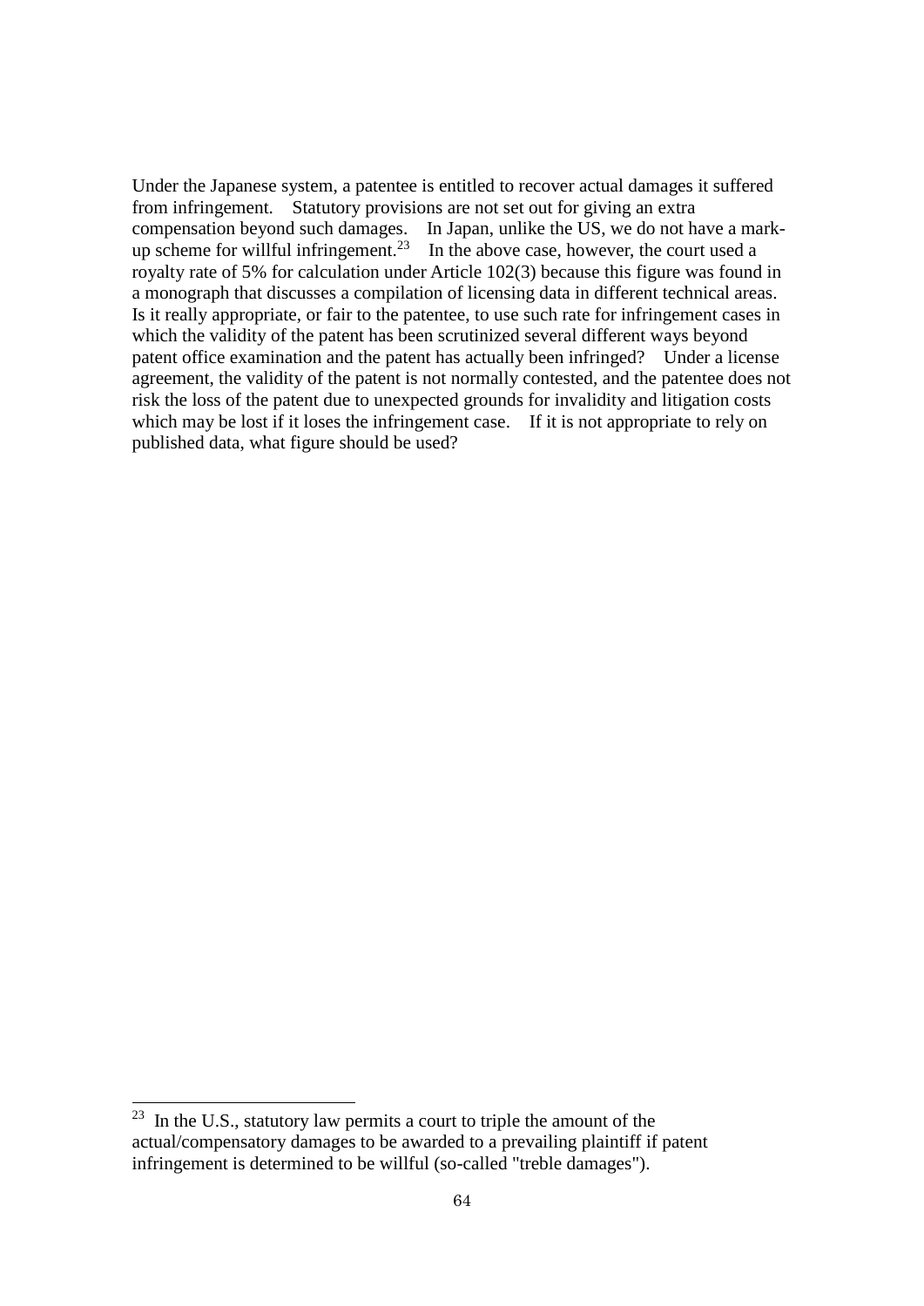Under the Japanese system, a patentee is entitled to recover actual damages it suffered from infringement. Statutory provisions are not set out for giving an extra compensation beyond such damages. In Japan, unlike the US, we do not have a mark-up scheme for willful infringement.[23] In the above case, however, the court used a royalty rate of 5% for calculation under Article 102(3) because this figure was found in a monograph that discusses a compilation of licensing data in different technical areas. Is it really appropriate, or fair to the patentee, to use such rate for infringement cases in which the validity of the patent has been scrutinized several different ways beyond patent office examination and the patent has actually been infringed? Under a license agreement, the validity of the patent is not normally contested, and the patentee does not risk the loss of the patent due to unexpected grounds for invalidity and litigation costs which may be lost if it loses the infringement case. If it is not appropriate to rely on published data, what figure should be used?

---

[23] In the U.S., statutory law permits a court to triple the amount of the actual/compensatory damages to be awarded to a prevailing plaintiff if patent infringement is determined to be willful (so-called "treble damages").